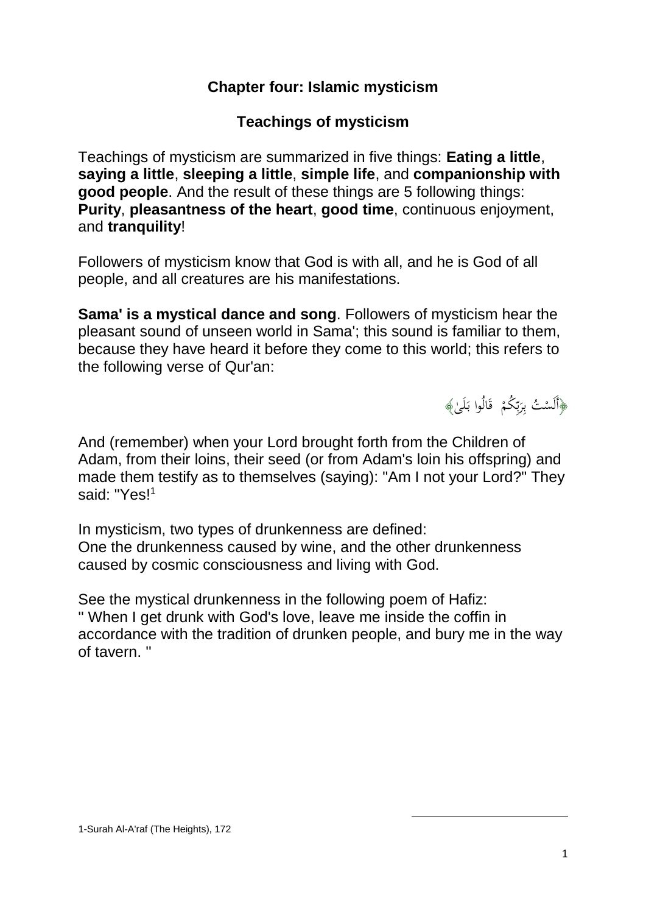# Chapter four: Islamic mysticism

## Teachings of mysticism

Teachings of mysticism are summarized in five things: **Eating a little**, **saying a little**, **sleeping a little**, **simple life**, and **companionship with good people**. And the result of these things are 5 following things: **Purity**, **pleasantness of the heart**, **good time**, continuous enjoyment, and **tranquility**!

Followers of mysticism know that God is with all, and he is God of all people, and all creatures are his manifestations.

**Sama' is a mystical dance and song**. Followers of mysticism hear the pleasant sound of unseen world in Sama'; this sound is familiar to them, because they have heard it before they come to this world; this refers to the following verse of Qur'an:

﴿أَلَسْتُ بِرَبِّكُمْ ۖ قَالُوا بَلَىٰ﴾

And (remember) when your Lord brought forth from the Children of Adam, from their loins, their seed (or from Adam's loin his offspring) and made them testify as to themselves (saying): "Am I not your Lord?" They said: "Yes![1]

In mysticism, two types of drunkenness are defined:
One the drunkenness caused by wine, and the other drunkenness caused by cosmic consciousness and living with God.

See the mystical drunkenness in the following poem of Hafiz:
" When I get drunk with God's love, leave me inside the coffin in accordance with the tradition of drunken people, and bury me in the way of tavern. "

---

1-Surah Al-A'raf (The Heights), 172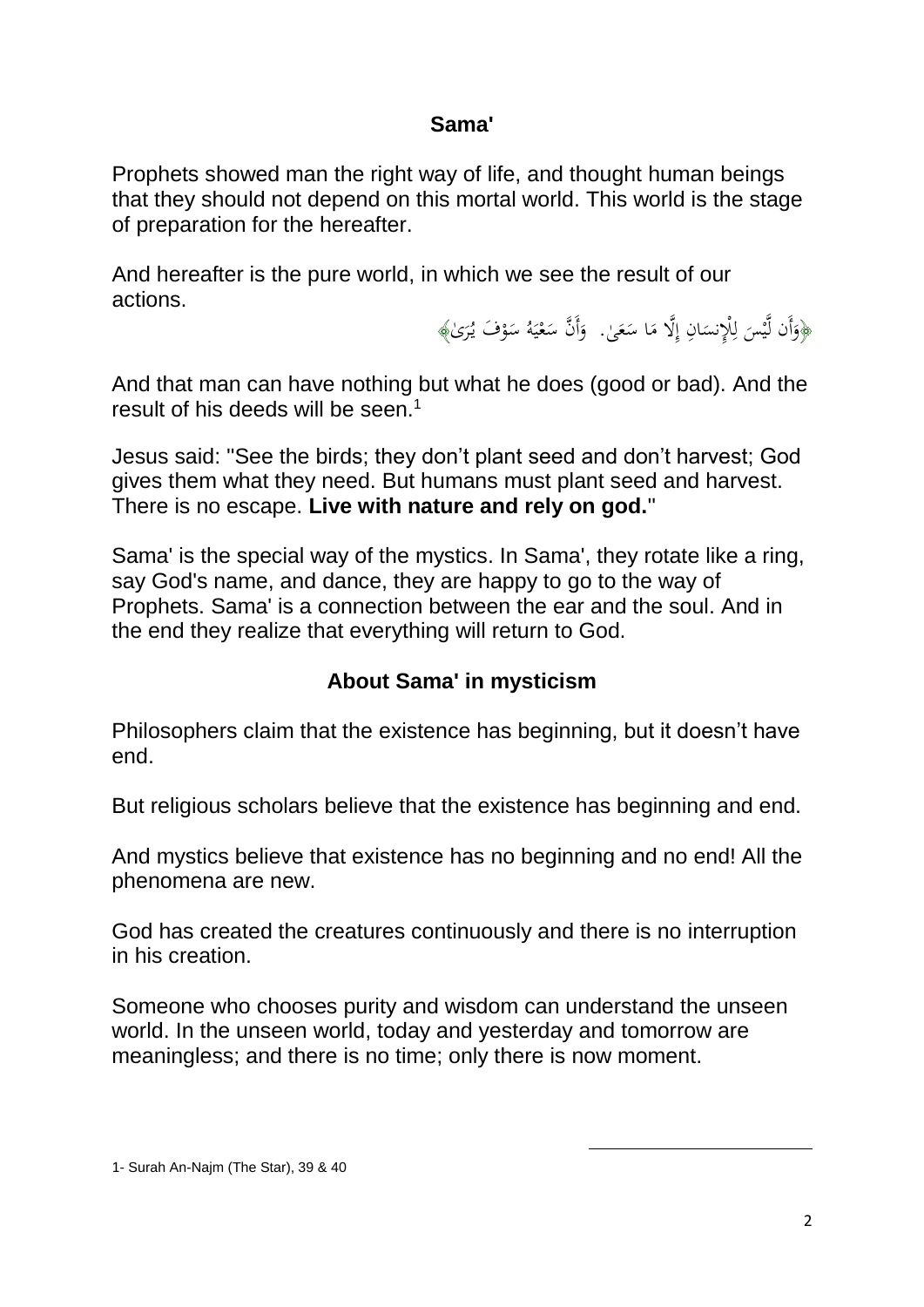## Sama'

Prophets showed man the right way of life, and thought human beings that they should not depend on this mortal world. This world is the stage of preparation for the hereafter.

And hereafter is the pure world, in which we see the result of our actions.

﴿وَأَن لَّيْسَ لِلْإِنسَانِ إِلَّا مَا سَعَىٰ. وَأَنَّ سَعْيَهُ سَوْفَ يُرَىٰ﴾

And that man can have nothing but what he does (good or bad). And the result of his deeds will be seen.[1]

Jesus said: "See the birds; they don't plant seed and don't harvest; God gives them what they need. But humans must plant seed and harvest. There is no escape. **Live with nature and rely on god.**"

Sama' is the special way of the mystics. In Sama', they rotate like a ring, say God's name, and dance, they are happy to go to the way of Prophets. Sama' is a connection between the ear and the soul. And in the end they realize that everything will return to God.

## About Sama' in mysticism

Philosophers claim that the existence has beginning, but it doesn't have end.

But religious scholars believe that the existence has beginning and end.

And mystics believe that existence has no beginning and no end! All the phenomena are new.

God has created the creatures continuously and there is no interruption in his creation.

Someone who chooses purity and wisdom can understand the unseen world. In the unseen world, today and yesterday and tomorrow are meaningless; and there is no time; only there is now moment.

---

1- Surah An-Najm (The Star), 39 & 40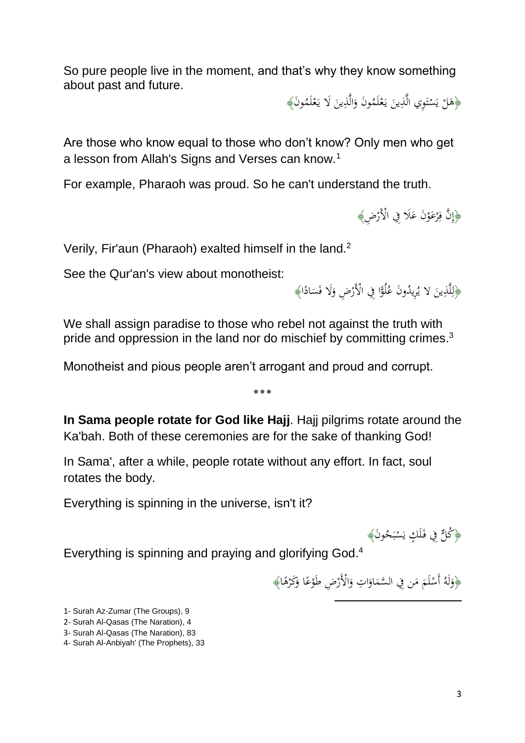So pure people live in the moment, and that's why they know something about past and future.

﴿هَلْ يَسْتَوِي الَّذِينَ يَعْلَمُونَ وَالَّذِينَ لَا يَعْلَمُونَ﴾

Are those who know equal to those who don't know? Only men who get a lesson from Allah's Signs and Verses can know.[1]

For example, Pharaoh was proud. So he can't understand the truth.

﴿إِنَّ فِرْعَوْنَ عَلَا فِي الْأَرْضِ﴾

Verily, Fir'aun (Pharaoh) exalted himself in the land.[2]

See the Qur'an's view about monotheist:

﴿لِلَّذِينَ لا يُرِيدُونَ عُلُوًّا فِي الْأَرْضِ وَلَا فَسَادًا﴾

We shall assign paradise to those who rebel not against the truth with pride and oppression in the land nor do mischief by committing crimes.[3]

Monotheist and pious people aren't arrogant and proud and corrupt.

***

**In Sama people rotate for God like Hajj**. Hajj pilgrims rotate around the Ka'bah. Both of these ceremonies are for the sake of thanking God!

In Sama', after a while, people rotate without any effort. In fact, soul rotates the body.

Everything is spinning in the universe, isn't it?

﴿كُلٌّ فِي فَلَكٍ يَسْبَحُونَ﴾

Everything is spinning and praying and glorifying God.[4]

﴿وَلَهُ أَسْلَمَ مَن فِي السَّمَاوَاتِ وَالْأَرْضِ طَوْعًا وَكَرْهًا﴾

1- Surah Az-Zumar (The Groups), 9
2- Surah Al-Qasas (The Naration), 4
3- Surah Al-Qasas (The Naration), 83
4- Surah Al-Anbiyah' (The Prophets), 33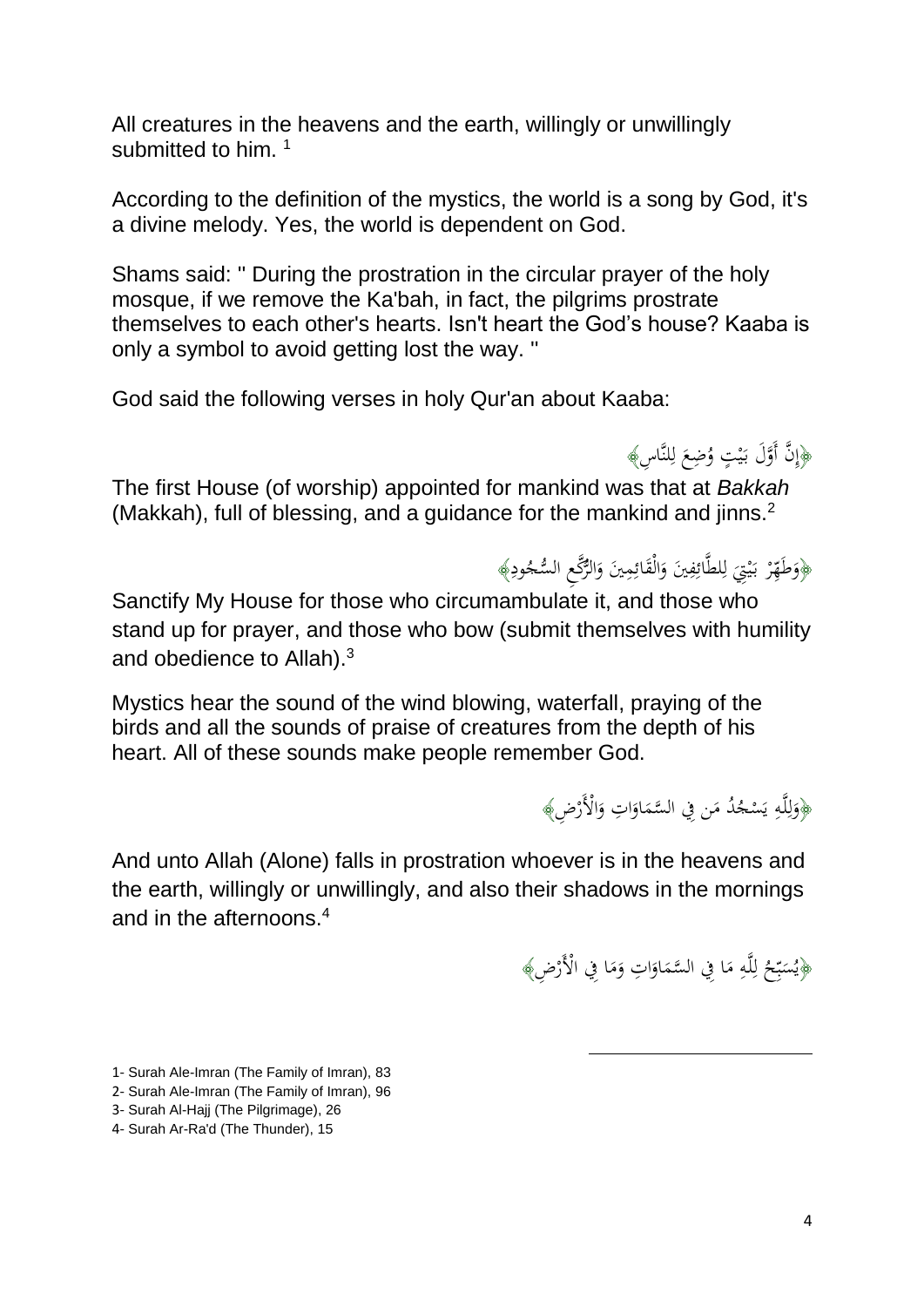All creatures in the heavens and the earth, willingly or unwillingly submitted to him. [1]

According to the definition of the mystics, the world is a song by God, it's a divine melody. Yes, the world is dependent on God.

Shams said: " During the prostration in the circular prayer of the holy mosque, if we remove the Ka'bah, in fact, the pilgrims prostrate themselves to each other's hearts. Isn't heart the God's house? Kaaba is only a symbol to avoid getting lost the way. "

God said the following verses in holy Qur'an about Kaaba:

﴿إِنَّ أَوَّلَ بَيْتٍ وُضِعَ لِلنَّاسِ﴾

The first House (of worship) appointed for mankind was that at *Bakkah* (Makkah), full of blessing, and a guidance for the mankind and jinns.[2]

﴿وَطَهِّرْ بَيْتِيَ لِلطَّائِفِينَ وَالْقَائِمِينَ وَالرُّكَّعِ السُّجُودِ﴾

Sanctify My House for those who circumambulate it, and those who stand up for prayer, and those who bow (submit themselves with humility and obedience to Allah).[3]

Mystics hear the sound of the wind blowing, waterfall, praying of the birds and all the sounds of praise of creatures from the depth of his heart. All of these sounds make people remember God.

﴿وَلِلَّهِ يَسْجُدُ مَن فِي السَّمَاوَاتِ وَالْأَرْضِ﴾

And unto Allah (Alone) falls in prostration whoever is in the heavens and the earth, willingly or unwillingly, and also their shadows in the mornings and in the afternoons.[4]

﴿يُسَبِّحُ لِلَّهِ مَا فِي السَّمَاوَاتِ وَمَا فِي الْأَرْضِ﴾

---

1- Surah Ale-Imran (The Family of Imran), 83
2- Surah Ale-Imran (The Family of Imran), 96
3- Surah Al-Hajj (The Pilgrimage), 26
4- Surah Ar-Ra'd (The Thunder), 15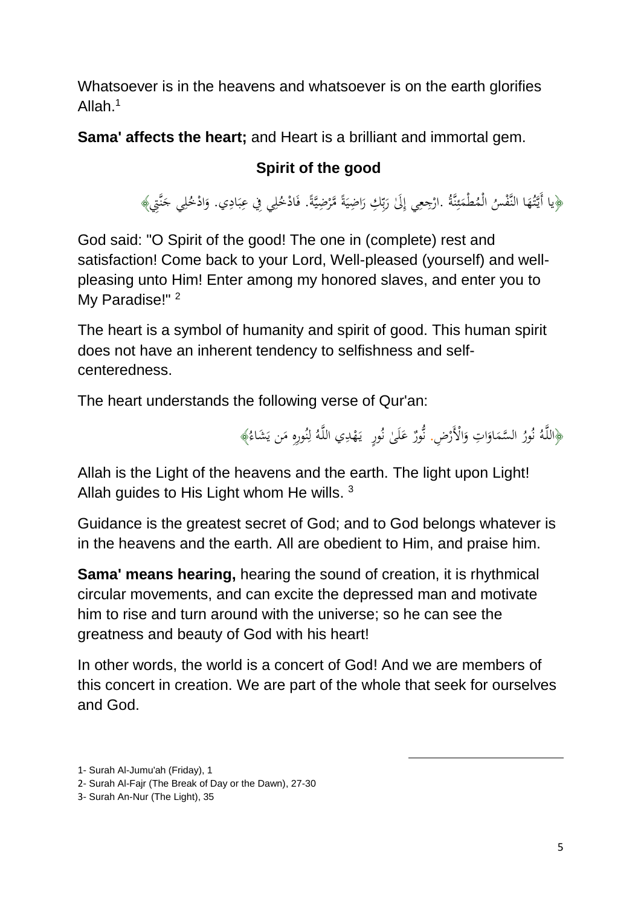Whatsoever is in the heavens and whatsoever is on the earth glorifies Allah.[1]

**Sama' affects the heart;** and Heart is a brilliant and immortal gem.

## Spirit of the good

﴿يا أَيَّتُهَا النَّفْسُ الْمُطْمَئِنَّةُ .ارْجِعِي إِلَىٰ رَبِّكِ رَاضِيَةً مَّرْضِيَّةً. فَادْخُلِي فِي عِبَادِي. وَادْخُلِي جَنَّتِي﴾

God said: "O Spirit of the good! The one in (complete) rest and satisfaction! Come back to your Lord, Well-pleased (yourself) and well-pleasing unto Him! Enter among my honored slaves, and enter you to My Paradise!" [2]

The heart is a symbol of humanity and spirit of good. This human spirit does not have an inherent tendency to selfishness and self-centeredness.

The heart understands the following verse of Qur'an:

﴿اللَّهُ نُورُ السَّمَاوَاتِ وَالْأَرْضِ. نُّورٌ عَلَىٰ نُورٍ يَهْدِي اللَّهُ لِنُورِهِ مَن يَشَاءُ﴾

Allah is the Light of the heavens and the earth. The light upon Light! Allah guides to His Light whom He wills. [3]

Guidance is the greatest secret of God; and to God belongs whatever is in the heavens and the earth. All are obedient to Him, and praise him.

**Sama' means hearing,** hearing the sound of creation, it is rhythmical circular movements, and can excite the depressed man and motivate him to rise and turn around with the universe; so he can see the greatness and beauty of God with his heart!

In other words, the world is a concert of God! And we are members of this concert in creation. We are part of the whole that seek for ourselves and God.

---

1- Surah Al-Jumu'ah (Friday), 1

2- Surah Al-Fajr (The Break of Day or the Dawn), 27-30

3- Surah An-Nur (The Light), 35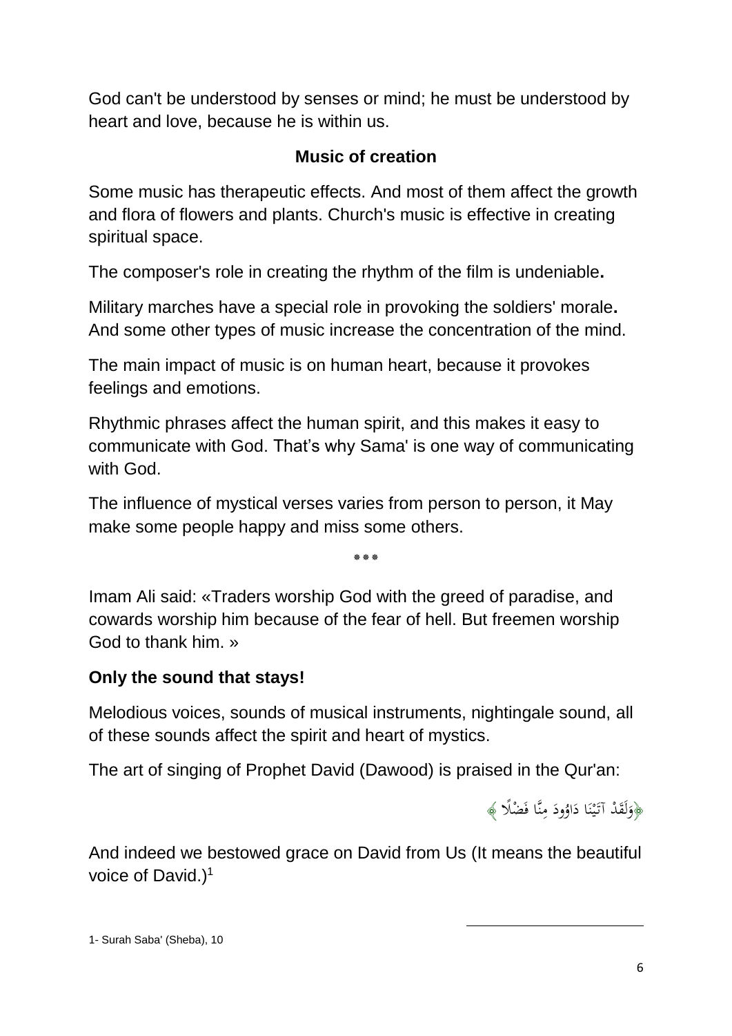God can't be understood by senses or mind; he must be understood by heart and love, because he is within us.

## Music of creation

Some music has therapeutic effects. And most of them affect the growth and flora of flowers and plants. Church's music is effective in creating spiritual space.

The composer's role in creating the rhythm of the film is undeniable**.**

Military marches have a special role in provoking the soldiers' morale**.** And some other types of music increase the concentration of the mind.

The main impact of music is on human heart, because it provokes feelings and emotions.

Rhythmic phrases affect the human spirit, and this makes it easy to communicate with God. That's why Sama' is one way of communicating with God.

The influence of mystical verses varies from person to person, it May make some people happy and miss some others.

***

Imam Ali said: «Traders worship God with the greed of paradise, and cowards worship him because of the fear of hell. But freemen worship God to thank him. »

**Only the sound that stays!**

Melodious voices, sounds of musical instruments, nightingale sound, all of these sounds affect the spirit and heart of mystics.

The art of singing of Prophet David (Dawood) is praised in the Qur'an:

﴿وَلَقَدْ آتَيْنَا دَاوُودَ مِنَّا فَضْلًا ﴾

And indeed we bestowed grace on David from Us (It means the beautiful voice of David.)[1]

1- Surah Saba' (Sheba), 10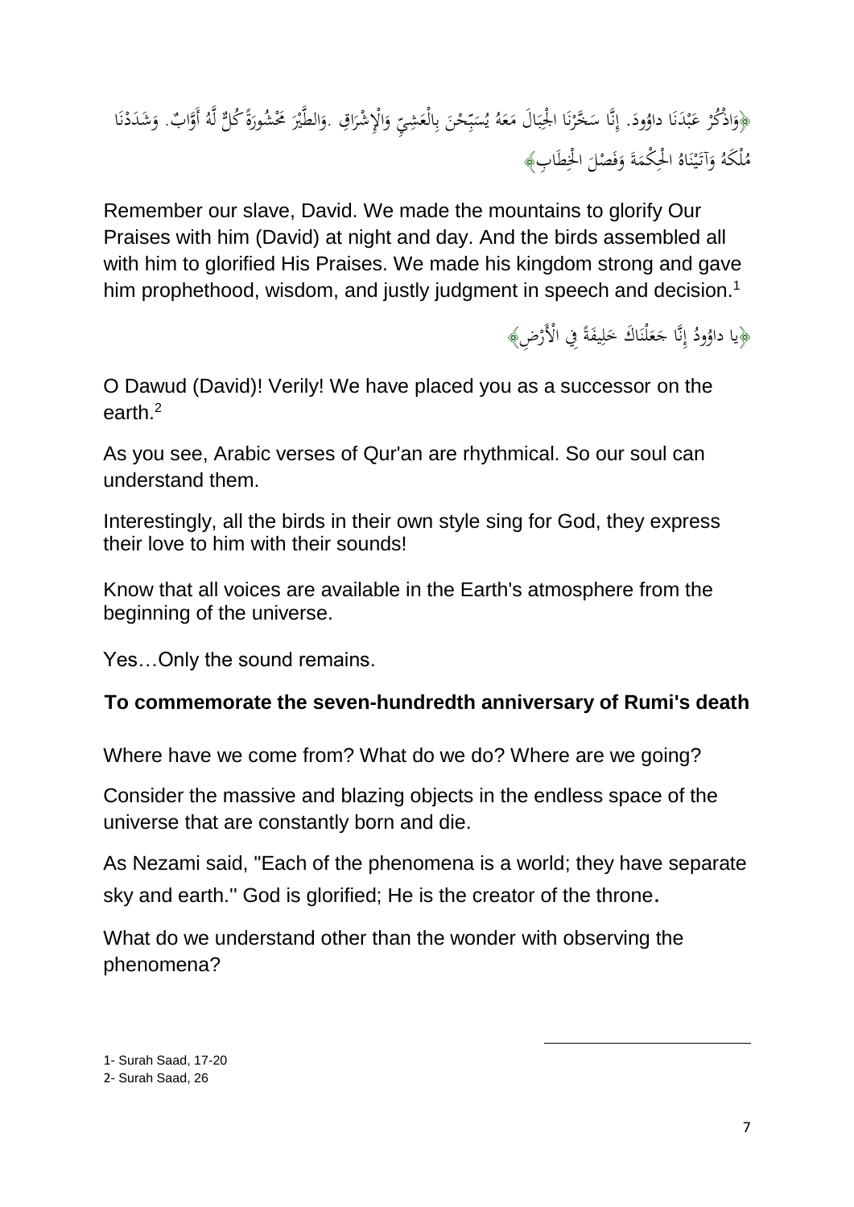﴿وَاذْكُرْ عَبْدَنَا داوُودَ. إِنَّا سَخَّرْنَا الْجِبَالَ مَعَهُ يُسَبِّحْنَ بِالْعَشِيِّ وَالْإِشْرَاقِ .وَالطَّيْرَ مَحْشُورَةً كُلٌّ لَهُ أَوَّابٌ. وَشَدَدْنَا مُلْكَهُ وَآتَيْنَاهُ الْحِكْمَةَ وَفَصْلَ الْخِطَابِ﴾

Remember our slave, David. We made the mountains to glorify Our Praises with him (David) at night and day. And the birds assembled all with him to glorified His Praises. We made his kingdom strong and gave him prophethood, wisdom, and justly judgment in speech and decision.[1]

﴿يا داوُودُ إِنَّا جَعَلْنَاكَ خَلِيفَةً فِي الْأَرْضِ﴾

O Dawud (David)! Verily! We have placed you as a successor on the earth.[2]

As you see, Arabic verses of Qur'an are rhythmical. So our soul can understand them.

Interestingly, all the birds in their own style sing for God, they express their love to him with their sounds!

Know that all voices are available in the Earth's atmosphere from the beginning of the universe.

Yes…Only the sound remains.

## To commemorate the seven-hundredth anniversary of Rumi's death

Where have we come from? What do we do? Where are we going?

Consider the massive and blazing objects in the endless space of the universe that are constantly born and die.

As Nezami said, "Each of the phenomena is a world; they have separate sky and earth." God is glorified; He is the creator of the throne.

What do we understand other than the wonder with observing the phenomena?

---

1- Surah Saad, 17-20

2- Surah Saad, 26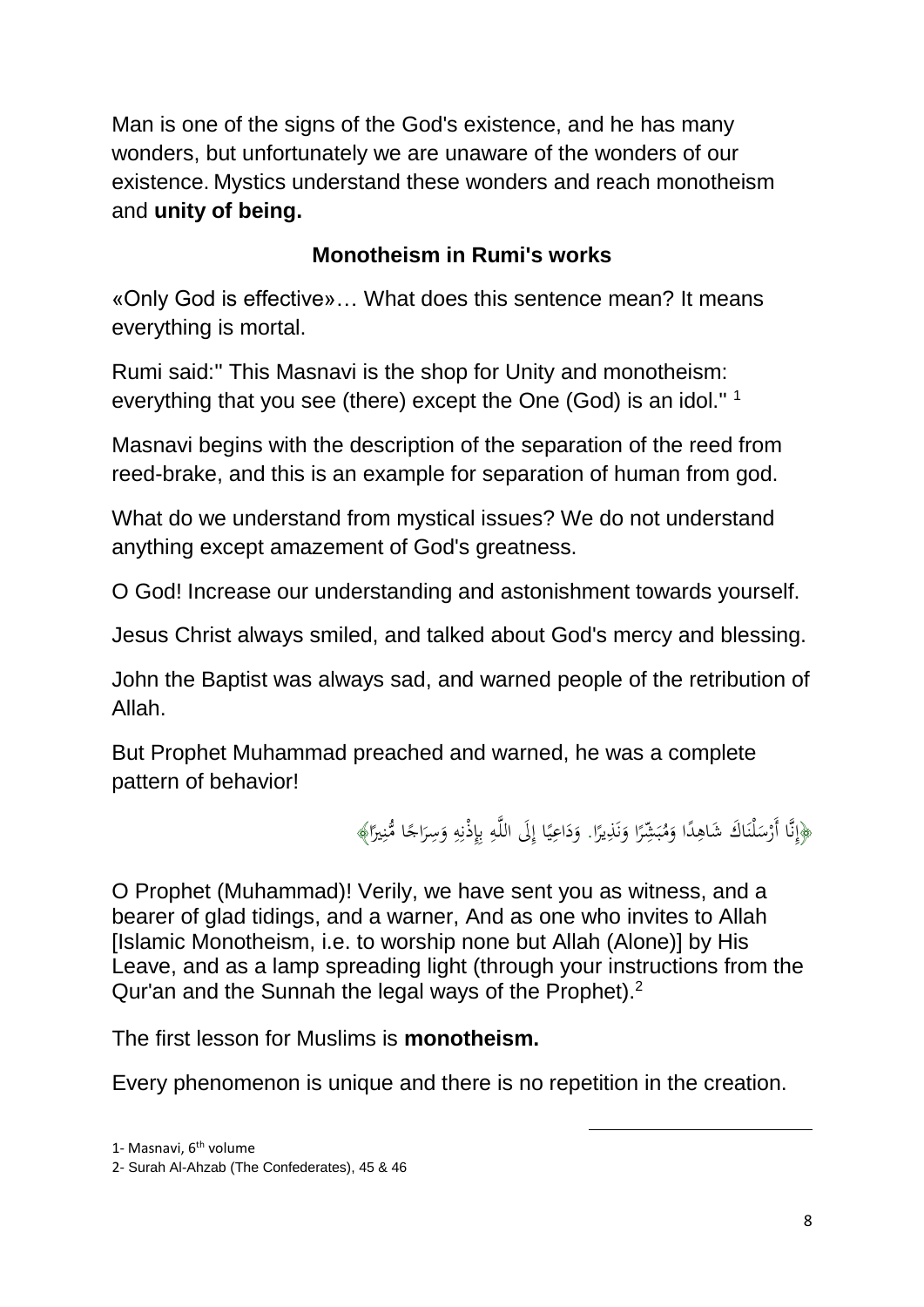Man is one of the signs of the God's existence, and he has many wonders, but unfortunately we are unaware of the wonders of our existence. Mystics understand these wonders and reach monotheism and **unity of being.**

### Monotheism in Rumi's works

«Only God is effective»… What does this sentence mean? It means everything is mortal.

Rumi said:" This Masnavi is the shop for Unity and monotheism: everything that you see (there) except the One (God) is an idol." [1]

Masnavi begins with the description of the separation of the reed from reed-brake, and this is an example for separation of human from god.

What do we understand from mystical issues? We do not understand anything except amazement of God's greatness.

O God! Increase our understanding and astonishment towards yourself.

Jesus Christ always smiled, and talked about God's mercy and blessing.

John the Baptist was always sad, and warned people of the retribution of Allah.

But Prophet Muhammad preached and warned, he was a complete pattern of behavior!

﴿إِنَّا أَرْسَلْنَاكَ شَاهِدًا وَمُبَشِّرًا وَنَذِيرًا. وَدَاعِيًا إِلَى اللَّهِ بِإِذْنِهِ وَسِرَاجًا مُّنِيرًا﴾

O Prophet (Muhammad)! Verily, we have sent you as witness, and a bearer of glad tidings, and a warner, And as one who invites to Allah [Islamic Monotheism, i.e. to worship none but Allah (Alone)] by His Leave, and as a lamp spreading light (through your instructions from the Qur'an and the Sunnah the legal ways of the Prophet).[2]

The first lesson for Muslims is **monotheism.**

Every phenomenon is unique and there is no repetition in the creation.

---

1- Masnavi, 6th volume

2- Surah Al-Ahzab (The Confederates), 45 & 46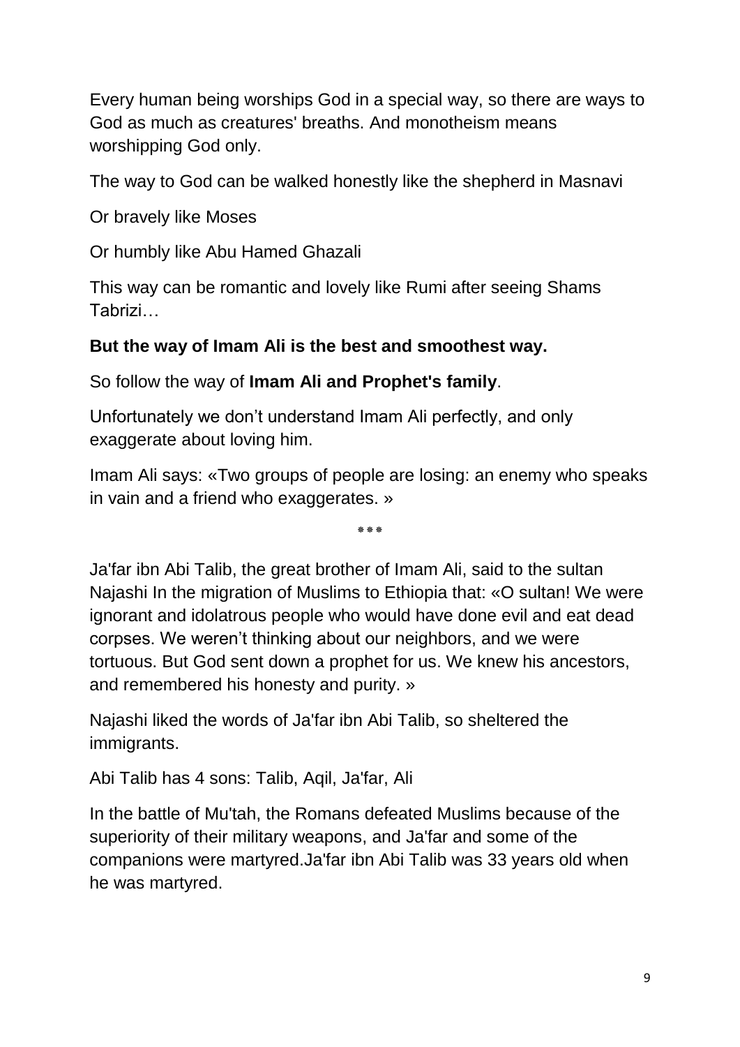Every human being worships God in a special way, so there are ways to God as much as creatures' breaths. And monotheism means worshipping God only.

The way to God can be walked honestly like the shepherd in Masnavi

Or bravely like Moses

Or humbly like Abu Hamed Ghazali

This way can be romantic and lovely like Rumi after seeing Shams Tabrizi…

**But the way of Imam Ali is the best and smoothest way.**

So follow the way of **Imam Ali and Prophet's family**.

Unfortunately we don't understand Imam Ali perfectly, and only exaggerate about loving him.

Imam Ali says: «Two groups of people are losing: an enemy who speaks in vain and a friend who exaggerates. »

\*\*\*

Ja'far ibn Abi Talib, the great brother of Imam Ali, said to the sultan Najashi In the migration of Muslims to Ethiopia that: «O sultan! We were ignorant and idolatrous people who would have done evil and eat dead corpses. We weren't thinking about our neighbors, and we were tortuous. But God sent down a prophet for us. We knew his ancestors, and remembered his honesty and purity. »

Najashi liked the words of Ja'far ibn Abi Talib, so sheltered the immigrants.

Abi Talib has 4 sons: Talib, Aqil, Ja'far, Ali

In the battle of Mu'tah, the Romans defeated Muslims because of the superiority of their military weapons, and Ja'far and some of the companions were martyred.Ja'far ibn Abi Talib was 33 years old when he was martyred.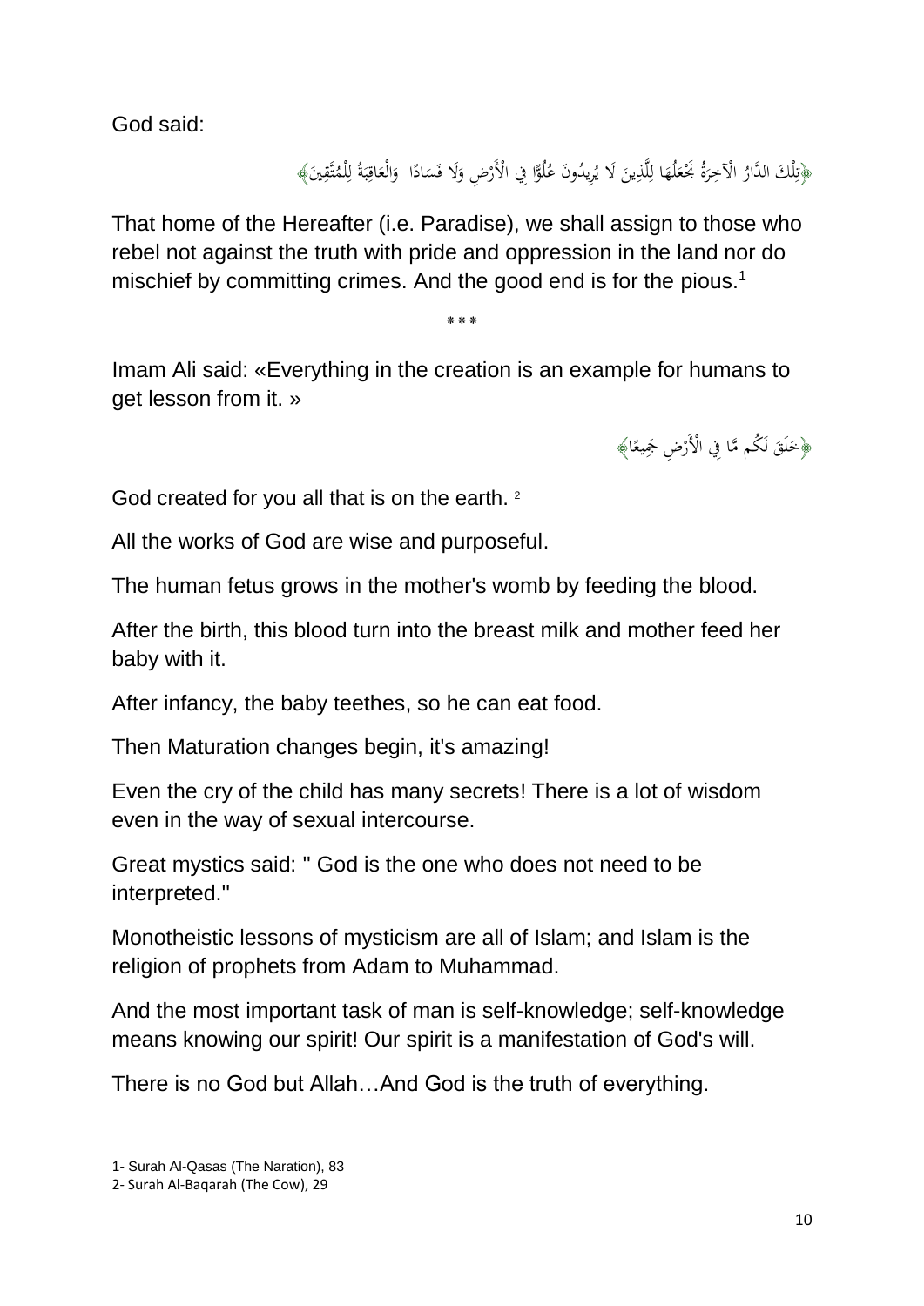God said:

﴿تِلْكَ الدَّارُ الْآخِرَةُ نَجْعَلُهَا لِلَّذِينَ لَا يُرِيدُونَ عُلُوًّا فِي الْأَرْضِ وَلَا فَسَادًا وَالْعَاقِبَةُ لِلْمُتَّقِينَ﴾

That home of the Hereafter (i.e. Paradise), we shall assign to those who rebel not against the truth with pride and oppression in the land nor do mischief by committing crimes. And the good end is for the pious.[1]

\*\*\*

Imam Ali said: «Everything in the creation is an example for humans to get lesson from it. »

﴿خَلَقَ لَكُم مَّا فِي الْأَرْضِ جَمِيعًا﴾

God created for you all that is on the earth. [2]

All the works of God are wise and purposeful.

The human fetus grows in the mother's womb by feeding the blood.

After the birth, this blood turn into the breast milk and mother feed her baby with it.

After infancy, the baby teethes, so he can eat food.

Then Maturation changes begin, it's amazing!

Even the cry of the child has many secrets! There is a lot of wisdom even in the way of sexual intercourse.

Great mystics said: " God is the one who does not need to be interpreted."

Monotheistic lessons of mysticism are all of Islam; and Islam is the religion of prophets from Adam to Muhammad.

And the most important task of man is self-knowledge; self-knowledge means knowing our spirit! Our spirit is a manifestation of God's will.

There is no God but Allah…And God is the truth of everything.

1- Surah Al-Qasas (The Naration), 83

2- Surah Al-Baqarah (The Cow), 29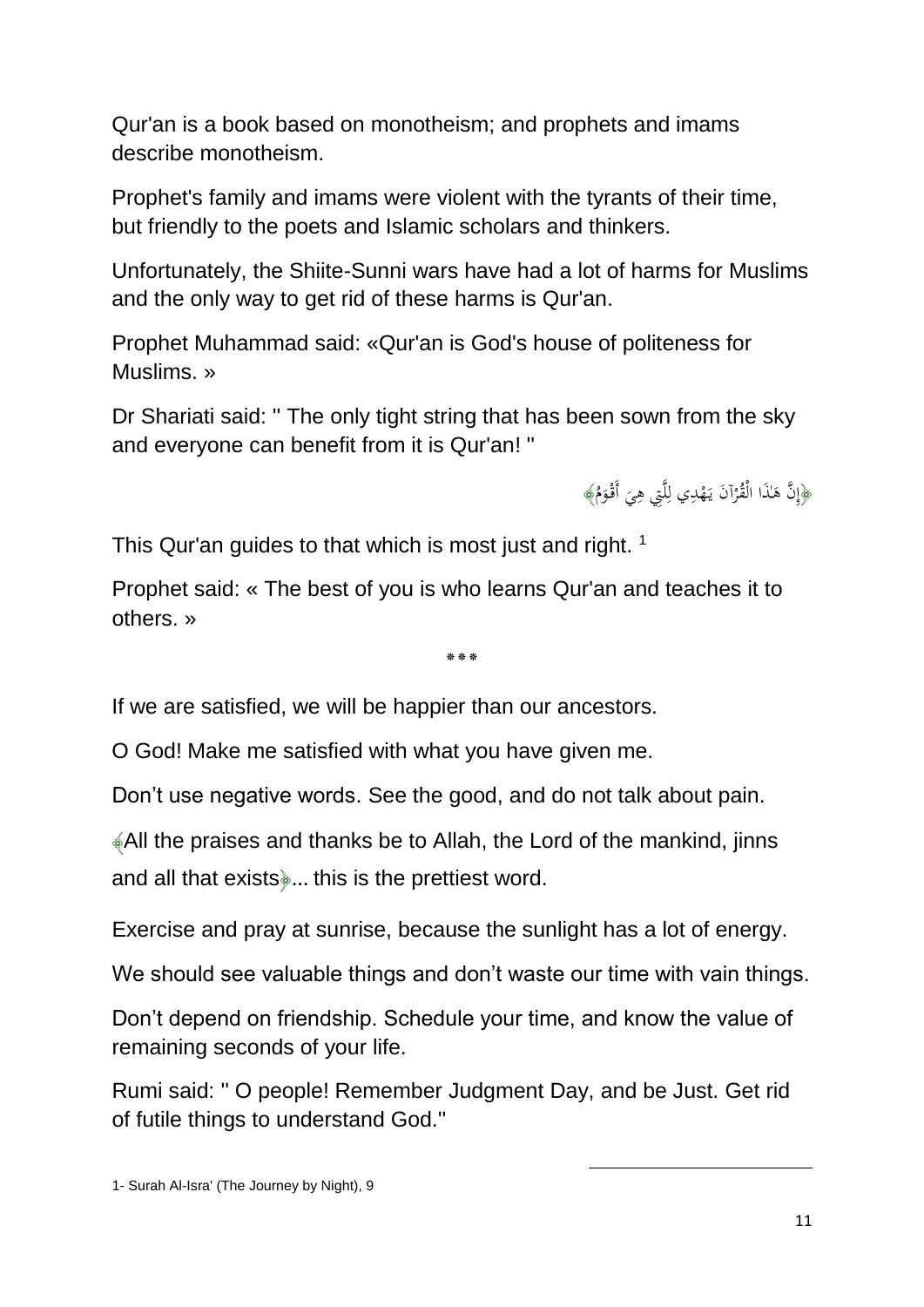Qur'an is a book based on monotheism; and prophets and imams describe monotheism.

Prophet's family and imams were violent with the tyrants of their time, but friendly to the poets and Islamic scholars and thinkers.

Unfortunately, the Shiite-Sunni wars have had a lot of harms for Muslims and the only way to get rid of these harms is Qur'an.

Prophet Muhammad said: «Qur'an is God's house of politeness for Muslims. »

Dr Shariati said: " The only tight string that has been sown from the sky and everyone can benefit from it is Qur'an! "

﴿إِنَّ هَٰذَا الْقُرْآنَ يَهْدِي لِلَّتِي هِيَ أَقْوَمُ﴾

This Qur'an guides to that which is most just and right. [1]

Prophet said: « The best of you is who learns Qur'an and teaches it to others. »

\*\*\*

If we are satisfied, we will be happier than our ancestors.

O God! Make me satisfied with what you have given me.

Don’t use negative words. See the good, and do not talk about pain.

﴿All the praises and thanks be to Allah, the Lord of the mankind, jinns and all that exists﴾... this is the prettiest word.

Exercise and pray at sunrise, because the sunlight has a lot of energy.

We should see valuable things and don’t waste our time with vain things.

Don’t depend on friendship. Schedule your time, and know the value of remaining seconds of your life.

Rumi said: " O people! Remember Judgment Day, and be Just. Get rid of futile things to understand God."

1- Surah Al-Isra' (The Journey by Night), 9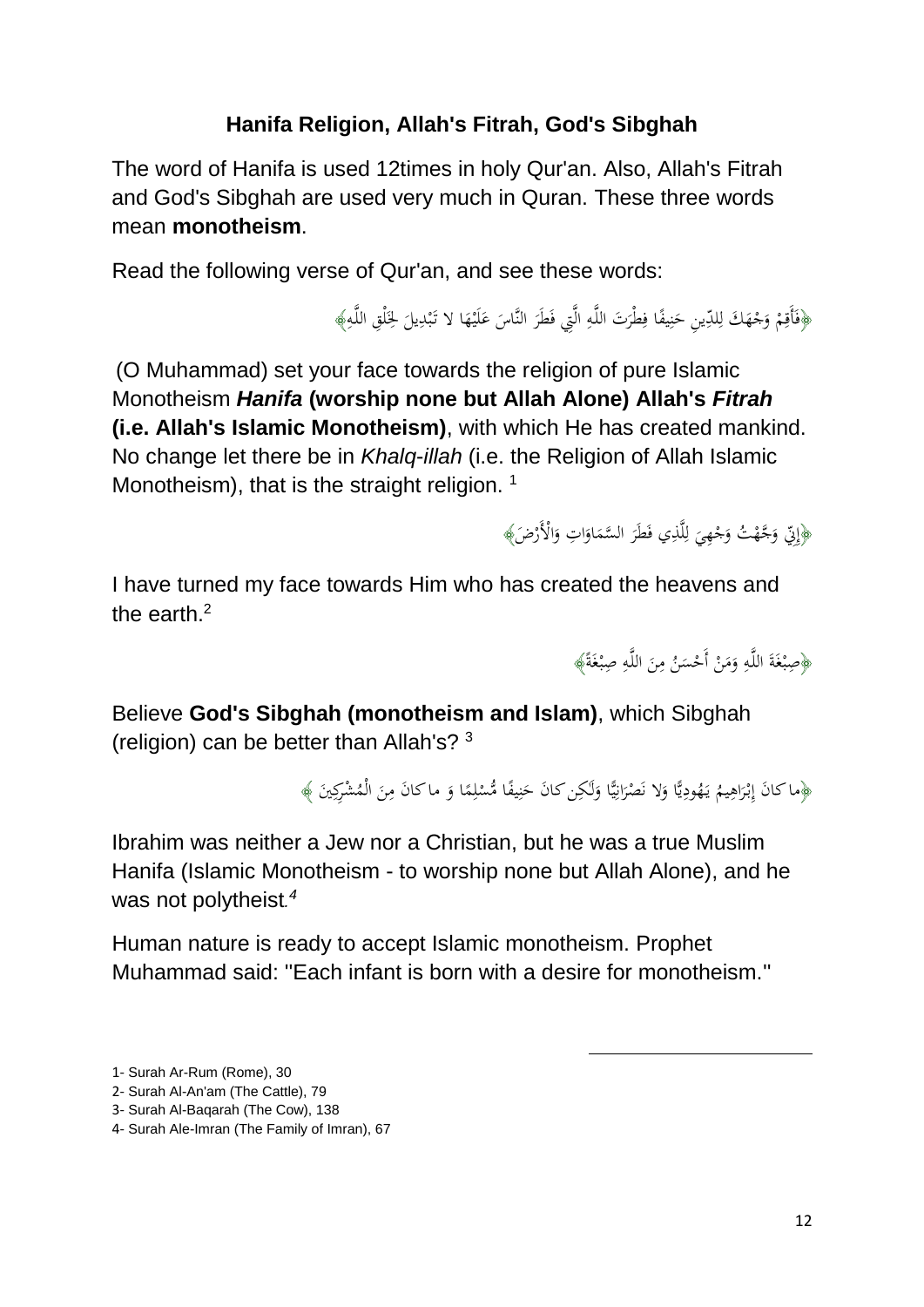## Hanifa Religion, Allah's Fitrah, God's Sibghah

The word of Hanifa is used 12times in holy Qur'an. Also, Allah's Fitrah and God's Sibghah are used very much in Quran. These three words mean **monotheism**.

Read the following verse of Qur'an, and see these words:

﴿فَأَقِمْ وَجْهَكَ لِلدِّينِ حَنِيفًا فِطْرَتَ اللَّهِ الَّتِي فَطَرَ النَّاسَ عَلَيْهَا لا تَبْدِيلَ لِخَلْقِ اللَّهِ﴾

(O Muhammad) set your face towards the religion of pure Islamic Monotheism ***Hanifa*** **(worship none but Allah Alone) Allah's** ***Fitrah*** **(i.e. Allah's Islamic Monotheism)**, with which He has created mankind. No change let there be in *Khalq-illah* (i.e. the Religion of Allah Islamic Monotheism), that is the straight religion. [1]

﴿إِنِّي وَجَّهْتُ وَجْهِيَ لِلَّذِي فَطَرَ السَّمَاوَاتِ وَالْأَرْضَ﴾

I have turned my face towards Him who has created the heavens and the earth.[2]

﴿صِبْغَةَ اللَّهِ وَمَنْ أَحْسَنُ مِنَ اللَّهِ صِبْغَةً﴾

Believe **God's Sibghah (monotheism and Islam)**, which Sibghah (religion) can be better than Allah's? [3]

﴿ما كانَ إِبْرَاهِيمُ يَهُودِيًّا وَلا نَصْرَانِيًّا وَلَكِن كانَ حَنِيفًا مُّسْلِمًا وَ ما كانَ مِنَ الْمُشْرِكِينَ ﴾

Ibrahim was neither a Jew nor a Christian, but he was a true Muslim Hanifa (Islamic Monotheism - to worship none but Allah Alone), and he was not polytheist.[4]

Human nature is ready to accept Islamic monotheism. Prophet Muhammad said: "Each infant is born with a desire for monotheism."

---

1- Surah Ar-Rum (Rome), 30

2- Surah Al-An'am (The Cattle), 79

3- Surah Al-Baqarah (The Cow), 138

4- Surah Ale-Imran (The Family of Imran), 67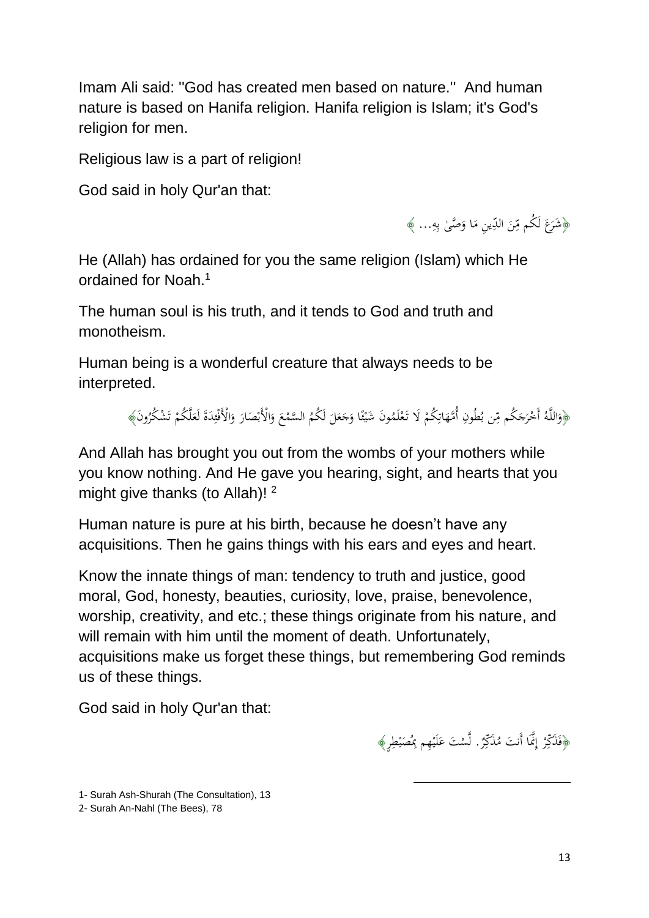Imam Ali said: "God has created men based on nature." And human nature is based on Hanifa religion. Hanifa religion is Islam; it's God's religion for men.

Religious law is a part of religion!

God said in holy Qur'an that:

﴿شَرَعَ لَكُم مِّنَ الدِّينِ مَا وَصَّىٰ بِهِ... ﴾

He (Allah) has ordained for you the same religion (Islam) which He ordained for Noah.[1]

The human soul is his truth, and it tends to God and truth and monotheism.

Human being is a wonderful creature that always needs to be interpreted.

﴿وَاللَّهُ أَخْرَجَكُم مِّن بُطُونِ أُمَّهَاتِكُمْ لَا تَعْلَمُونَ شَيْئًا وَجَعَلَ لَكُمُ السَّمْعَ وَالْأَبْصَارَ وَالْأَفْئِدَةَ لَعَلَّكُمْ تَشْكُرُونَ﴾

And Allah has brought you out from the wombs of your mothers while you know nothing. And He gave you hearing, sight, and hearts that you might give thanks (to Allah)! [2]

Human nature is pure at his birth, because he doesn't have any acquisitions. Then he gains things with his ears and eyes and heart.

Know the innate things of man: tendency to truth and justice, good moral, God, honesty, beauties, curiosity, love, praise, benevolence, worship, creativity, and etc.; these things originate from his nature, and will remain with him until the moment of death. Unfortunately, acquisitions make us forget these things, but remembering God reminds us of these things.

God said in holy Qur'an that:

﴿فَذَكِّرْ إِنَّمَا أَنتَ مُذَكِّرٌ. لَّسْتَ عَلَيْهِم بِمُصَيْطِرٍ﴾

---

1- Surah Ash-Shurah (The Consultation), 13

2- Surah An-Nahl (The Bees), 78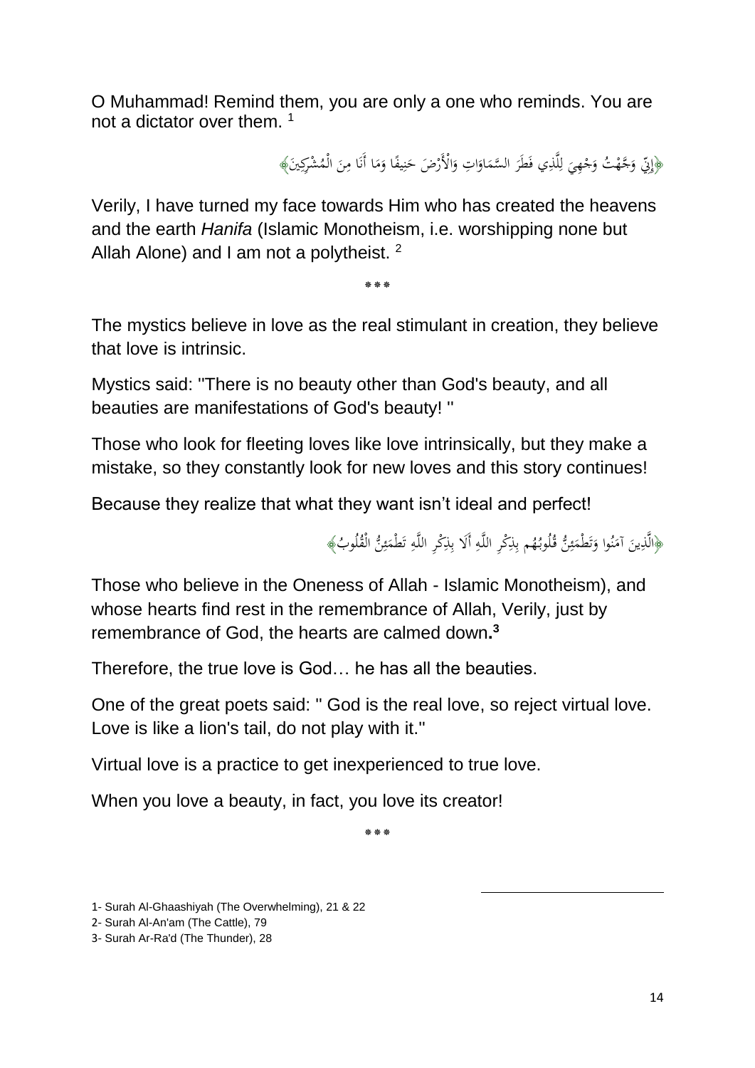O Muhammad! Remind them, you are only a one who reminds. You are not a dictator over them. [1]

﴿إِنِّي وَجَّهْتُ وَجْهِيَ لِلَّذِي فَطَرَ السَّمَاوَاتِ وَالْأَرْضَ حَنِيفًا وَمَا أَنَا مِنَ الْمُشْرِكِينَ﴾

Verily, I have turned my face towards Him who has created the heavens and the earth *Hanifa* (Islamic Monotheism, i.e. worshipping none but Allah Alone) and I am not a polytheist. [2]

\*\*\*

The mystics believe in love as the real stimulant in creation, they believe that love is intrinsic.

Mystics said: "There is no beauty other than God's beauty, and all beauties are manifestations of God's beauty! "

Those who look for fleeting loves like love intrinsically, but they make a mistake, so they constantly look for new loves and this story continues!

Because they realize that what they want isn't ideal and perfect!

﴿الَّذِينَ آمَنُوا وَتَطْمَئِنُّ قُلُوبُهُم بِذِكْرِ اللَّهِ أَلَا بِذِكْرِ اللَّهِ تَطْمَئِنُّ الْقُلُوبُ﴾

Those who believe in the Oneness of Allah - Islamic Monotheism), and whose hearts find rest in the remembrance of Allah, Verily, just by remembrance of God, the hearts are calmed down**.**[3]

Therefore, the true love is God… he has all the beauties.

One of the great poets said: " God is the real love, so reject virtual love. Love is like a lion's tail, do not play with it."

Virtual love is a practice to get inexperienced to true love.

When you love a beauty, in fact, you love its creator!

\*\*\*

1- Surah Al-Ghaashiyah (The Overwhelming), 21 & 22

2- Surah Al-An'am (The Cattle), 79

3- Surah Ar-Ra'd (The Thunder), 28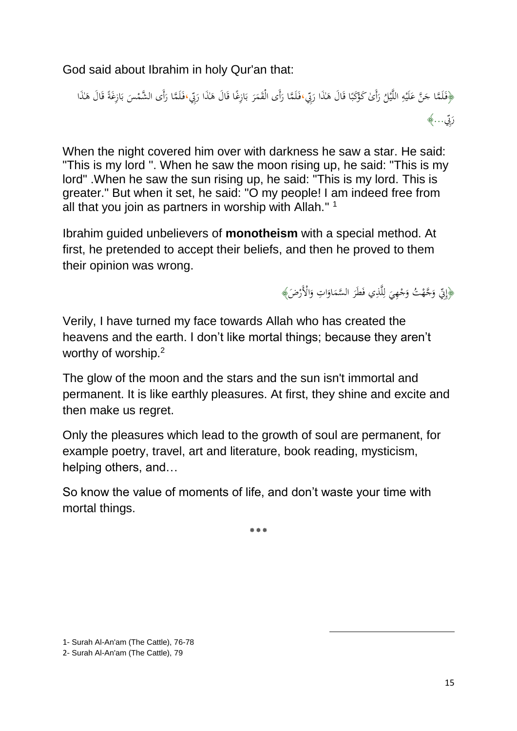God said about Ibrahim in holy Qur'an that:

﴿فَلَمَّا جَنَّ عَلَيْهِ اللَّيْلُ رَأَىٰ كَوْكَبًا قَالَ هَٰذَا رَبِّي،فَلَمَّا رَأَى الْقَمَرَ بَازِغًا قَالَ هَٰذَا رَبِّي،فَلَمَّا رَأَى الشَّمْسَ بَازِغَةً قَالَ هَٰذَا رَبِّي...﴾

When the night covered him over with darkness he saw a star. He said: "This is my lord ". When he saw the moon rising up, he said: "This is my lord" .When he saw the sun rising up, he said: "This is my lord. This is greater." But when it set, he said: "O my people! I am indeed free from all that you join as partners in worship with Allah." [1]

Ibrahim guided unbelievers of **monotheism** with a special method. At first, he pretended to accept their beliefs, and then he proved to them their opinion was wrong.

﴿إِنِّي وَجَّهْتُ وَجْهِيَ لِلَّذِي فَطَرَ السَّمَاوَاتِ وَالْأَرْضَ﴾

Verily, I have turned my face towards Allah who has created the heavens and the earth. I don't like mortal things; because they aren't worthy of worship.[2]

The glow of the moon and the stars and the sun isn't immortal and permanent. It is like earthly pleasures. At first, they shine and excite and then make us regret.

Only the pleasures which lead to the growth of soul are permanent, for example poetry, travel, art and literature, book reading, mysticism, helping others, and…

So know the value of moments of life, and don't waste your time with mortal things.

\*\*\*

1- Surah Al-An'am (The Cattle), 76-78

2- Surah Al-An'am (The Cattle), 79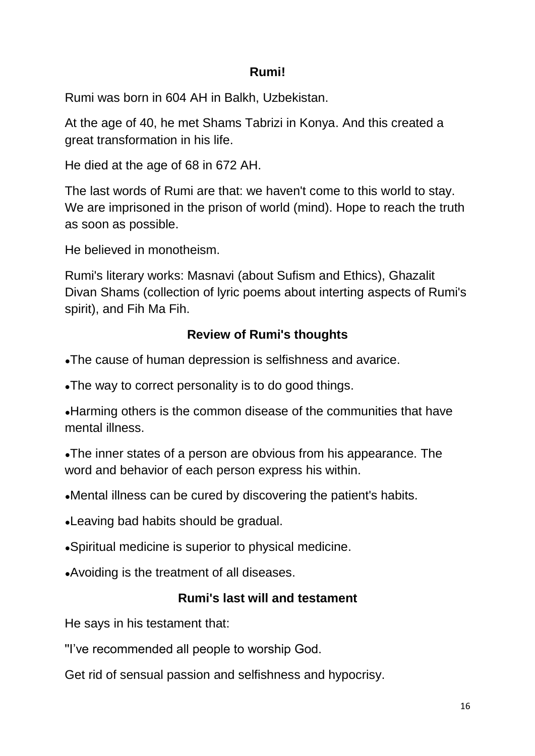## Rumi!

Rumi was born in 604 AH in Balkh, Uzbekistan.

At the age of 40, he met Shams Tabrizi in Konya. And this created a great transformation in his life.

He died at the age of 68 in 672 AH.

The last words of Rumi are that: we haven't come to this world to stay. We are imprisoned in the prison of world (mind). Hope to reach the truth as soon as possible.

He believed in monotheism.

Rumi's literary works: Masnavi (about Sufism and Ethics), Ghazalit Divan Shams (collection of lyric poems about interting aspects of Rumi's spirit), and Fih Ma Fih.

## Review of Rumi's thoughts

- The cause of human depression is selfishness and avarice.
- The way to correct personality is to do good things.
- Harming others is the common disease of the communities that have mental illness.
- The inner states of a person are obvious from his appearance. The word and behavior of each person express his within.
- Mental illness can be cured by discovering the patient's habits.
- Leaving bad habits should be gradual.
- Spiritual medicine is superior to physical medicine.
- Avoiding is the treatment of all diseases.

## Rumi's last will and testament

He says in his testament that:

"I've recommended all people to worship God.

Get rid of sensual passion and selfishness and hypocrisy.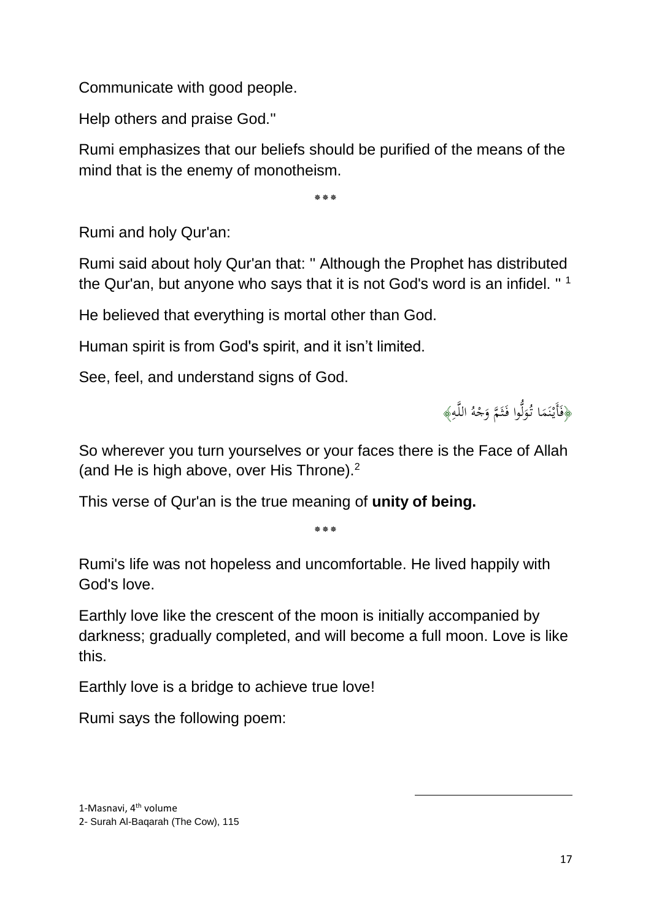Communicate with good people.

Help others and praise God."

Rumi emphasizes that our beliefs should be purified of the means of the mind that is the enemy of monotheism.

***

Rumi and holy Qur'an:

Rumi said about holy Qur'an that: " Although the Prophet has distributed the Qur'an, but anyone who says that it is not God's word is an infidel. " [1]

He believed that everything is mortal other than God.

Human spirit is from God's spirit, and it isn't limited.

See, feel, and understand signs of God.

﴿فَأَيْنَمَا تُوَلُّوا فَثَمَّ وَجْهُ اللَّهِ﴾

So wherever you turn yourselves or your faces there is the Face of Allah (and He is high above, over His Throne).[2]

This verse of Qur'an is the true meaning of **unity of being.**

***

Rumi's life was not hopeless and uncomfortable. He lived happily with God's love.

Earthly love like the crescent of the moon is initially accompanied by darkness; gradually completed, and will become a full moon. Love is like this.

Earthly love is a bridge to achieve true love!

Rumi says the following poem:

---

1-Masnavi, 4th volume

2- Surah Al-Baqarah (The Cow), 115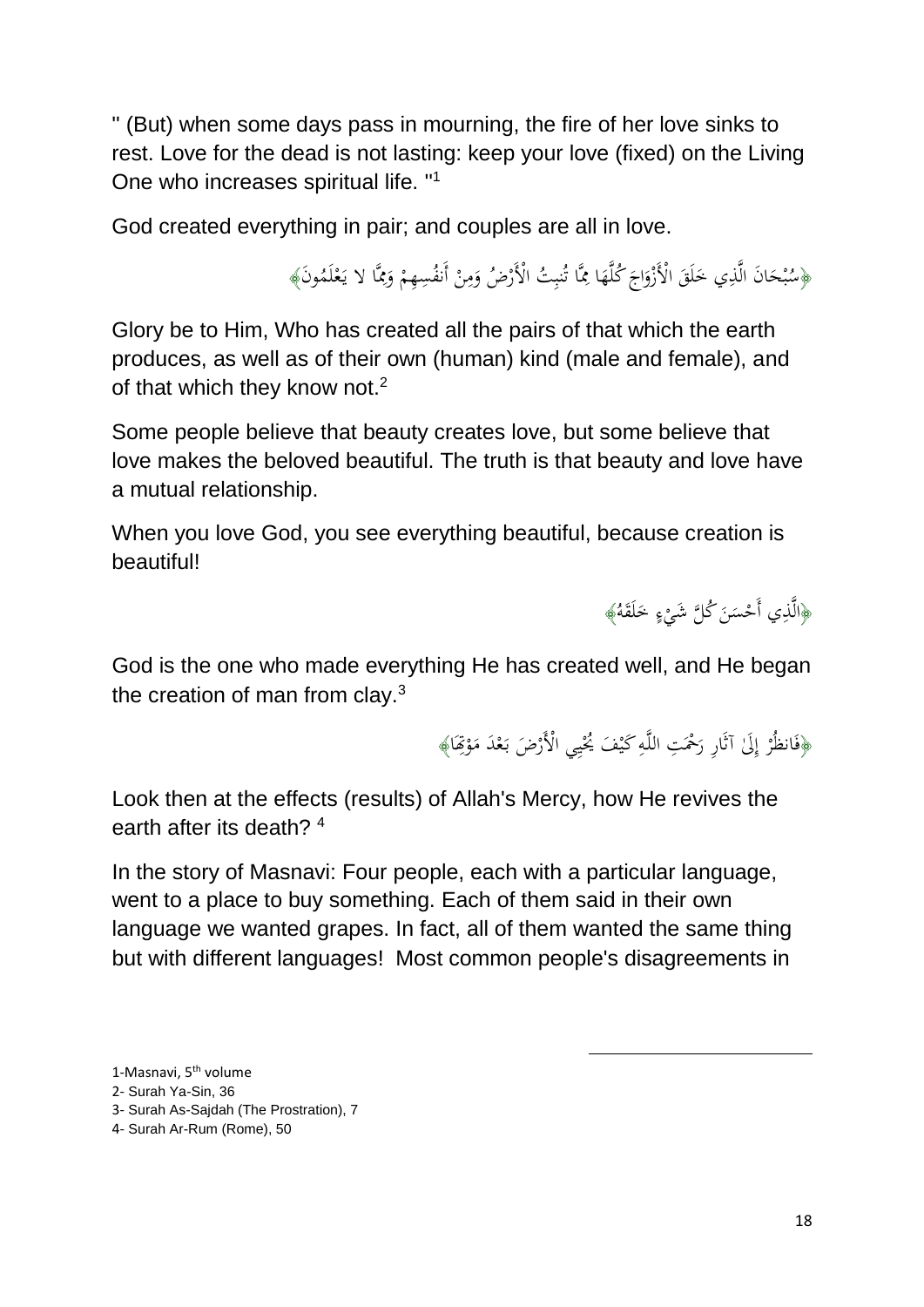" (But) when some days pass in mourning, the fire of her love sinks to rest. Love for the dead is not lasting: keep your love (fixed) on the Living One who increases spiritual life. "[1]

God created everything in pair; and couples are all in love.

﴿سُبْحَانَ الَّذِي خَلَقَ الْأَزْوَاجَ كُلَّهَا مِمَّا تُنبِتُ الْأَرْضُ وَمِنْ أَنفُسِهِمْ وَمِمَّا لا يَعْلَمُونَ﴾

Glory be to Him, Who has created all the pairs of that which the earth produces, as well as of their own (human) kind (male and female), and of that which they know not.[2]

Some people believe that beauty creates love, but some believe that love makes the beloved beautiful. The truth is that beauty and love have a mutual relationship.

When you love God, you see everything beautiful, because creation is beautiful!

﴿الَّذِي أَحْسَنَ كُلَّ شَيْءٍ خَلَقَهُ﴾

God is the one who made everything He has created well, and He began the creation of man from clay.[3]

﴿فَانظُرْ إِلَىٰ آثَارِ رَحْمَتِ اللَّهِ كَيْفَ يُحْيِي الْأَرْضَ بَعْدَ مَوْتِهَا﴾

Look then at the effects (results) of Allah's Mercy, how He revives the earth after its death? [4]

In the story of Masnavi: Four people, each with a particular language, went to a place to buy something. Each of them said in their own language we wanted grapes. In fact, all of them wanted the same thing but with different languages! Most common people's disagreements in

1-Masnavi, 5th volume
2- Surah Ya-Sin, 36
3- Surah As-Sajdah (The Prostration), 7
4- Surah Ar-Rum (Rome), 50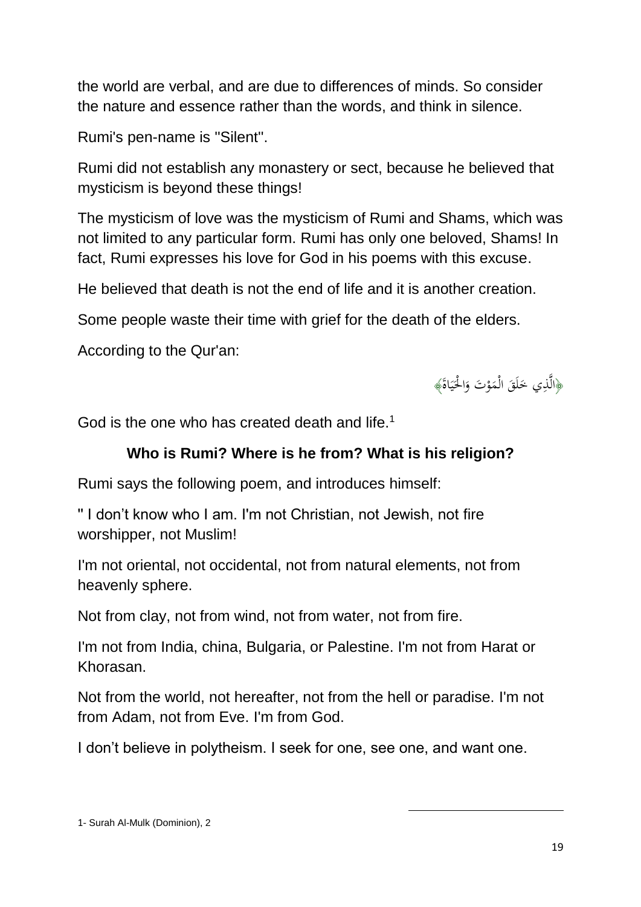the world are verbal, and are due to differences of minds. So consider the nature and essence rather than the words, and think in silence.

Rumi's pen-name is "Silent".

Rumi did not establish any monastery or sect, because he believed that mysticism is beyond these things!

The mysticism of love was the mysticism of Rumi and Shams, which was not limited to any particular form. Rumi has only one beloved, Shams! In fact, Rumi expresses his love for God in his poems with this excuse.

He believed that death is not the end of life and it is another creation.

Some people waste their time with grief for the death of the elders.

According to the Qur'an:

﴿الَّذِي خَلَقَ الْمَوْتَ وَالْحَيَاةَ﴾

God is the one who has created death and life.[1]

### Who is Rumi? Where is he from? What is his religion?

Rumi says the following poem, and introduces himself:

" I don't know who I am. I'm not Christian, not Jewish, not fire worshipper, not Muslim!

I'm not oriental, not occidental, not from natural elements, not from heavenly sphere.

Not from clay, not from wind, not from water, not from fire.

I'm not from India, china, Bulgaria, or Palestine. I'm not from Harat or Khorasan.

Not from the world, not hereafter, not from the hell or paradise. I'm not from Adam, not from Eve. I'm from God.

I don't believe in polytheism. I seek for one, see one, and want one.

---

1- Surah Al-Mulk (Dominion), 2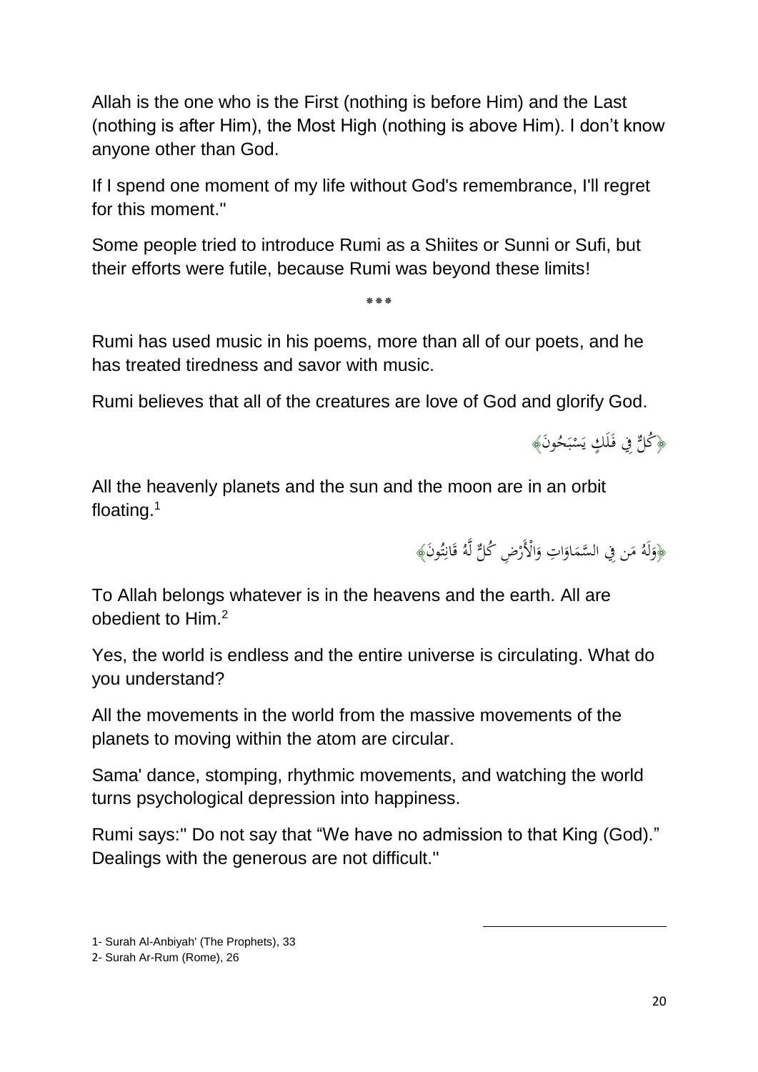Allah is the one who is the First (nothing is before Him) and the Last (nothing is after Him), the Most High (nothing is above Him). I don't know anyone other than God.

If I spend one moment of my life without God's remembrance, I'll regret for this moment."

Some people tried to introduce Rumi as a Shiites or Sunni or Sufi, but their efforts were futile, because Rumi was beyond these limits!

***

Rumi has used music in his poems, more than all of our poets, and he has treated tiredness and savor with music.

Rumi believes that all of the creatures are love of God and glorify God.

﴿كُلٌّ فِي فَلَكٍ يَسْبَحُونَ﴾

All the heavenly planets and the sun and the moon are in an orbit floating.[1]

﴿وَلَهُ مَن فِي السَّمَاوَاتِ وَالْأَرْضِ كُلٌّ لَّهُ قَانِتُونَ﴾

To Allah belongs whatever is in the heavens and the earth. All are obedient to Him.[2]

Yes, the world is endless and the entire universe is circulating. What do you understand?

All the movements in the world from the massive movements of the planets to moving within the atom are circular.

Sama' dance, stomping, rhythmic movements, and watching the world turns psychological depression into happiness.

Rumi says:" Do not say that "We have no admission to that King (God)." Dealings with the generous are not difficult."

---

1- Surah Al-Anbiyah' (The Prophets), 33

2- Surah Ar-Rum (Rome), 26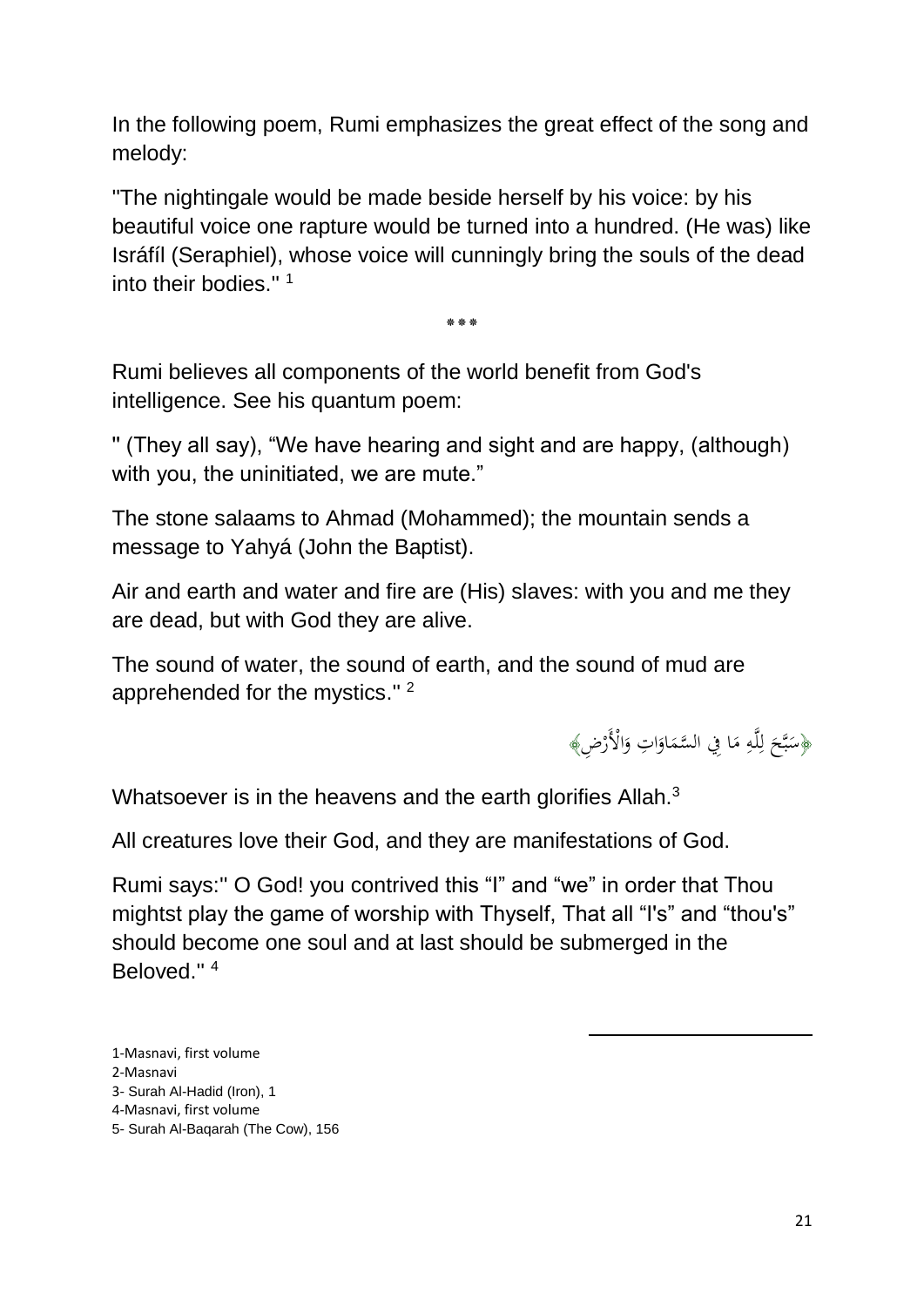In the following poem, Rumi emphasizes the great effect of the song and melody:

''The nightingale would be made beside herself by his voice: by his beautiful voice one rapture would be turned into a hundred. (He was) like Isráfíl (Seraphiel), whose voice will cunningly bring the souls of the dead into their bodies.'' [1]

***

Rumi believes all components of the world benefit from God's intelligence. See his quantum poem:

'' (They all say), “We have hearing and sight and are happy, (although) with you, the uninitiated, we are mute.”

The stone salaams to Ahmad (Mohammed); the mountain sends a message to Yahyá (John the Baptist).

Air and earth and water and fire are (His) slaves: with you and me they are dead, but with God they are alive.

The sound of water, the sound of earth, and the sound of mud are apprehended for the mystics.'' [2]

﴿سَبَّحَ لِلَّهِ مَا فِي السَّمَاوَاتِ وَالْأَرْضِ﴾

Whatsoever is in the heavens and the earth glorifies Allah.[3]

All creatures love their God, and they are manifestations of God.

Rumi says:'' O God! you contrived this “I” and “we” in order that Thou mightst play the game of worship with Thyself, That all “I's” and “thou's” should become one soul and at last should be submerged in the Beloved.'' [4]

---

1-Masnavi, first volume
2-Masnavi
3- Surah Al-Hadid (Iron), 1
4-Masnavi, first volume
5- Surah Al-Baqarah (The Cow), 156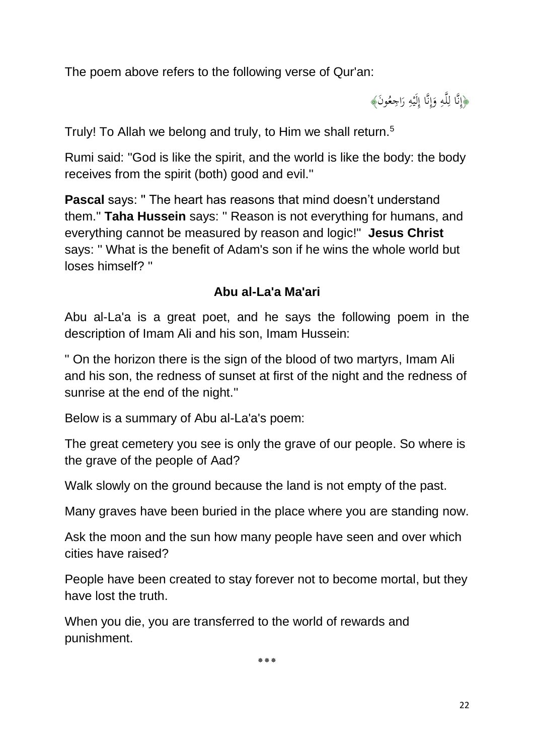The poem above refers to the following verse of Qur'an:

﴿إِنَّا لِلَّهِ وَإِنَّا إِلَيْهِ رَاجِعُونَ﴾

Truly! To Allah we belong and truly, to Him we shall return.[5]

Rumi said: "God is like the spirit, and the world is like the body: the body receives from the spirit (both) good and evil."

**Pascal** says: " The heart has reasons that mind doesn't understand them." **Taha Hussein** says: " Reason is not everything for humans, and everything cannot be measured by reason and logic!" **Jesus Christ** says: " What is the benefit of Adam's son if he wins the whole world but loses himself? "

## Abu al-La'a Ma'ari

Abu al-La'a is a great poet, and he says the following poem in the description of Imam Ali and his son, Imam Hussein:

" On the horizon there is the sign of the blood of two martyrs, Imam Ali and his son, the redness of sunset at first of the night and the redness of sunrise at the end of the night."

Below is a summary of Abu al-La'a's poem:

The great cemetery you see is only the grave of our people. So where is the grave of the people of Aad?

Walk slowly on the ground because the land is not empty of the past.

Many graves have been buried in the place where you are standing now.

Ask the moon and the sun how many people have seen and over which cities have raised?

People have been created to stay forever not to become mortal, but they have lost the truth.

When you die, you are transferred to the world of rewards and punishment.

\*\*\*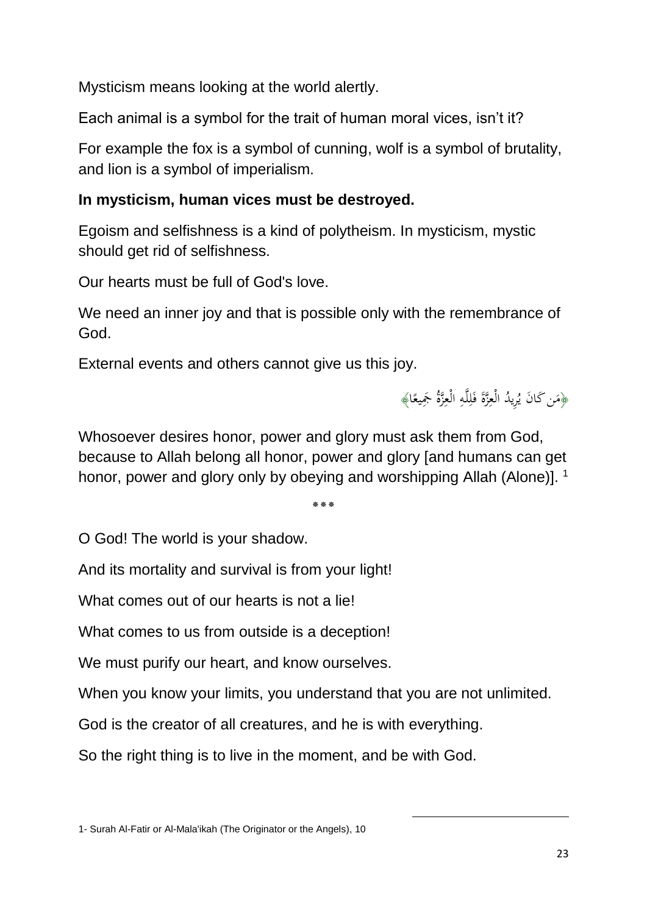Mysticism means looking at the world alertly.

Each animal is a symbol for the trait of human moral vices, isn't it?

For example the fox is a symbol of cunning, wolf is a symbol of brutality, and lion is a symbol of imperialism.

**In mysticism, human vices must be destroyed.**

Egoism and selfishness is a kind of polytheism. In mysticism, mystic should get rid of selfishness.

Our hearts must be full of God's love.

We need an inner joy and that is possible only with the remembrance of God.

External events and others cannot give us this joy.

﴿مَن كَانَ يُرِيدُ الْعِزَّةَ فَلِلَّهِ الْعِزَّةُ جَمِيعًا﴾

Whosoever desires honor, power and glory must ask them from God, because to Allah belong all honor, power and glory [and humans can get honor, power and glory only by obeying and worshipping Allah (Alone)]. [1]

\*\*\*

O God! The world is your shadow.

And its mortality and survival is from your light!

What comes out of our hearts is not a lie!

What comes to us from outside is a deception!

We must purify our heart, and know ourselves.

When you know your limits, you understand that you are not unlimited.

God is the creator of all creatures, and he is with everything.

So the right thing is to live in the moment, and be with God.

---

1- Surah Al-Fatir or Al-Mala'ikah (The Originator or the Angels), 10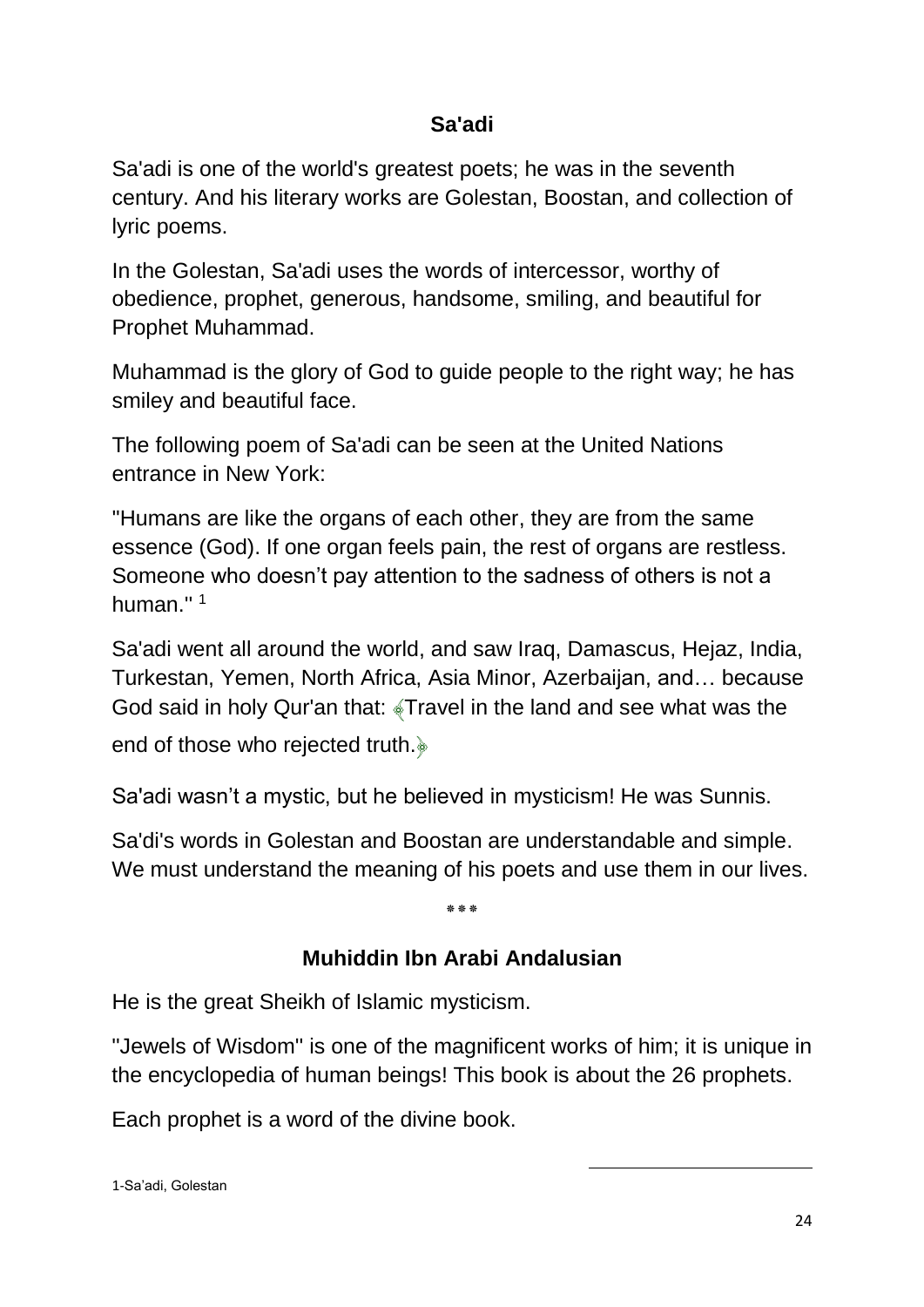## Sa'adi

Sa'adi is one of the world's greatest poets; he was in the seventh century. And his literary works are Golestan, Boostan, and collection of lyric poems.

In the Golestan, Sa'adi uses the words of intercessor, worthy of obedience, prophet, generous, handsome, smiling, and beautiful for Prophet Muhammad.

Muhammad is the glory of God to guide people to the right way; he has smiley and beautiful face.

The following poem of Sa'adi can be seen at the United Nations entrance in New York:

"Humans are like the organs of each other, they are from the same essence (God). If one organ feels pain, the rest of organs are restless. Someone who doesn't pay attention to the sadness of others is not a human." [1]

Sa'adi went all around the world, and saw Iraq, Damascus, Hejaz, India, Turkestan, Yemen, North Africa, Asia Minor, Azerbaijan, and… because God said in holy Qur'an that: ﴿Travel in the land and see what was the end of those who rejected truth.﴾

Sa'adi wasn't a mystic, but he believed in mysticism! He was Sunnis.

Sa'di's words in Golestan and Boostan are understandable and simple. We must understand the meaning of his poets and use them in our lives.

\*\*\*

## Muhiddin Ibn Arabi Andalusian

He is the great Sheikh of Islamic mysticism.

"Jewels of Wisdom" is one of the magnificent works of him; it is unique in the encyclopedia of human beings! This book is about the 26 prophets.

Each prophet is a word of the divine book.

---

1-Sa'adi, Golestan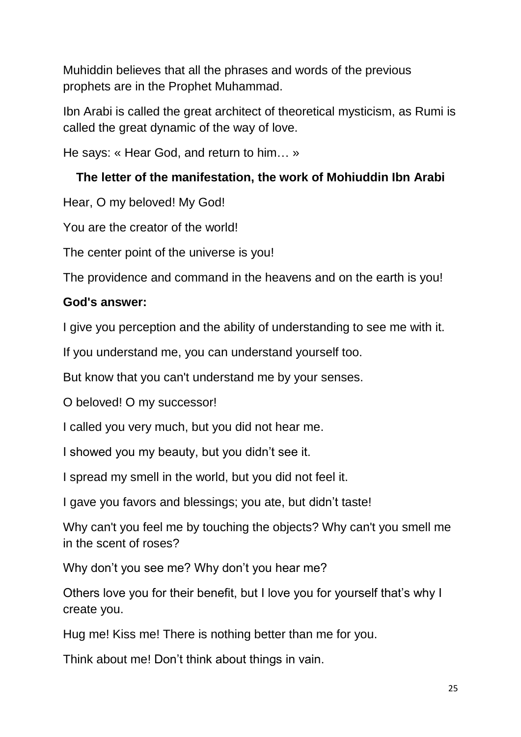Muhiddin believes that all the phrases and words of the previous prophets are in the Prophet Muhammad.

Ibn Arabi is called the great architect of theoretical mysticism, as Rumi is called the great dynamic of the way of love.

He says: « Hear God, and return to him… »

### The letter of the manifestation, the work of Mohiuddin Ibn Arabi

Hear, O my beloved! My God!

You are the creator of the world!

The center point of the universe is you!

The providence and command in the heavens and on the earth is you!

**God's answer:**

I give you perception and the ability of understanding to see me with it.

If you understand me, you can understand yourself too.

But know that you can't understand me by your senses.

O beloved! O my successor!

I called you very much, but you did not hear me.

I showed you my beauty, but you didn't see it.

I spread my smell in the world, but you did not feel it.

I gave you favors and blessings; you ate, but didn't taste!

Why can't you feel me by touching the objects? Why can't you smell me in the scent of roses?

Why don't you see me? Why don't you hear me?

Others love you for their benefit, but I love you for yourself that's why I create you.

Hug me! Kiss me! There is nothing better than me for you.

Think about me! Don't think about things in vain.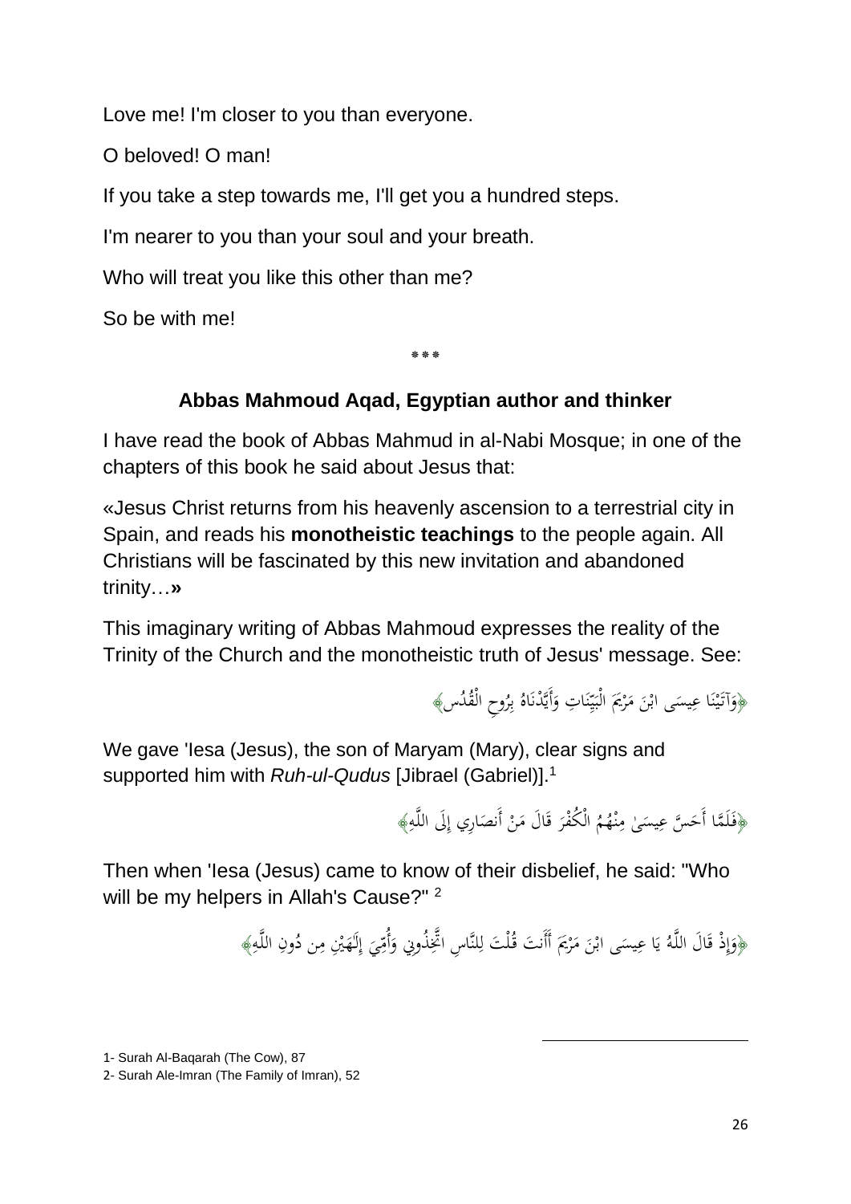Love me! I'm closer to you than everyone.

O beloved! O man!

If you take a step towards me, I'll get you a hundred steps.

I'm nearer to you than your soul and your breath.

Who will treat you like this other than me?

So be with me!

***

## Abbas Mahmoud Aqad, Egyptian author and thinker

I have read the book of Abbas Mahmud in al-Nabi Mosque; in one of the chapters of this book he said about Jesus that:

«Jesus Christ returns from his heavenly ascension to a terrestrial city in Spain, and reads his **monotheistic teachings** to the people again. All Christians will be fascinated by this new invitation and abandoned trinity…»

This imaginary writing of Abbas Mahmoud expresses the reality of the Trinity of the Church and the monotheistic truth of Jesus' message. See:

﴿وَآتَيْنَا عِيسَى ابْنَ مَرْيَمَ الْبَيِّنَاتِ وَأَيَّدْنَاهُ بِرُوحِ الْقُدُس﴾

We gave 'Iesa (Jesus), the son of Maryam (Mary), clear signs and supported him with *Ruh-ul-Qudus* [Jibrael (Gabriel)].[1]

﴿فَلَمَّا أَحَسَّ عِيسَىٰ مِنْهُمُ الْكُفْرَ قَالَ مَنْ أَنصَارِي إِلَى اللَّهِ﴾

Then when 'Iesa (Jesus) came to know of their disbelief, he said: "Who will be my helpers in Allah's Cause?" [2]

﴿وَإِذْ قَالَ اللَّهُ يَا عِيسَى ابْنَ مَرْيَمَ أَأَنتَ قُلْتَ لِلنَّاسِ اتَّخِذُونِي وَأُمِّيَ إِلَٰهَيْنِ مِن دُونِ اللَّهِ﴾

1- Surah Al-Baqarah (The Cow), 87

2- Surah Ale-Imran (The Family of Imran), 52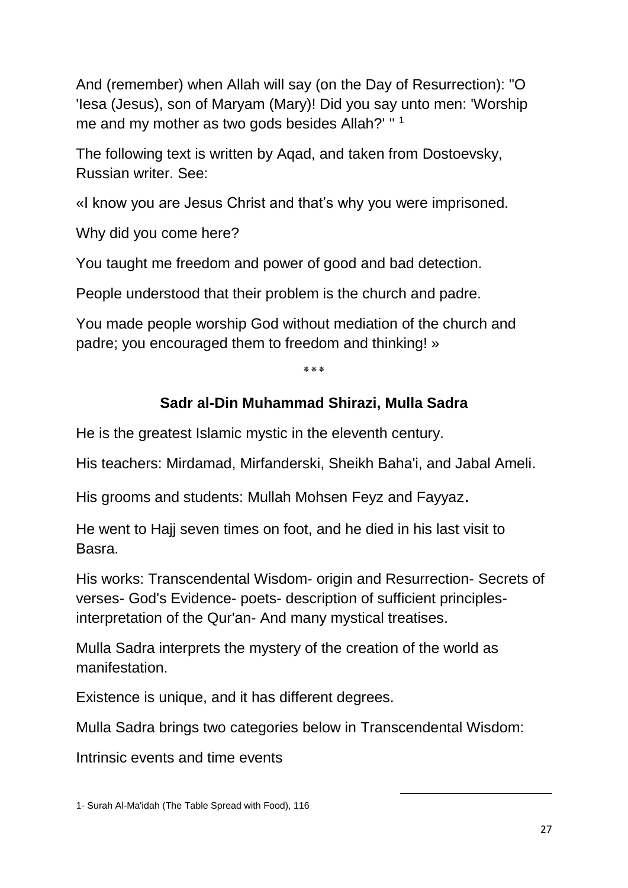And (remember) when Allah will say (on the Day of Resurrection): "O 'Iesa (Jesus), son of Maryam (Mary)! Did you say unto men: 'Worship me and my mother as two gods besides Allah?' "[1]

The following text is written by Aqad, and taken from Dostoevsky, Russian writer. See:

«I know you are Jesus Christ and that's why you were imprisoned.

Why did you come here?

You taught me freedom and power of good and bad detection.

People understood that their problem is the church and padre.

You made people worship God without mediation of the church and padre; you encouraged them to freedom and thinking! »

\*\*\*

### Sadr al-Din Muhammad Shirazi, Mulla Sadra

He is the greatest Islamic mystic in the eleventh century.

His teachers: Mirdamad, Mirfanderski, Sheikh Baha'i, and Jabal Ameli.

His grooms and students: Mullah Mohsen Feyz and Fayyaz.

He went to Hajj seven times on foot, and he died in his last visit to Basra.

His works: Transcendental Wisdom- origin and Resurrection- Secrets of verses- God's Evidence- poets- description of sufficient principles- interpretation of the Qur'an- And many mystical treatises.

Mulla Sadra interprets the mystery of the creation of the world as manifestation.

Existence is unique, and it has different degrees.

Mulla Sadra brings two categories below in Transcendental Wisdom:

Intrinsic events and time events

---

1- Surah Al-Ma'idah (The Table Spread with Food), 116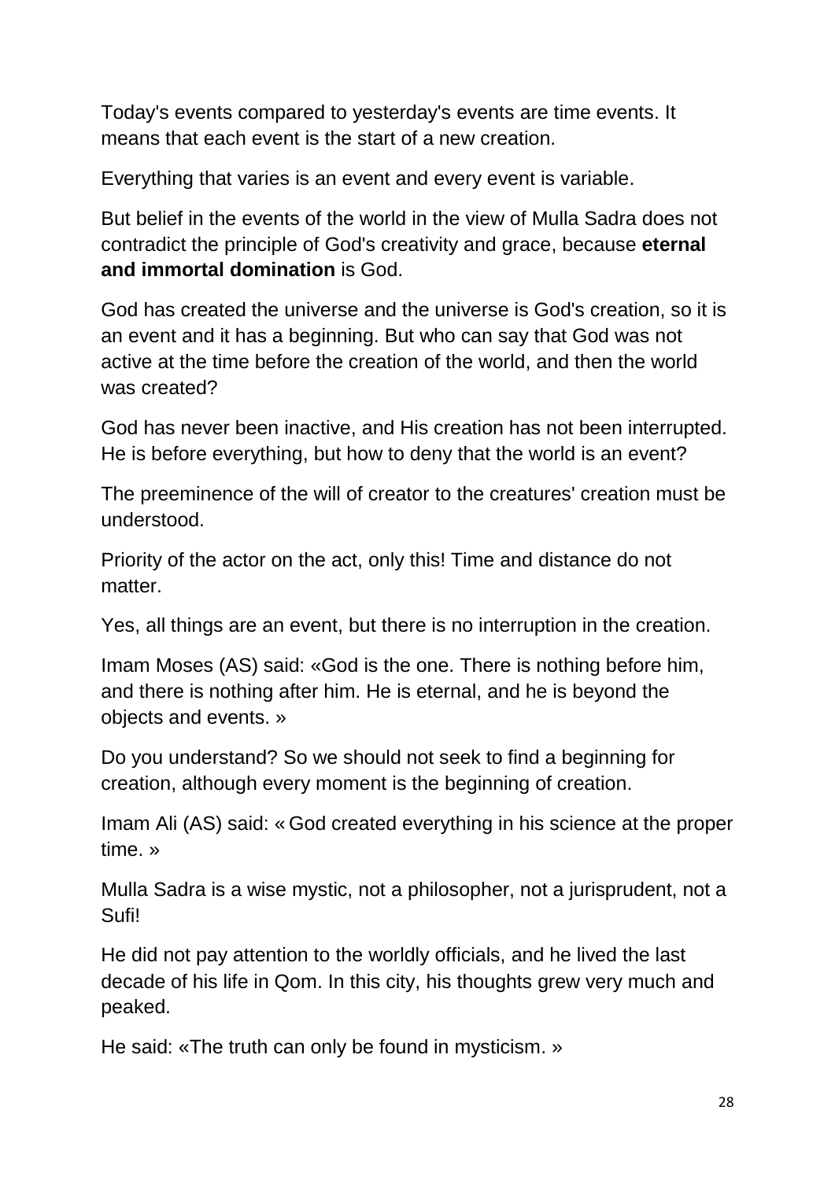Today's events compared to yesterday's events are time events. It means that each event is the start of a new creation.

Everything that varies is an event and every event is variable.

But belief in the events of the world in the view of Mulla Sadra does not contradict the principle of God's creativity and grace, because **eternal and immortal domination** is God.

God has created the universe and the universe is God's creation, so it is an event and it has a beginning. But who can say that God was not active at the time before the creation of the world, and then the world was created?

God has never been inactive, and His creation has not been interrupted. He is before everything, but how to deny that the world is an event?

The preeminence of the will of creator to the creatures' creation must be understood.

Priority of the actor on the act, only this! Time and distance do not matter.

Yes, all things are an event, but there is no interruption in the creation.

Imam Moses (AS) said: «God is the one. There is nothing before him, and there is nothing after him. He is eternal, and he is beyond the objects and events. »

Do you understand? So we should not seek to find a beginning for creation, although every moment is the beginning of creation.

Imam Ali (AS) said: « God created everything in his science at the proper time. »

Mulla Sadra is a wise mystic, not a philosopher, not a jurisprudent, not a Sufi!

He did not pay attention to the worldly officials, and he lived the last decade of his life in Qom. In this city, his thoughts grew very much and peaked.

He said: «The truth can only be found in mysticism. »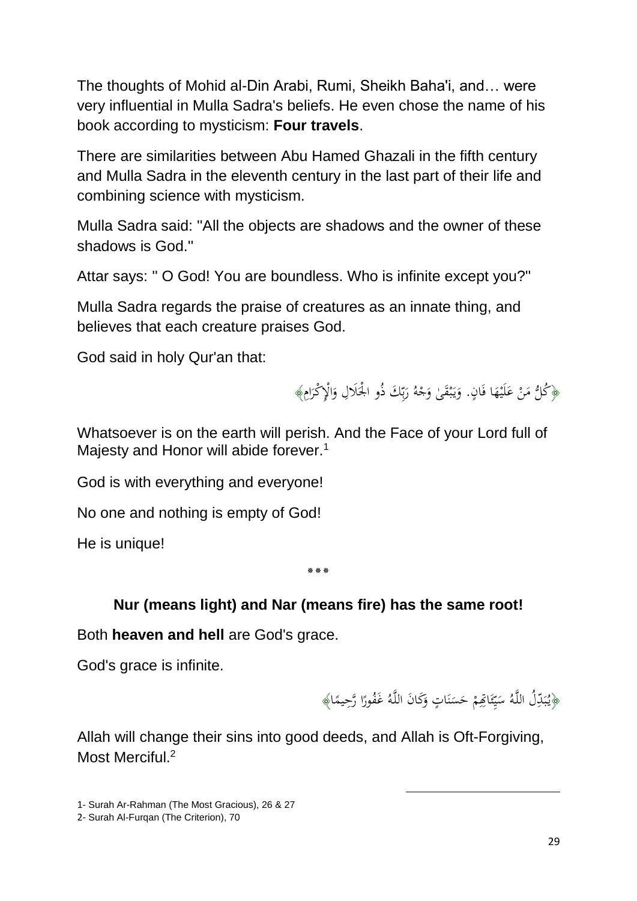The thoughts of Mohid al-Din Arabi, Rumi, Sheikh Baha'i, and… were very influential in Mulla Sadra's beliefs. He even chose the name of his book according to mysticism: **Four travels**.

There are similarities between Abu Hamed Ghazali in the fifth century and Mulla Sadra in the eleventh century in the last part of their life and combining science with mysticism.

Mulla Sadra said: "All the objects are shadows and the owner of these shadows is God."

Attar says: " O God! You are boundless. Who is infinite except you?"

Mulla Sadra regards the praise of creatures as an innate thing, and believes that each creature praises God.

God said in holy Qur'an that:

﴿كُلُّ مَنْ عَلَيْهَا فَانٍ. وَيَبْقَىٰ وَجْهُ رَبِّكَ ذُو الْجَلَالِ وَالْإِكْرَامِ﴾

Whatsoever is on the earth will perish. And the Face of your Lord full of Majesty and Honor will abide forever.[1]

God is with everything and everyone!

No one and nothing is empty of God!

He is unique!

***

### Nur (means light) and Nar (means fire) has the same root!

Both **heaven and hell** are God's grace.

God's grace is infinite.

﴿يُبَدِّلُ اللَّهُ سَيِّئَاتِهِمْ حَسَنَاتٍ وَكَانَ اللَّهُ غَفُورًا رَّحِيمًا﴾

Allah will change their sins into good deeds, and Allah is Oft-Forgiving, Most Merciful.[2]

---

1- Surah Ar-Rahman (The Most Gracious), 26 & 27

2- Surah Al-Furqan (The Criterion), 70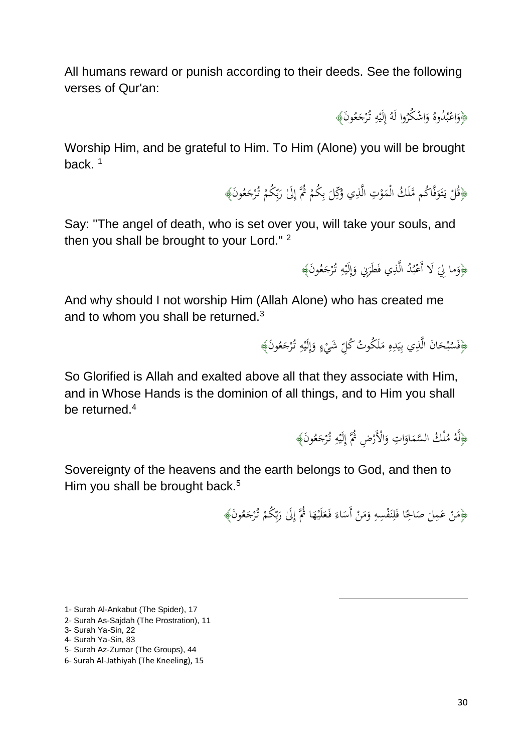All humans reward or punish according to their deeds. See the following verses of Qur'an:

﴿وَاعْبُدُوهُ وَاشْكُرُوا لَهُ إِلَيْهِ تُرْجَعُونَ﴾

Worship Him, and be grateful to Him. To Him (Alone) you will be brought back. [1]

﴿قُلْ يَتَوَفَّاكُم مَّلَكُ الْمَوْتِ الَّذِي وُكِّلَ بِكُمْ ثُمَّ إِلَىٰ رَبِّكُمْ تُرْجَعُونَ﴾

Say: "The angel of death, who is set over you, will take your souls, and then you shall be brought to your Lord." [2]

﴿وَما لِيَ لَا أَعْبُدُ الَّذِي فَطَرَنِي وَإِلَيْهِ تُرْجَعُونَ﴾

And why should I not worship Him (Allah Alone) who has created me and to whom you shall be returned.[3]

﴿فَسُبْحَانَ الَّذِي بِيَدِهِ مَلَكُوتُ كُلِّ شَيْءٍ وَإِلَيْهِ تُرْجَعُونَ﴾

So Glorified is Allah and exalted above all that they associate with Him, and in Whose Hands is the dominion of all things, and to Him you shall be returned.[4]

﴿لَّهُ مُلْكُ السَّمَاوَاتِ وَالْأَرْضِ ثُمَّ إِلَيْهِ تُرْجَعُونَ﴾

Sovereignty of the heavens and the earth belongs to God, and then to Him you shall be brought back.[5]

﴿مَنْ عَمِلَ صَالِحًا فَلِنَفْسِهِ وَمَنْ أَسَاءَ فَعَلَيْهَا ثُمَّ إِلَىٰ رَبِّكُمْ تُرْجَعُونَ﴾

---

1- Surah Al-Ankabut (The Spider), 17

2- Surah As-Sajdah (The Prostration), 11

3- Surah Ya-Sin, 22

4- Surah Ya-Sin, 83

5- Surah Az-Zumar (The Groups), 44

6- Surah Al-Jathiyah (The Kneeling), 15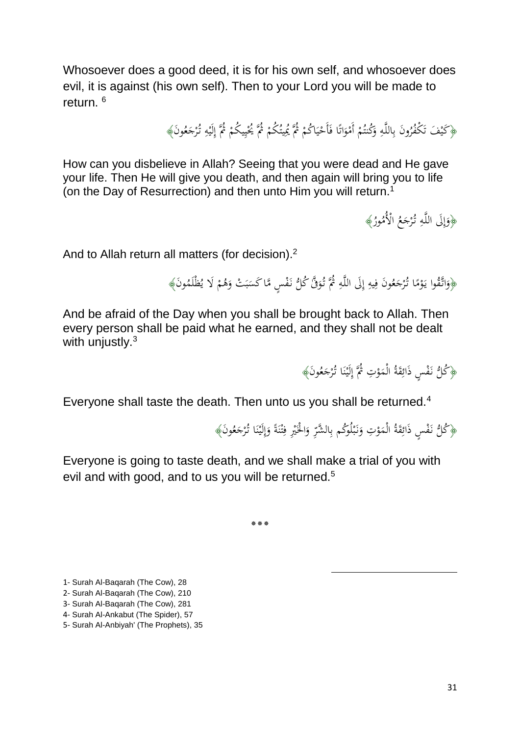Whosoever does a good deed, it is for his own self, and whosoever does evil, it is against (his own self). Then to your Lord you will be made to return. [6]

﴿كَيْفَ تَكْفُرُونَ بِاللَّهِ وَكُنتُمْ أَمْوَاتًا فَأَحْيَاكُمْ ثُمَّ يُمِيتُكُمْ ثُمَّ يُحْيِيكُمْ ثُمَّ إِلَيْهِ تُرْجَعُونَ﴾

How can you disbelieve in Allah? Seeing that you were dead and He gave your life. Then He will give you death, and then again will bring you to life (on the Day of Resurrection) and then unto Him you will return.[1]

﴿وَإِلَى اللَّهِ تُرْجَعُ الْأُمُورُ﴾

And to Allah return all matters (for decision).[2]

﴿وَاتَّقُوا يَوْمًا تُرْجَعُونَ فِيهِ إِلَى اللَّهِ ثُمَّ تُوَفَّىٰ كُلُّ نَفْسٍ مَّا كَسَبَتْ وَهُمْ لَا يُظْلَمُونَ﴾

And be afraid of the Day when you shall be brought back to Allah. Then every person shall be paid what he earned, and they shall not be dealt with unjustly.[3]

﴿كُلُّ نَفْسٍ ذَائِقَةُ الْمَوْتِ ثُمَّ إِلَيْنَا تُرْجَعُونَ﴾

Everyone shall taste the death. Then unto us you shall be returned.[4]

﴿كُلُّ نَفْسٍ ذَائِقَةُ الْمَوْتِ وَنَبْلُوكُم بِالشَّرِّ وَالْخَيْرِ فِتْنَةً وَإِلَيْنَا تُرْجَعُونَ﴾

Everyone is going to taste death, and we shall make a trial of you with evil and with good, and to us you will be returned.[5]

***

---

1- Surah Al-Baqarah (The Cow), 28

2- Surah Al-Baqarah (The Cow), 210

3- Surah Al-Baqarah (The Cow), 281

4- Surah Al-Ankabut (The Spider), 57

5- Surah Al-Anbiyah' (The Prophets), 35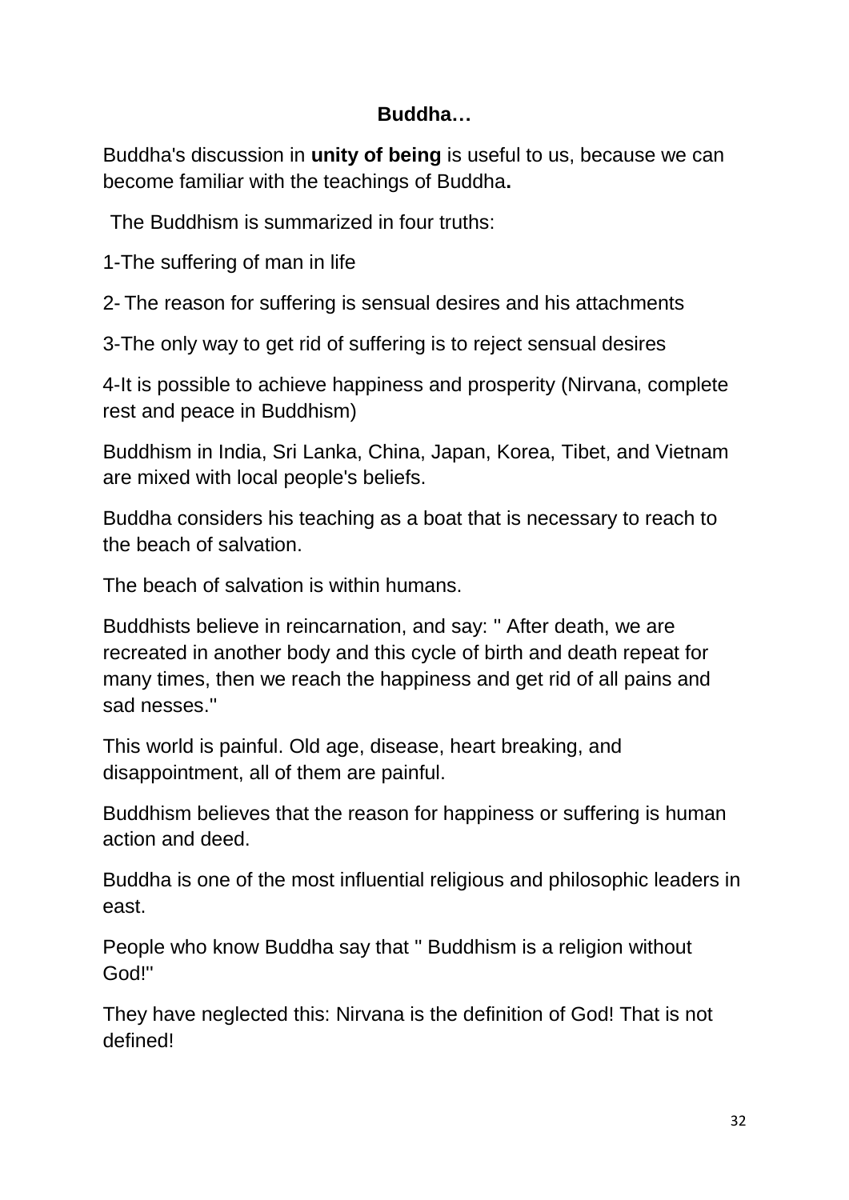**Buddha…**

Buddha's discussion in **unity of being** is useful to us, because we can become familiar with the teachings of Buddha**.**

The Buddhism is summarized in four truths:

1-The suffering of man in life

2- The reason for suffering is sensual desires and his attachments

3-The only way to get rid of suffering is to reject sensual desires

4-It is possible to achieve happiness and prosperity (Nirvana, complete rest and peace in Buddhism)

Buddhism in India, Sri Lanka, China, Japan, Korea, Tibet, and Vietnam are mixed with local people's beliefs.

Buddha considers his teaching as a boat that is necessary to reach to the beach of salvation.

The beach of salvation is within humans.

Buddhists believe in reincarnation, and say: " After death, we are recreated in another body and this cycle of birth and death repeat for many times, then we reach the happiness and get rid of all pains and sad nesses."

This world is painful. Old age, disease, heart breaking, and disappointment, all of them are painful.

Buddhism believes that the reason for happiness or suffering is human action and deed.

Buddha is one of the most influential religious and philosophic leaders in east.

People who know Buddha say that " Buddhism is a religion without God!"

They have neglected this: Nirvana is the definition of God! That is not defined!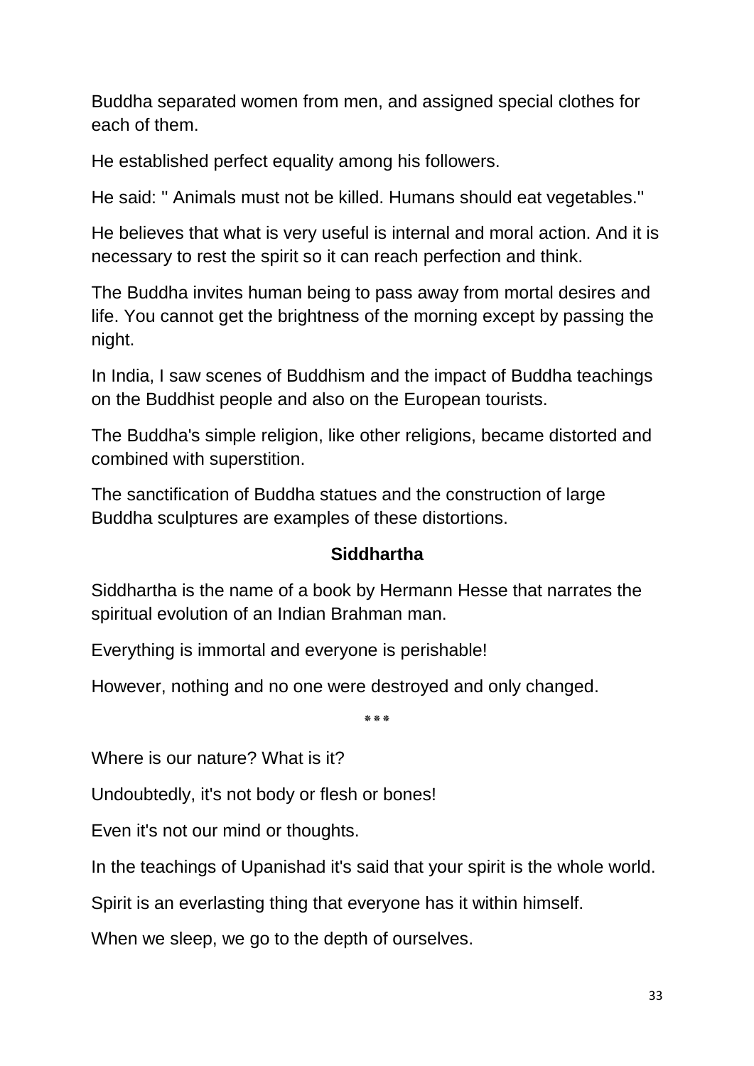Buddha separated women from men, and assigned special clothes for each of them.

He established perfect equality among his followers.

He said: " Animals must not be killed. Humans should eat vegetables."

He believes that what is very useful is internal and moral action. And it is necessary to rest the spirit so it can reach perfection and think.

The Buddha invites human being to pass away from mortal desires and life. You cannot get the brightness of the morning except by passing the night.

In India, I saw scenes of Buddhism and the impact of Buddha teachings on the Buddhist people and also on the European tourists.

The Buddha's simple religion, like other religions, became distorted and combined with superstition.

The sanctification of Buddha statues and the construction of large Buddha sculptures are examples of these distortions.

### Siddhartha

Siddhartha is the name of a book by Hermann Hesse that narrates the spiritual evolution of an Indian Brahman man.

Everything is immortal and everyone is perishable!

However, nothing and no one were destroyed and only changed.

***

Where is our nature? What is it?

Undoubtedly, it's not body or flesh or bones!

Even it's not our mind or thoughts.

In the teachings of Upanishad it's said that your spirit is the whole world.

Spirit is an everlasting thing that everyone has it within himself.

When we sleep, we go to the depth of ourselves.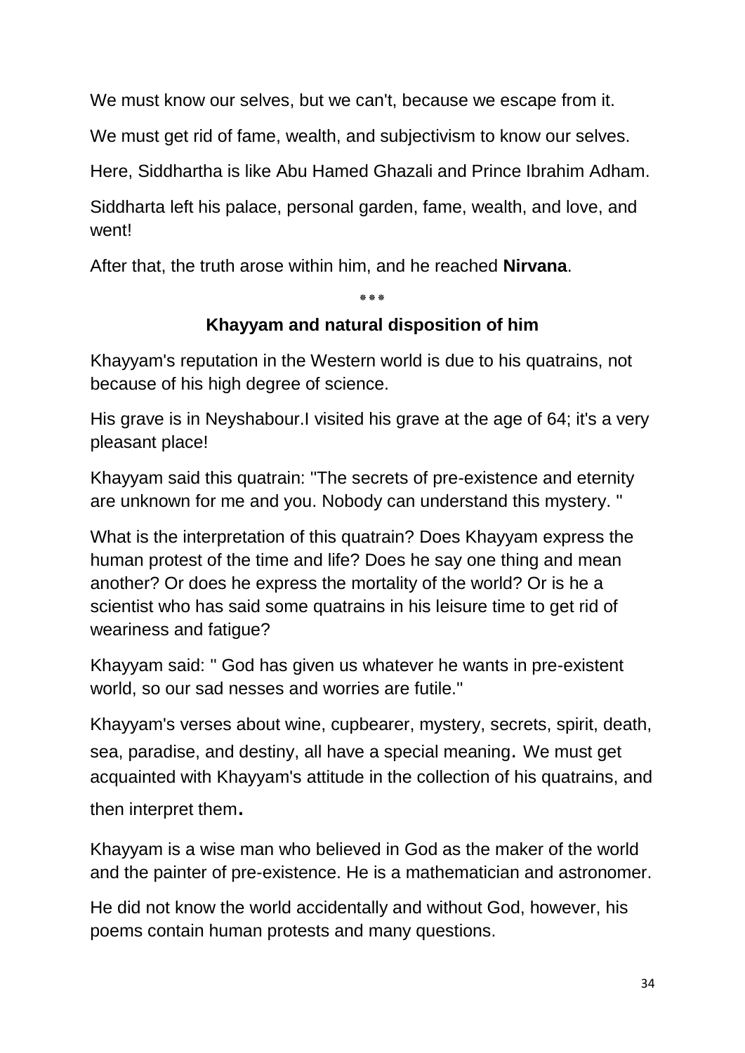We must know our selves, but we can't, because we escape from it.

We must get rid of fame, wealth, and subjectivism to know our selves.

Here, Siddhartha is like Abu Hamed Ghazali and Prince Ibrahim Adham.

Siddharta left his palace, personal garden, fame, wealth, and love, and went!

After that, the truth arose within him, and he reached **Nirvana**.

***

## Khayyam and natural disposition of him

Khayyam's reputation in the Western world is due to his quatrains, not because of his high degree of science.

His grave is in Neyshabour.I visited his grave at the age of 64; it's a very pleasant place!

Khayyam said this quatrain: "The secrets of pre-existence and eternity are unknown for me and you. Nobody can understand this mystery. "

What is the interpretation of this quatrain? Does Khayyam express the human protest of the time and life? Does he say one thing and mean another? Or does he express the mortality of the world? Or is he a scientist who has said some quatrains in his leisure time to get rid of weariness and fatigue?

Khayyam said: " God has given us whatever he wants in pre-existent world, so our sad nesses and worries are futile."

Khayyam's verses about wine, cupbearer, mystery, secrets, spirit, death, sea, paradise, and destiny, all have a special meaning. We must get acquainted with Khayyam's attitude in the collection of his quatrains, and then interpret them.

Khayyam is a wise man who believed in God as the maker of the world and the painter of pre-existence. He is a mathematician and astronomer.

He did not know the world accidentally and without God, however, his poems contain human protests and many questions.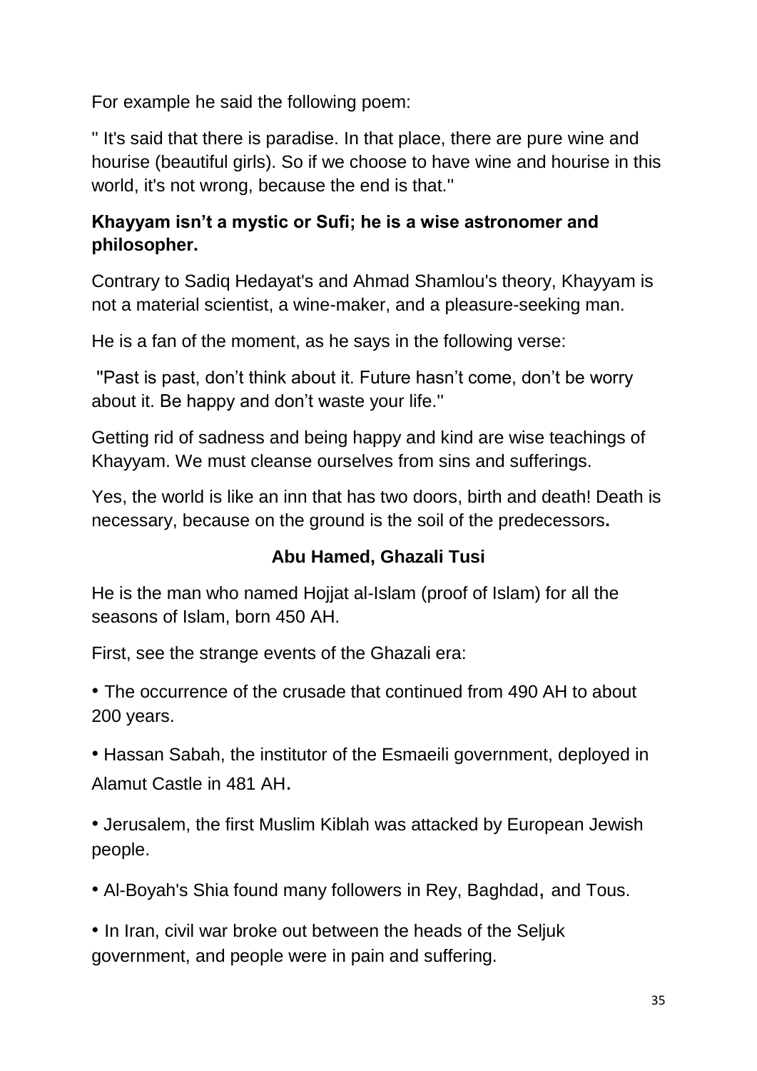For example he said the following poem:

'' It's said that there is paradise. In that place, there are pure wine and hourise (beautiful girls). So if we choose to have wine and hourise in this world, it's not wrong, because the end is that.''

**Khayyam isn't a mystic or Sufi; he is a wise astronomer and philosopher.**

Contrary to Sadiq Hedayat's and Ahmad Shamlou's theory, Khayyam is not a material scientist, a wine-maker, and a pleasure-seeking man.

He is a fan of the moment, as he says in the following verse:

''Past is past, don't think about it. Future hasn't come, don't be worry about it. Be happy and don't waste your life.''

Getting rid of sadness and being happy and kind are wise teachings of Khayyam. We must cleanse ourselves from sins and sufferings.

Yes, the world is like an inn that has two doors, birth and death! Death is necessary, because on the ground is the soil of the predecessors**.**

### Abu Hamed, Ghazali Tusi

He is the man who named Hojjat al-Islam (proof of Islam) for all the seasons of Islam, born 450 AH.

First, see the strange events of the Ghazali era:

- The occurrence of the crusade that continued from 490 AH to about 200 years.
- Hassan Sabah, the institutor of the Esmaeili government, deployed in Alamut Castle in 481 AH.
- Jerusalem, the first Muslim Kiblah was attacked by European Jewish people.
- Al-Boyah's Shia found many followers in Rey, Baghdad, and Tous.
- In Iran, civil war broke out between the heads of the Seljuk government, and people were in pain and suffering.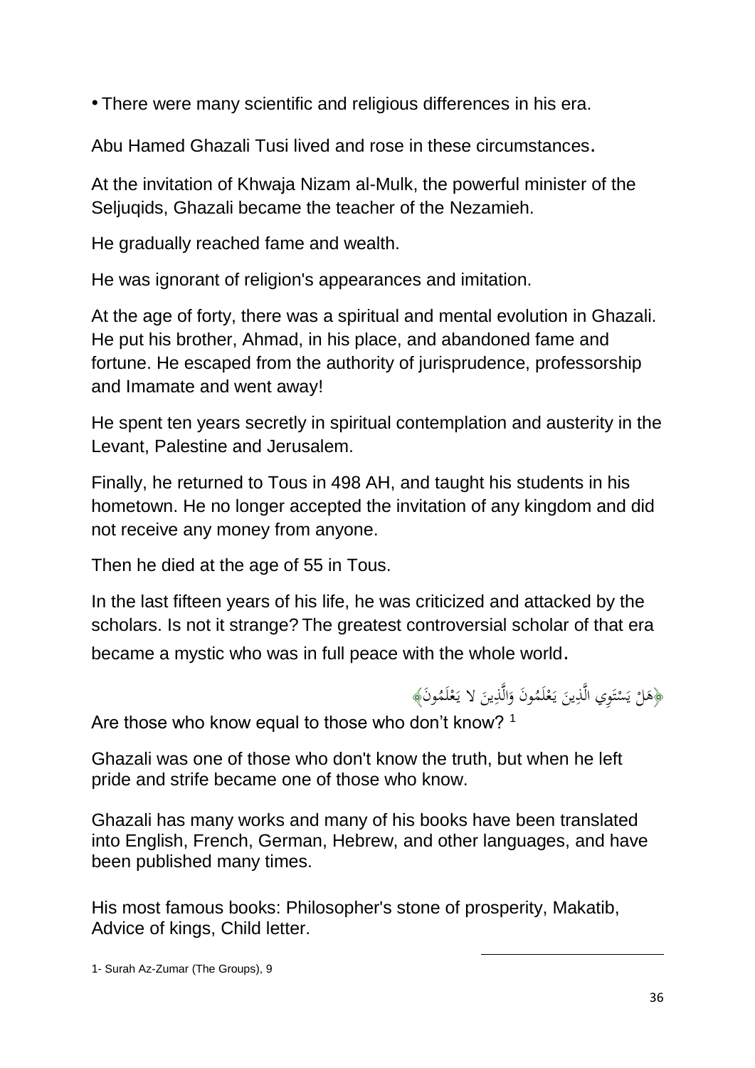- There were many scientific and religious differences in his era.

Abu Hamed Ghazali Tusi lived and rose in these circumstances.

At the invitation of Khwaja Nizam al-Mulk, the powerful minister of the Seljuqids, Ghazali became the teacher of the Nezamieh.

He gradually reached fame and wealth.

He was ignorant of religion's appearances and imitation.

At the age of forty, there was a spiritual and mental evolution in Ghazali. He put his brother, Ahmad, in his place, and abandoned fame and fortune. He escaped from the authority of jurisprudence, professorship and Imamate and went away!

He spent ten years secretly in spiritual contemplation and austerity in the Levant, Palestine and Jerusalem.

Finally, he returned to Tous in 498 AH, and taught his students in his hometown. He no longer accepted the invitation of any kingdom and did not receive any money from anyone.

Then he died at the age of 55 in Tous.

In the last fifteen years of his life, he was criticized and attacked by the scholars. Is not it strange? The greatest controversial scholar of that era became a mystic who was in full peace with the whole world.

﴿هَلْ يَسْتَوِي الَّذِينَ يَعْلَمُونَ وَالَّذِينَ لا يَعْلَمُونَ﴾

Are those who know equal to those who don't know? [1]

Ghazali was one of those who don't know the truth, but when he left pride and strife became one of those who know.

Ghazali has many works and many of his books have been translated into English, French, German, Hebrew, and other languages, and have been published many times.

His most famous books: Philosopher's stone of prosperity, Makatib, Advice of kings, Child letter.

---

1- Surah Az-Zumar (The Groups), 9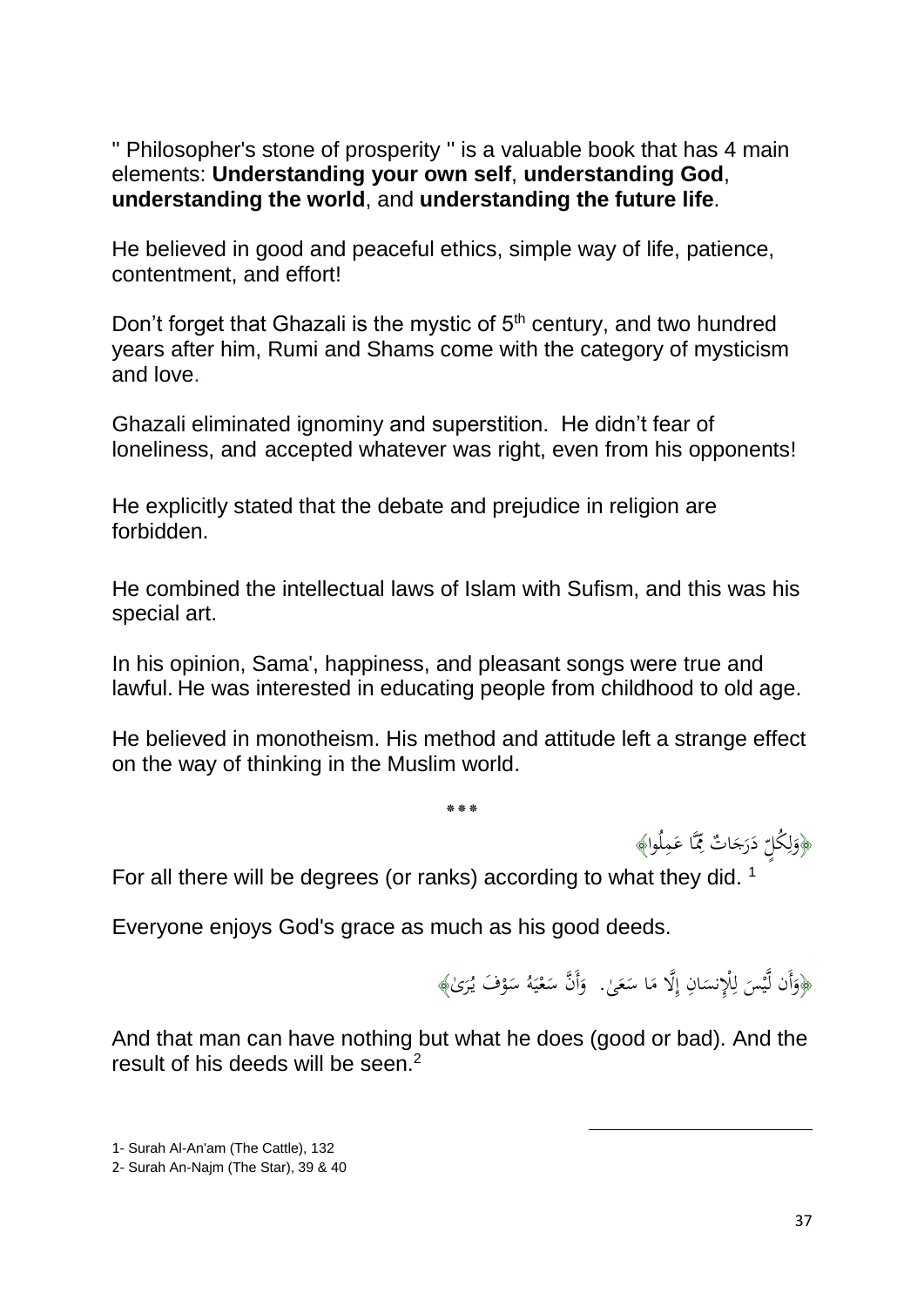" Philosopher's stone of prosperity " is a valuable book that has 4 main elements: **Understanding your own self**, **understanding God**, **understanding the world**, and **understanding the future life**.

He believed in good and peaceful ethics, simple way of life, patience, contentment, and effort!

Don't forget that Ghazali is the mystic of 5th century, and two hundred years after him, Rumi and Shams come with the category of mysticism and love.

Ghazali eliminated ignominy and superstition. He didn't fear of loneliness, and accepted whatever was right, even from his opponents!

He explicitly stated that the debate and prejudice in religion are forbidden.

He combined the intellectual laws of Islam with Sufism, and this was his special art.

In his opinion, Sama', happiness, and pleasant songs were true and lawful. He was interested in educating people from childhood to old age.

He believed in monotheism. His method and attitude left a strange effect on the way of thinking in the Muslim world.

\*\*\*

﴿وَلِكُلٍّ دَرَجَاتٌ مِّمَّا عَمِلُوا﴾

For all there will be degrees (or ranks) according to what they did. [1]

Everyone enjoys God's grace as much as his good deeds.

﴿وَأَن لَّيْسَ لِلْإِنسَانِ إِلَّا مَا سَعَىٰ. وَأَنَّ سَعْيَهُ سَوْفَ يُرَىٰ﴾

And that man can have nothing but what he does (good or bad). And the result of his deeds will be seen.[2]

---

1- Surah Al-An'am (The Cattle), 132

2- Surah An-Najm (The Star), 39 & 40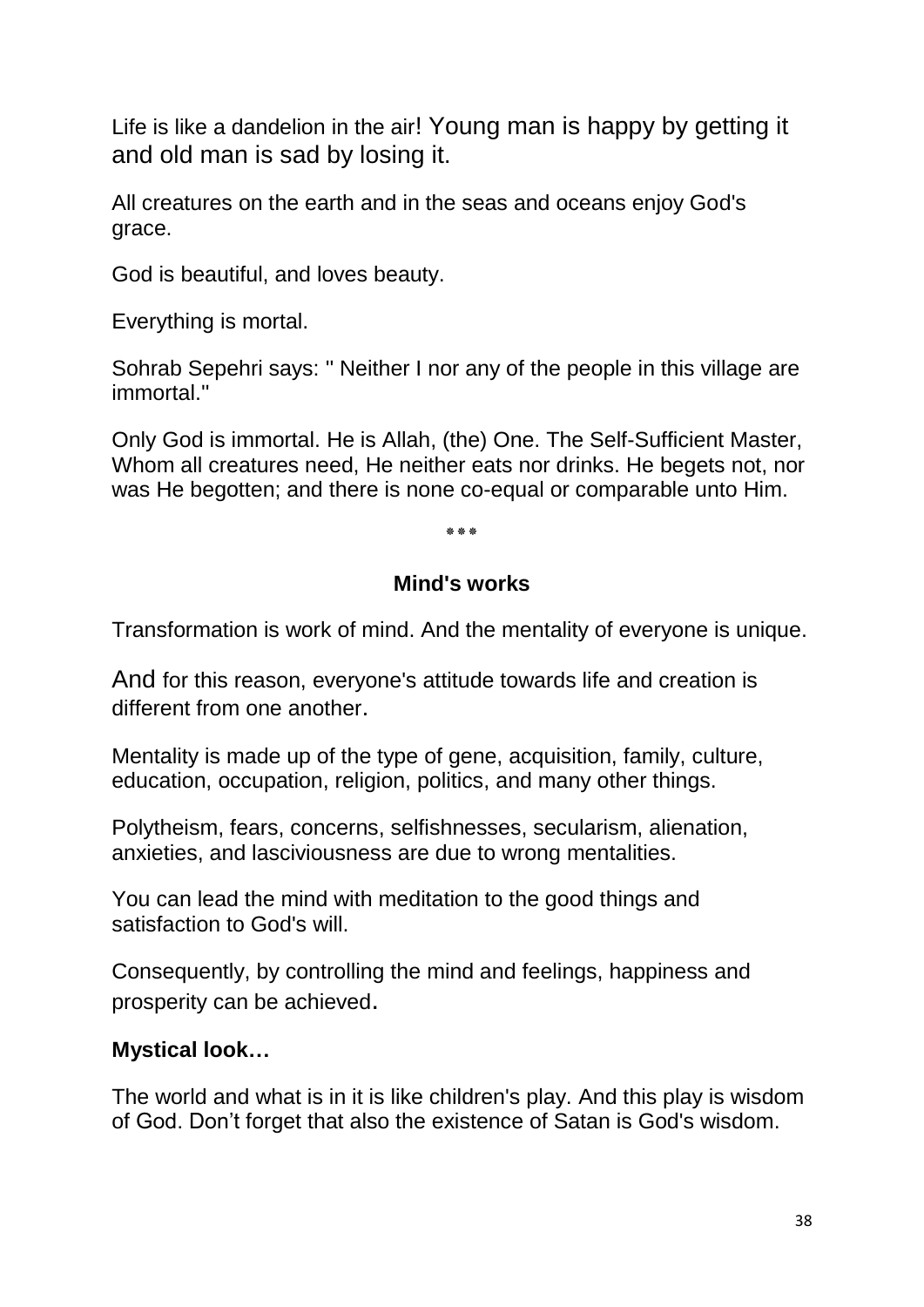Life is like a dandelion in the air! Young man is happy by getting it and old man is sad by losing it.

All creatures on the earth and in the seas and oceans enjoy God's grace.

God is beautiful, and loves beauty.

Everything is mortal.

Sohrab Sepehri says: " Neither I nor any of the people in this village are immortal."

Only God is immortal. He is Allah, (the) One. The Self-Sufficient Master, Whom all creatures need, He neither eats nor drinks. He begets not, nor was He begotten; and there is none co-equal or comparable unto Him.

***

### Mind's works

Transformation is work of mind. And the mentality of everyone is unique.

And for this reason, everyone's attitude towards life and creation is different from one another.

Mentality is made up of the type of gene, acquisition, family, culture, education, occupation, religion, politics, and many other things.

Polytheism, fears, concerns, selfishnesses, secularism, alienation, anxieties, and lasciviousness are due to wrong mentalities.

You can lead the mind with meditation to the good things and satisfaction to God's will.

Consequently, by controlling the mind and feelings, happiness and prosperity can be achieved.

**Mystical look…**

The world and what is in it is like children's play. And this play is wisdom of God. Don't forget that also the existence of Satan is God's wisdom.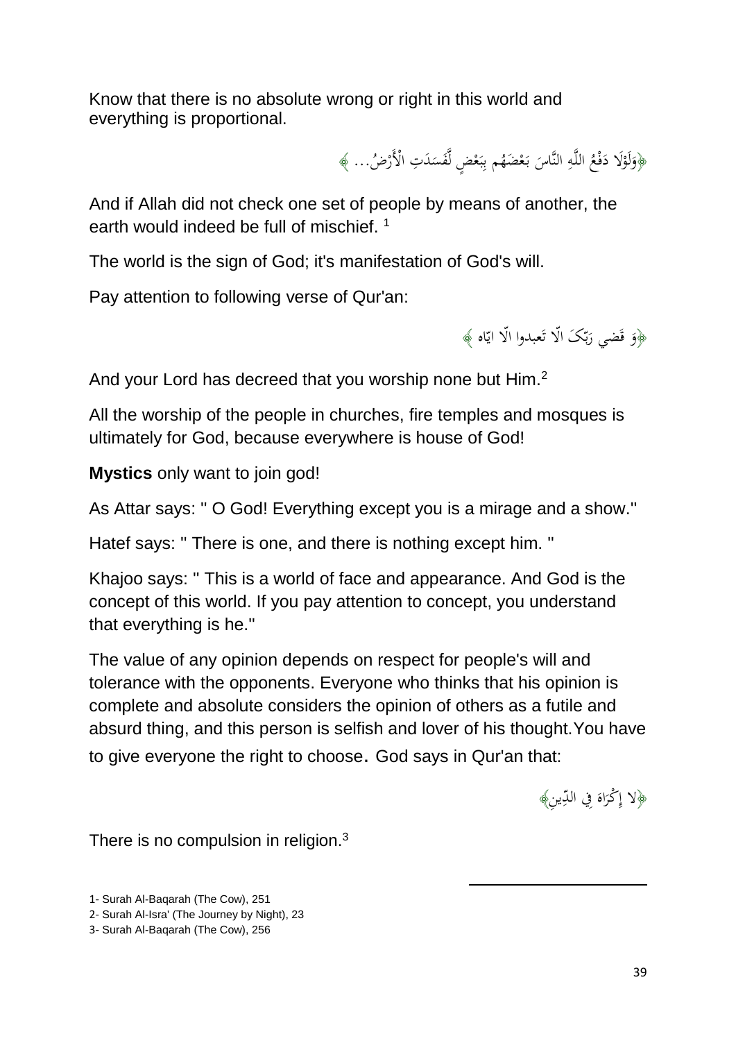Know that there is no absolute wrong or right in this world and everything is proportional.

﴿وَلَوْلَا دَفْعُ اللَّهِ النَّاسَ بَعْضَهُم بِبَعْضٍ لَّفَسَدَتِ الْأَرْضُ... ﴾

And if Allah did not check one set of people by means of another, the earth would indeed be full of mischief. [1]

The world is the sign of God; it's manifestation of God's will.

Pay attention to following verse of Qur'an:

﴿وَ قَضي رَبّکَ الّا تَعبدوا الّا ایّاه ﴾

And your Lord has decreed that you worship none but Him.[2]

All the worship of the people in churches, fire temples and mosques is ultimately for God, because everywhere is house of God!

**Mystics** only want to join god!

As Attar says: " O God! Everything except you is a mirage and a show."

Hatef says: " There is one, and there is nothing except him. "

Khajoo says: " This is a world of face and appearance. And God is the concept of this world. If you pay attention to concept, you understand that everything is he."

The value of any opinion depends on respect for people's will and tolerance with the opponents. Everyone who thinks that his opinion is complete and absolute considers the opinion of others as a futile and absurd thing, and this person is selfish and lover of his thought.You have to give everyone the right to choose. God says in Qur'an that:

﴿لا إِكْرَاهَ فِي الدِّينِ﴾

There is no compulsion in religion.[3]

---

1- Surah Al-Baqarah (The Cow), 251

2- Surah Al-Isra' (The Journey by Night), 23

3- Surah Al-Baqarah (The Cow), 256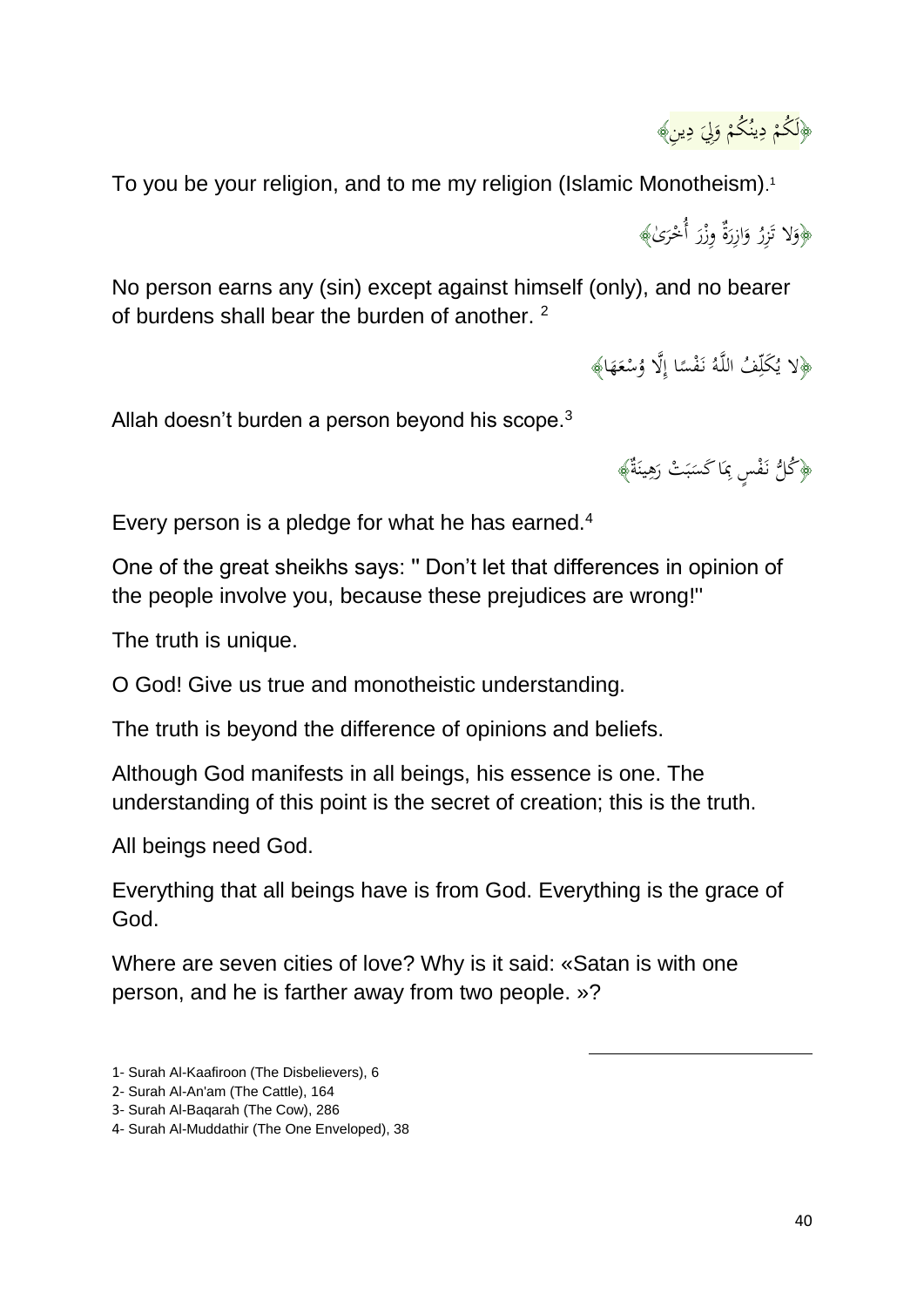﴿لَكُمْ دِينُكُمْ وَلِيَ دِينِ﴾

To you be your religion, and to me my religion (Islamic Monotheism).[1]

﴿وَلا تَزِرُ وَازِرَةٌ وِزْرَ أُخْرَىٰ﴾

No person earns any (sin) except against himself (only), and no bearer of burdens shall bear the burden of another. [2]

﴿لا يُكَلِّفُ اللَّهُ نَفْسًا إِلَّا وُسْعَهَا﴾

Allah doesn't burden a person beyond his scope.[3]

﴿كُلُّ نَفْسٍ بِمَا كَسَبَتْ رَهِينَةٌ﴾

Every person is a pledge for what he has earned.[4]

One of the great sheikhs says: " Don't let that differences in opinion of the people involve you, because these prejudices are wrong!"

The truth is unique.

O God! Give us true and monotheistic understanding.

The truth is beyond the difference of opinions and beliefs.

Although God manifests in all beings, his essence is one. The understanding of this point is the secret of creation; this is the truth.

All beings need God.

Everything that all beings have is from God. Everything is the grace of God.

Where are seven cities of love? Why is it said: «Satan is with one person, and he is farther away from two people. »?

---

1- Surah Al-Kaafiroon (The Disbelievers), 6

2- Surah Al-An'am (The Cattle), 164

3- Surah Al-Baqarah (The Cow), 286

4- Surah Al-Muddathir (The One Enveloped), 38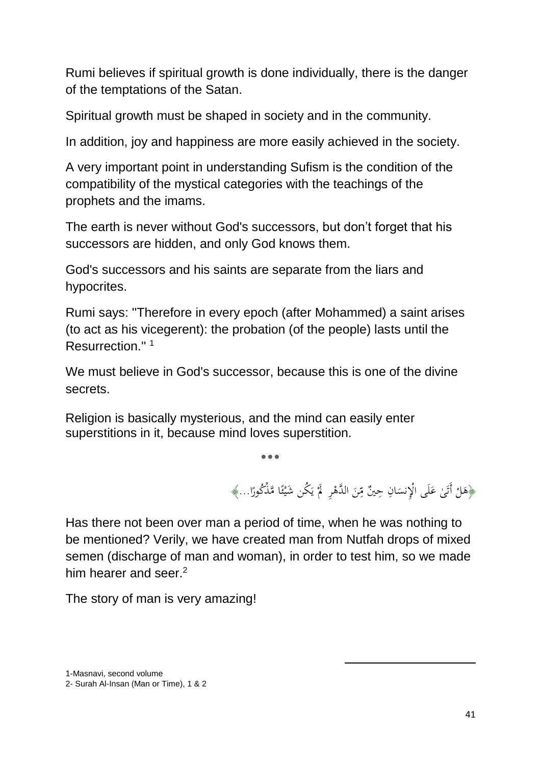Rumi believes if spiritual growth is done individually, there is the danger of the temptations of the Satan.

Spiritual growth must be shaped in society and in the community.

In addition, joy and happiness are more easily achieved in the society.

A very important point in understanding Sufism is the condition of the compatibility of the mystical categories with the teachings of the prophets and the imams.

The earth is never without God's successors, but don't forget that his successors are hidden, and only God knows them.

God's successors and his saints are separate from the liars and hypocrites.

Rumi says: "Therefore in every epoch (after Mohammed) a saint arises (to act as his vicegerent): the probation (of the people) lasts until the Resurrection." [1]

We must believe in God's successor, because this is one of the divine secrets.

Religion is basically mysterious, and the mind can easily enter superstitions in it, because mind loves superstition.

***

﴿هَلْ أَتَىٰ عَلَى الْإِنسَانِ حِينٌ مِّنَ الدَّهْرِ لَمْ يَكُن شَيْئًا مَّذْكُورًا...﴾

Has there not been over man a period of time, when he was nothing to be mentioned? Verily, we have created man from Nutfah drops of mixed semen (discharge of man and woman), in order to test him, so we made him hearer and seer.[2]

The story of man is very amazing!

1-Masnavi, second volume
2- Surah Al-Insan (Man or Time), 1 & 2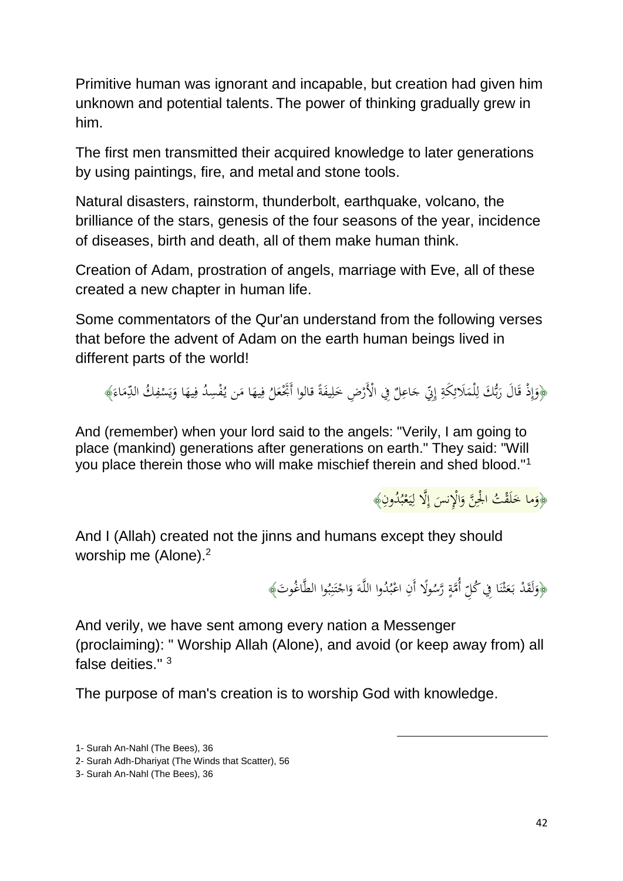Primitive human was ignorant and incapable, but creation had given him unknown and potential talents. The power of thinking gradually grew in him.

The first men transmitted their acquired knowledge to later generations by using paintings, fire, and metal and stone tools.

Natural disasters, rainstorm, thunderbolt, earthquake, volcano, the brilliance of the stars, genesis of the four seasons of the year, incidence of diseases, birth and death, all of them make human think.

Creation of Adam, prostration of angels, marriage with Eve, all of these created a new chapter in human life.

Some commentators of the Qur'an understand from the following verses that before the advent of Adam on the earth human beings lived in different parts of the world!

﴿وَإِذْ قَالَ رَبُّكَ لِلْمَلَائِكَةِ إِنِّي جَاعِلٌ فِي الْأَرْضِ خَلِيفَةً قالوا أَتَجْعَلُ فِيهَا مَن يُفْسِدُ فِيهَا وَيَسْفِكُ الدِّمَاءَ﴾

And (remember) when your lord said to the angels: "Verily, I am going to place (mankind) generations after generations on earth." They said: "Will you place therein those who will make mischief therein and shed blood."[1]

﴿وَما خَلَقْتُ الْجِنَّ وَالْإِنسَ إِلَّا لِيَعْبُدُونِ﴾

And I (Allah) created not the jinns and humans except they should worship me (Alone).[2]

﴿وَلَقَدْ بَعَثْنَا فِي كُلِّ أُمَّةٍ رَّسُولًا أَنِ اعْبُدُوا اللَّهَ وَاجْتَنِبُوا الطَّاغُوتَ﴾

And verily, we have sent among every nation a Messenger (proclaiming): " Worship Allah (Alone), and avoid (or keep away from) all false deities." [3]

The purpose of man's creation is to worship God with knowledge.

---

1- Surah An-Nahl (The Bees), 36

2- Surah Adh-Dhariyat (The Winds that Scatter), 56

3- Surah An-Nahl (The Bees), 36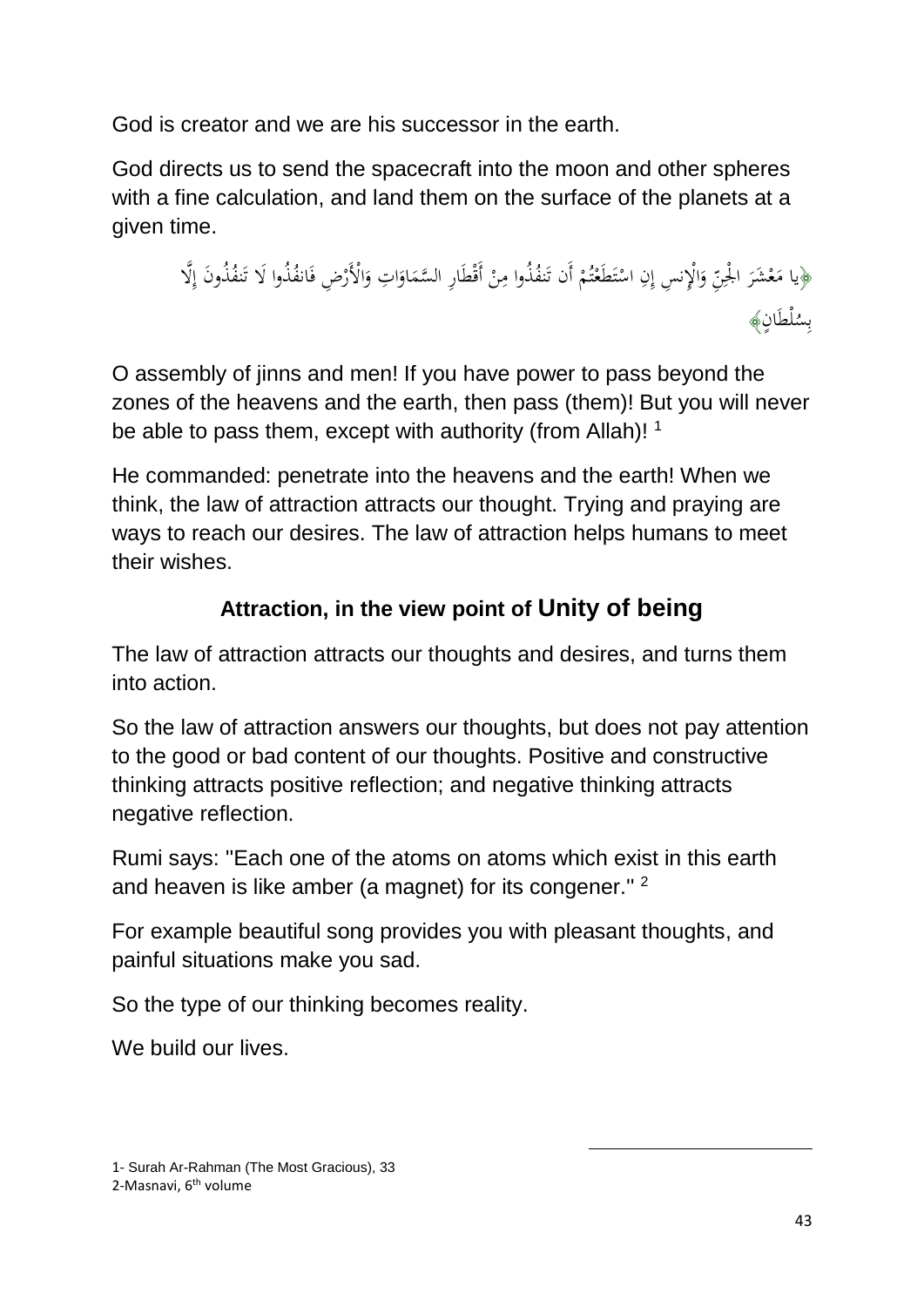God is creator and we are his successor in the earth.

God directs us to send the spacecraft into the moon and other spheres with a fine calculation, and land them on the surface of the planets at a given time.

﴿يا مَعْشَرَ الْجِنِّ وَالْإِنسِ إِنِ اسْتَطَعْتُمْ أَن تَنفُذُوا مِنْ أَقْطَارِ السَّمَاوَاتِ وَالْأَرْضِ فَانفُذُوا لَا تَنفُذُونَ إِلَّا بِسُلْطَانٍ﴾

O assembly of jinns and men! If you have power to pass beyond the zones of the heavens and the earth, then pass (them)! But you will never be able to pass them, except with authority (from Allah)! [1]

He commanded: penetrate into the heavens and the earth! When we think, the law of attraction attracts our thought. Trying and praying are ways to reach our desires. The law of attraction helps humans to meet their wishes.

## Attraction, in the view point of Unity of being

The law of attraction attracts our thoughts and desires, and turns them into action.

So the law of attraction answers our thoughts, but does not pay attention to the good or bad content of our thoughts. Positive and constructive thinking attracts positive reflection; and negative thinking attracts negative reflection.

Rumi says: "Each one of the atoms on atoms which exist in this earth and heaven is like amber (a magnet) for its congener." [2]

For example beautiful song provides you with pleasant thoughts, and painful situations make you sad.

So the type of our thinking becomes reality.

We build our lives.

---

1- Surah Ar-Rahman (The Most Gracious), 33

2-Masnavi, 6th volume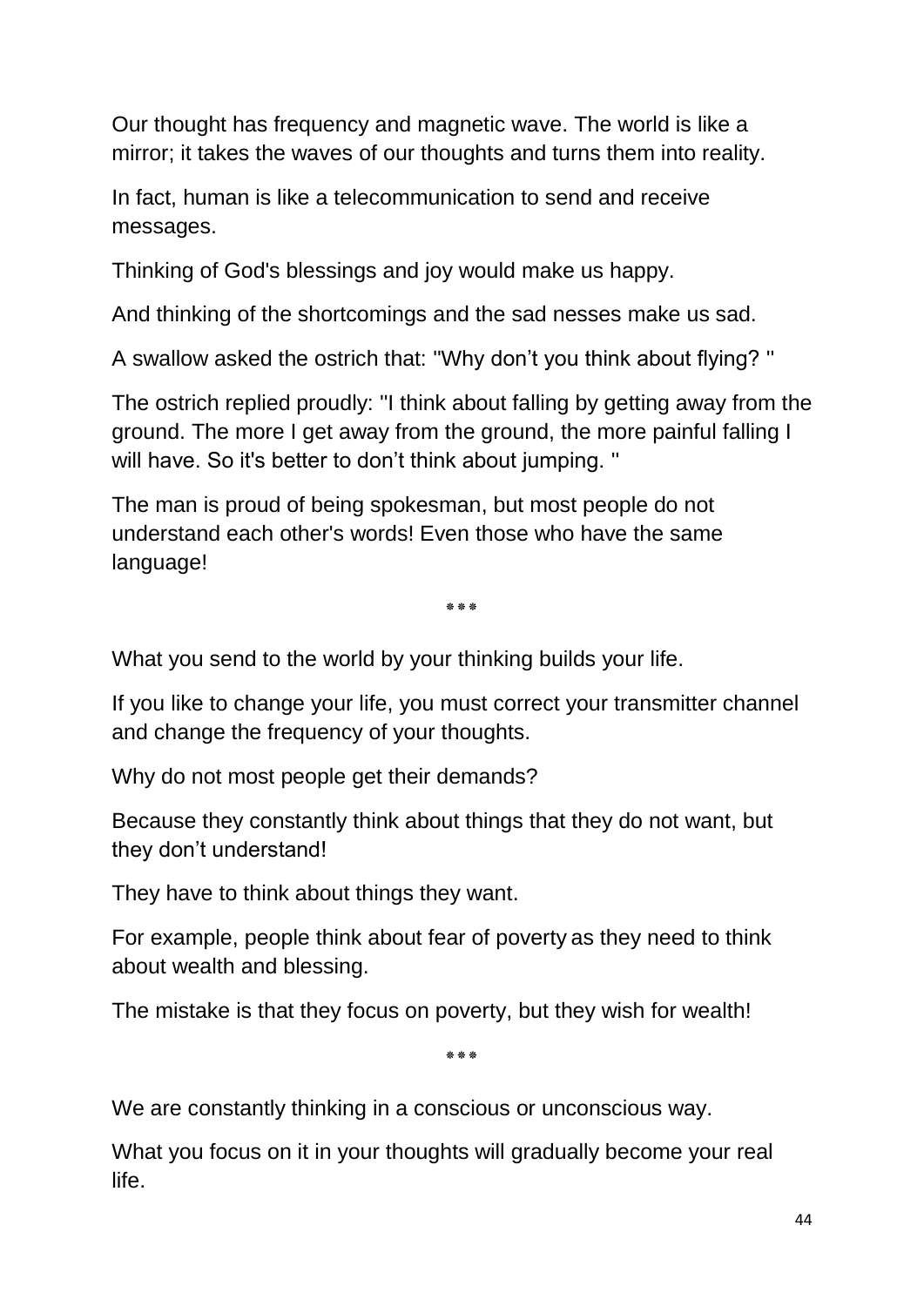Our thought has frequency and magnetic wave. The world is like a mirror; it takes the waves of our thoughts and turns them into reality.

In fact, human is like a telecommunication to send and receive messages.

Thinking of God's blessings and joy would make us happy.

And thinking of the shortcomings and the sad nesses make us sad.

A swallow asked the ostrich that: "Why don’t you think about flying? "

The ostrich replied proudly: "I think about falling by getting away from the ground. The more I get away from the ground, the more painful falling I will have. So it's better to don’t think about jumping. "

The man is proud of being spokesman, but most people do not understand each other's words! Even those who have the same language!

***

What you send to the world by your thinking builds your life.

If you like to change your life, you must correct your transmitter channel and change the frequency of your thoughts.

Why do not most people get their demands?

Because they constantly think about things that they do not want, but they don’t understand!

They have to think about things they want.

For example, people think about fear of poverty as they need to think about wealth and blessing.

The mistake is that they focus on poverty, but they wish for wealth!

***

We are constantly thinking in a conscious or unconscious way.

What you focus on it in your thoughts will gradually become your real life.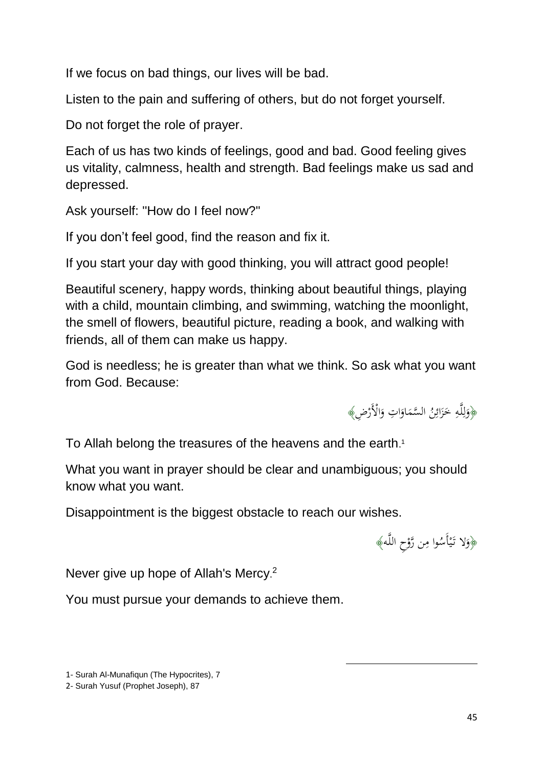If we focus on bad things, our lives will be bad.

Listen to the pain and suffering of others, but do not forget yourself.

Do not forget the role of prayer.

Each of us has two kinds of feelings, good and bad. Good feeling gives us vitality, calmness, health and strength. Bad feelings make us sad and depressed.

Ask yourself: "How do I feel now?"

If you don't feel good, find the reason and fix it.

If you start your day with good thinking, you will attract good people!

Beautiful scenery, happy words, thinking about beautiful things, playing with a child, mountain climbing, and swimming, watching the moonlight, the smell of flowers, beautiful picture, reading a book, and walking with friends, all of them can make us happy.

God is needless; he is greater than what we think. So ask what you want from God. Because:

﴿وَلِلَّهِ خَزَائِنُ السَّمَاوَاتِ وَالْأَرْضِ﴾

To Allah belong the treasures of the heavens and the earth.[1]

What you want in prayer should be clear and unambiguous; you should know what you want.

Disappointment is the biggest obstacle to reach our wishes.

﴿وَلَا تَيْأَسُوا مِن رَّوْحِ اللَّهِ﴾

Never give up hope of Allah's Mercy.[2]

You must pursue your demands to achieve them.

---

1- Surah Al-Munafiqun (The Hypocrites), 7

2- Surah Yusuf (Prophet Joseph), 87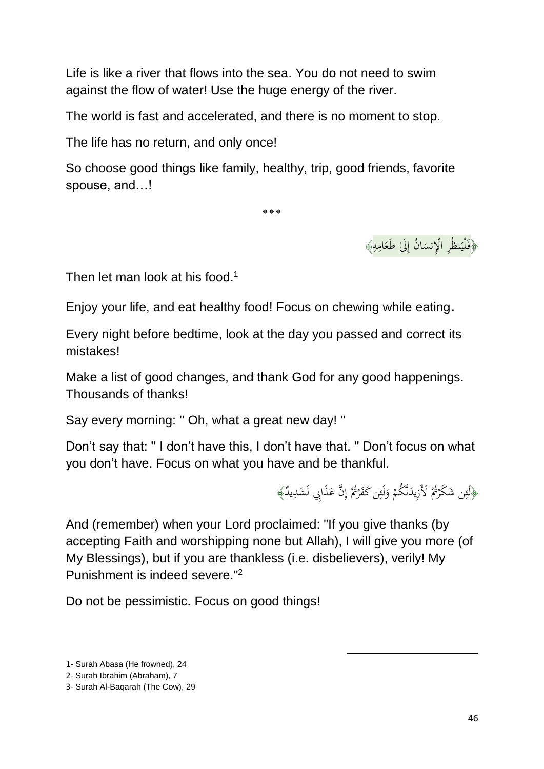Life is like a river that flows into the sea. You do not need to swim against the flow of water! Use the huge energy of the river.

The world is fast and accelerated, and there is no moment to stop.

The life has no return, and only once!

So choose good things like family, healthy, trip, good friends, favorite spouse, and…!

***

﴿فَلْيَنظُرِ الْإِنسَانُ إِلَىٰ طَعَامِهِ﴾

Then let man look at his food.[1]

Enjoy your life, and eat healthy food! Focus on chewing while eating.

Every night before bedtime, look at the day you passed and correct its mistakes!

Make a list of good changes, and thank God for any good happenings. Thousands of thanks!

Say every morning: " Oh, what a great new day! "

Don't say that: " I don't have this, I don't have that. " Don't focus on what you don't have. Focus on what you have and be thankful.

﴿لَئِن شَكَرْتُمْ لَأَزِيدَنَّكُمْ وَلَئِن كَفَرْتُمْ إِنَّ عَذَابِي لَشَدِيدٌ﴾

And (remember) when your Lord proclaimed: "If you give thanks (by accepting Faith and worshipping none but Allah), I will give you more (of My Blessings), but if you are thankless (i.e. disbelievers), verily! My Punishment is indeed severe."[2]

Do not be pessimistic. Focus on good things!

---

1- Surah Abasa (He frowned), 24

2- Surah Ibrahim (Abraham), 7

3- Surah Al-Baqarah (The Cow), 29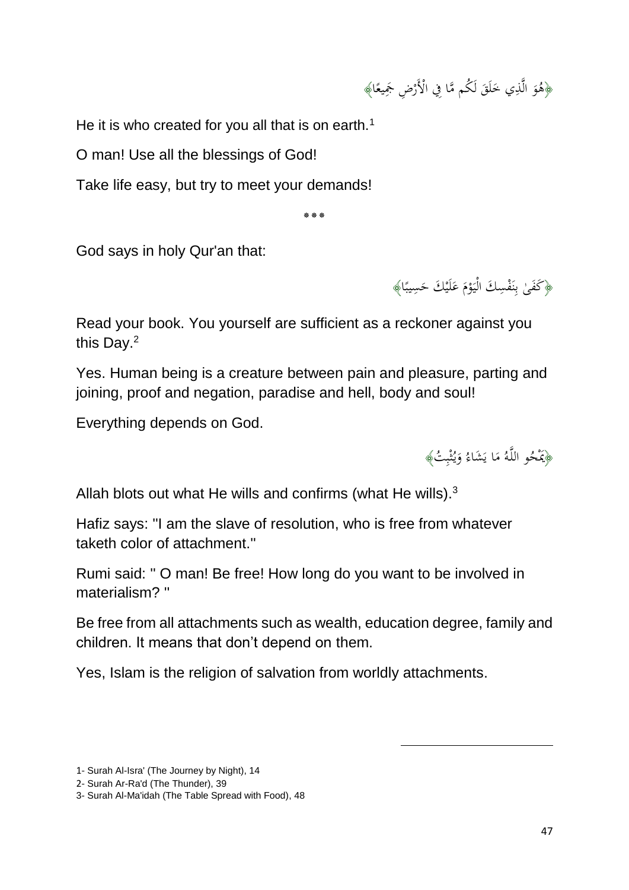﴿هُوَ الَّذِي خَلَقَ لَكُم مَّا فِي الْأَرْضِ جَمِيعًا﴾

He it is who created for you all that is on earth.[1]

O man! Use all the blessings of God!

Take life easy, but try to meet your demands!

\*\*\*

God says in holy Qur'an that:

﴿كَفَىٰ بِنَفْسِكَ الْيَوْمَ عَلَيْكَ حَسِيبًا﴾

Read your book. You yourself are sufficient as a reckoner against you this Day.[2]

Yes. Human being is a creature between pain and pleasure, parting and joining, proof and negation, paradise and hell, body and soul!

Everything depends on God.

﴿يَمْحُو اللَّهُ مَا يَشَاءُ وَيُثْبِتُ﴾

Allah blots out what He wills and confirms (what He wills).[3]

Hafiz says: "I am the slave of resolution, who is free from whatever taketh color of attachment."

Rumi said: " O man! Be free! How long do you want to be involved in materialism? "

Be free from all attachments such as wealth, education degree, family and children. It means that don't depend on them.

Yes, Islam is the religion of salvation from worldly attachments.

---

1- Surah Al-Isra' (The Journey by Night), 14

2- Surah Ar-Ra'd (The Thunder), 39

3- Surah Al-Ma'idah (The Table Spread with Food), 48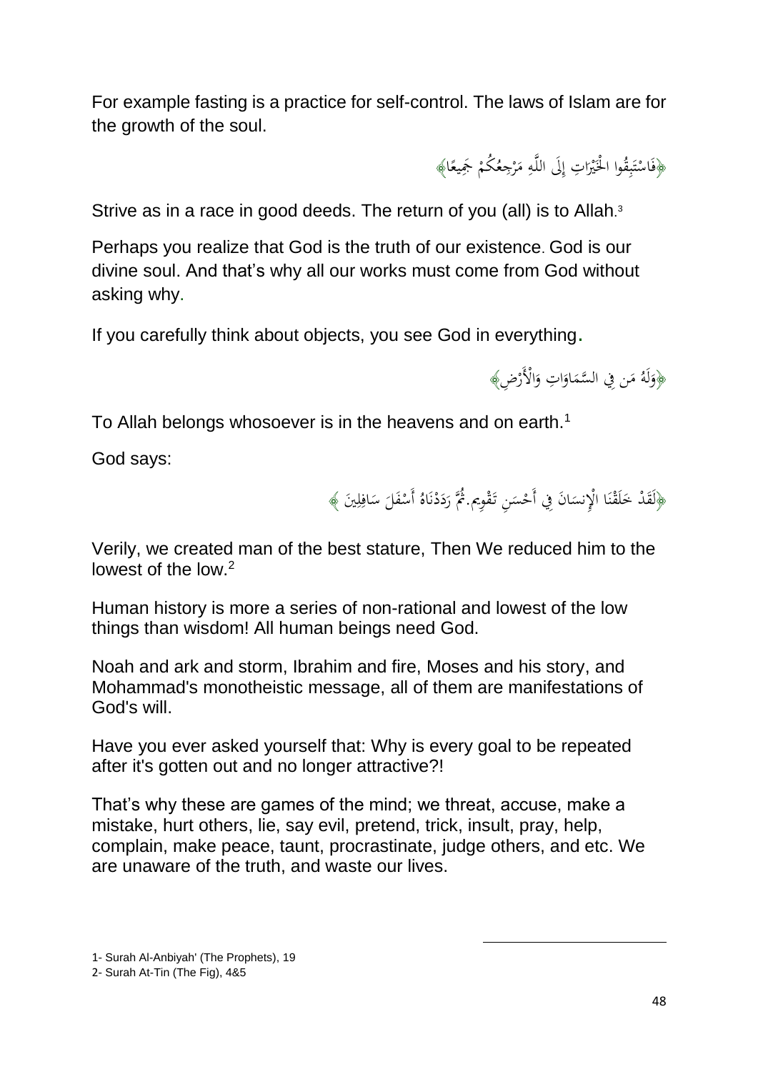For example fasting is a practice for self-control. The laws of Islam are for the growth of the soul.

﴿فَاسْتَبِقُوا الْخَيْرَاتِ إِلَى اللَّهِ مَرْجِعُكُمْ جَمِيعًا﴾

Strive as in a race in good deeds. The return of you (all) is to Allah.[3]

Perhaps you realize that God is the truth of our existence. God is our divine soul. And that's why all our works must come from God without asking why.

If you carefully think about objects, you see God in everything.

﴿وَلَهُ مَن فِي السَّمَاوَاتِ وَالْأَرْضِ﴾

To Allah belongs whosoever is in the heavens and on earth.[1]

God says:

﴿لَقَدْ خَلَقْنَا الْإِنسَانَ فِي أَحْسَنِ تَقْوِيمٍ.ثُمَّ رَدَدْنَاهُ أَسْفَلَ سَافِلِينَ ﴾

Verily, we created man of the best stature, Then We reduced him to the lowest of the low.[2]

Human history is more a series of non-rational and lowest of the low things than wisdom! All human beings need God.

Noah and ark and storm, Ibrahim and fire, Moses and his story, and Mohammad's monotheistic message, all of them are manifestations of God's will.

Have you ever asked yourself that: Why is every goal to be repeated after it's gotten out and no longer attractive?!

That's why these are games of the mind; we threat, accuse, make a mistake, hurt others, lie, say evil, pretend, trick, insult, pray, help, complain, make peace, taunt, procrastinate, judge others, and etc. We are unaware of the truth, and waste our lives.

---

1- Surah Al-Anbiyah' (The Prophets), 19

2- Surah At-Tin (The Fig), 4&5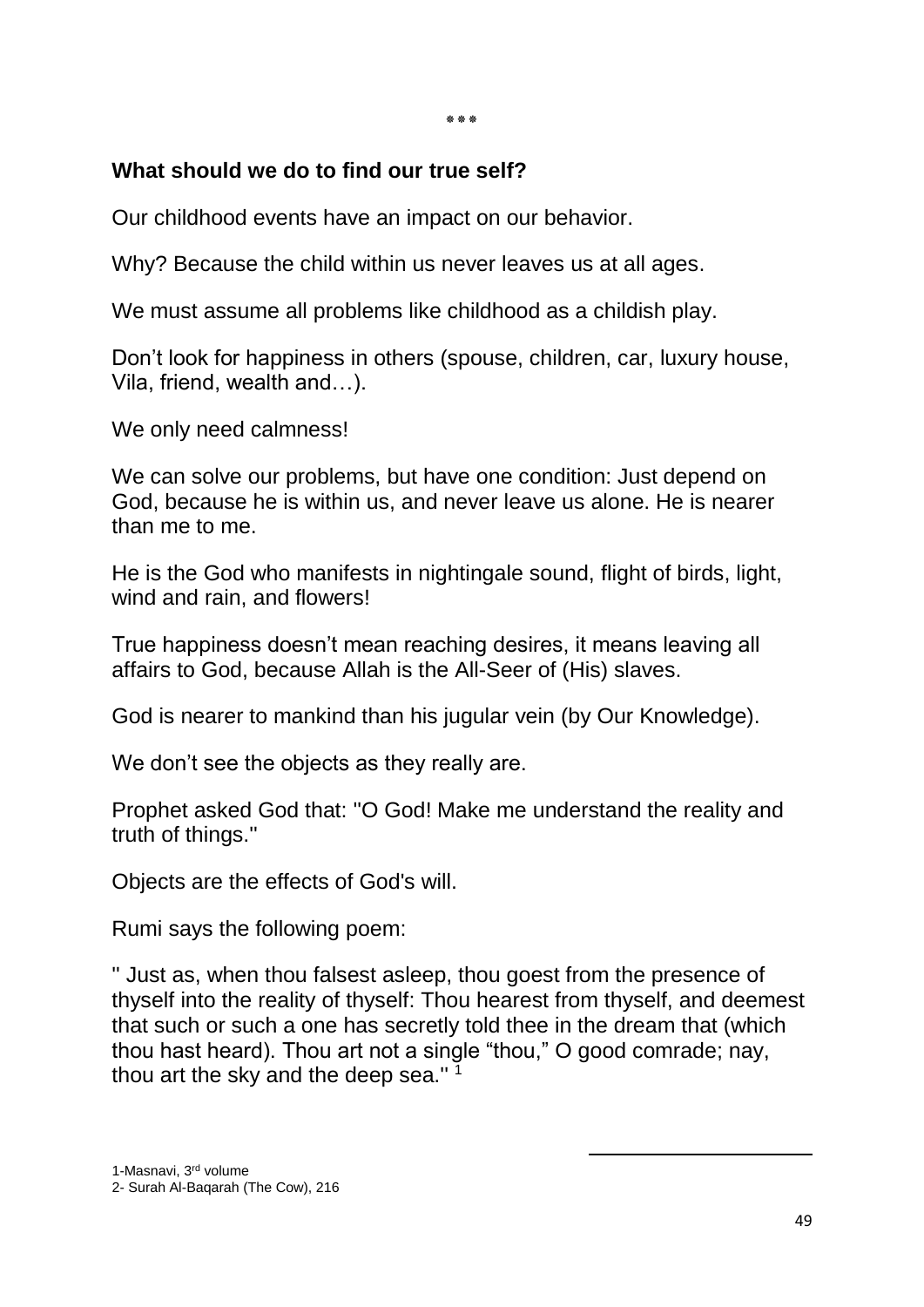\*\*\*

**What should we do to find our true self?**

Our childhood events have an impact on our behavior.

Why? Because the child within us never leaves us at all ages.

We must assume all problems like childhood as a childish play.

Don't look for happiness in others (spouse, children, car, luxury house, Vila, friend, wealth and…).

We only need calmness!

We can solve our problems, but have one condition: Just depend on God, because he is within us, and never leave us alone. He is nearer than me to me.

He is the God who manifests in nightingale sound, flight of birds, light, wind and rain, and flowers!

True happiness doesn't mean reaching desires, it means leaving all affairs to God, because Allah is the All-Seer of (His) slaves.

God is nearer to mankind than his jugular vein (by Our Knowledge).

We don't see the objects as they really are.

Prophet asked God that: "O God! Make me understand the reality and truth of things."

Objects are the effects of God's will.

Rumi says the following poem:

" Just as, when thou falsest asleep, thou goest from the presence of thyself into the reality of thyself: Thou hearest from thyself, and deemest that such or such a one has secretly told thee in the dream that (which thou hast heard). Thou art not a single "thou," O good comrade; nay, thou art the sky and the deep sea." [1]

---

1-Masnavi, 3rd volume

2- Surah Al-Baqarah (The Cow), 216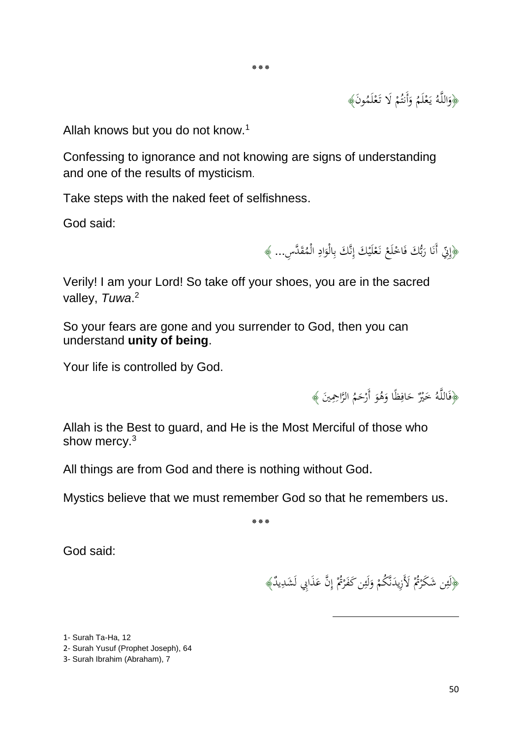\*\*\*

﴿وَاللَّهُ يَعْلَمُ وَأَنتُمْ لَا تَعْلَمُونَ﴾

Allah knows but you do not know.[1]

Confessing to ignorance and not knowing are signs of understanding and one of the results of mysticism.

Take steps with the naked feet of selfishness.

God said:

﴿إِنِّي أَنَا رَبُّكَ فَاخْلَعْ نَعْلَيْكَ إِنَّكَ بِالْوَادِ الْمُقَدَّسِ... ﴾

Verily! I am your Lord! So take off your shoes, you are in the sacred valley, *Tuwa*.[2]

So your fears are gone and you surrender to God, then you can understand **unity of being**.

Your life is controlled by God.

﴿فَاللَّهُ خَيْرٌ حَافِظًا وَهُوَ أَرْحَمُ الرَّاحِمِينَ ﴾

Allah is the Best to guard, and He is the Most Merciful of those who show mercy.[3]

All things are from God and there is nothing without God.

Mystics believe that we must remember God so that he remembers us.

\*\*\*

God said:

﴿لَئِن شَكَرْتُمْ لَأَزِيدَنَّكُمْ وَلَئِن كَفَرْتُمْ إِنَّ عَذَابِي لَشَدِيدٌ﴾

---

1- Surah Ta-Ha, 12

2- Surah Yusuf (Prophet Joseph), 64

3- Surah Ibrahim (Abraham), 7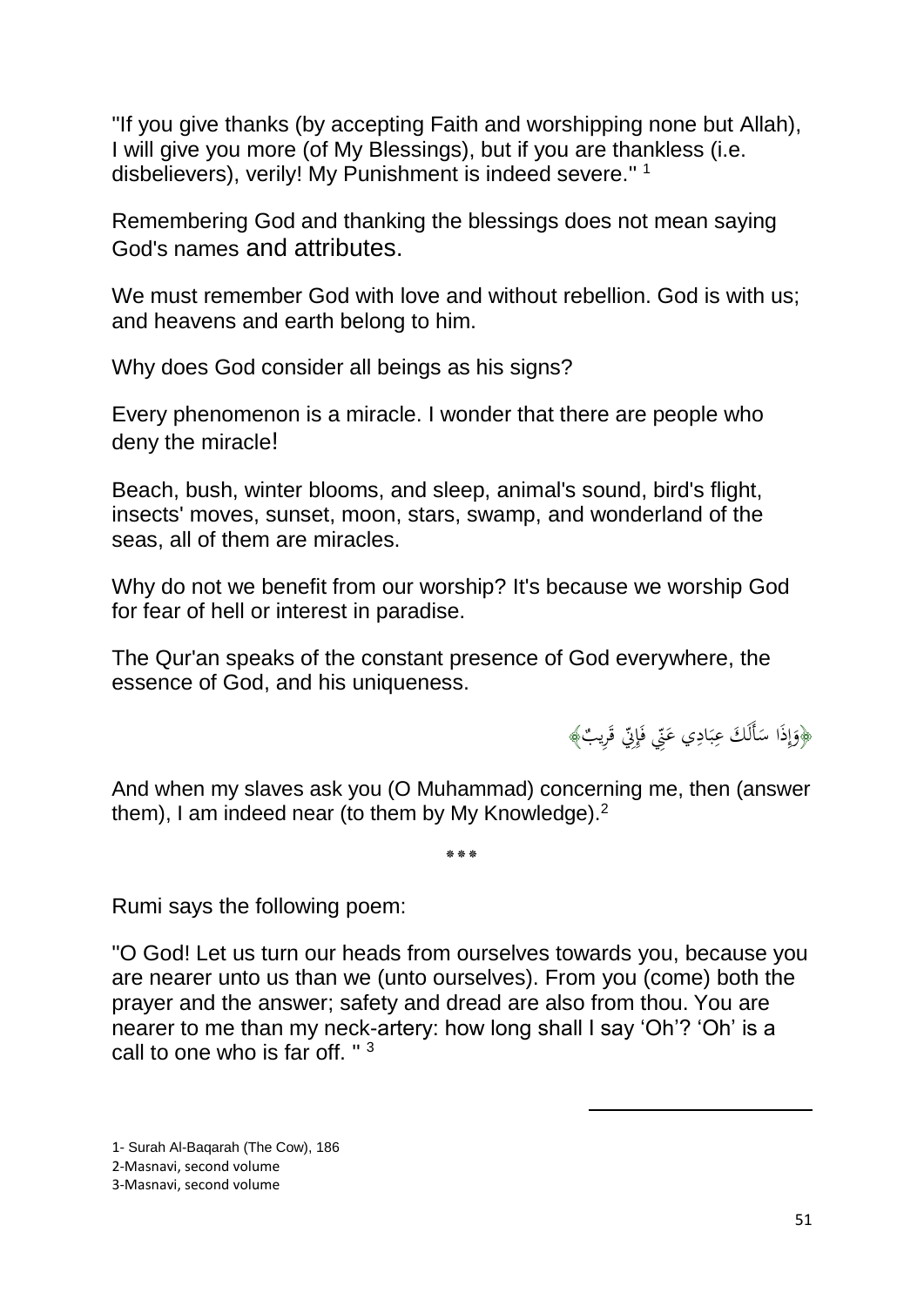"If you give thanks (by accepting Faith and worshipping none but Allah), I will give you more (of My Blessings), but if you are thankless (i.e. disbelievers), verily! My Punishment is indeed severe." [1]

Remembering God and thanking the blessings does not mean saying God's names and attributes.

We must remember God with love and without rebellion. God is with us; and heavens and earth belong to him.

Why does God consider all beings as his signs?

Every phenomenon is a miracle. I wonder that there are people who deny the miracle!

Beach, bush, winter blooms, and sleep, animal's sound, bird's flight, insects' moves, sunset, moon, stars, swamp, and wonderland of the seas, all of them are miracles.

Why do not we benefit from our worship? It's because we worship God for fear of hell or interest in paradise.

The Qur'an speaks of the constant presence of God everywhere, the essence of God, and his uniqueness.

﴿وَإِذَا سَأَلَكَ عِبَادِي عَنِّي فَإِنِّي قَرِيبٌ﴾

And when my slaves ask you (O Muhammad) concerning me, then (answer them), I am indeed near (to them by My Knowledge).[2]

\*\*\*

Rumi says the following poem:

"O God! Let us turn our heads from ourselves towards you, because you are nearer unto us than we (unto ourselves). From you (come) both the prayer and the answer; safety and dread are also from thou. You are nearer to me than my neck-artery: how long shall I say 'Oh'? 'Oh' is a call to one who is far off. " [3]

---

1- Surah Al-Baqarah (The Cow), 186

2-Masnavi, second volume

3-Masnavi, second volume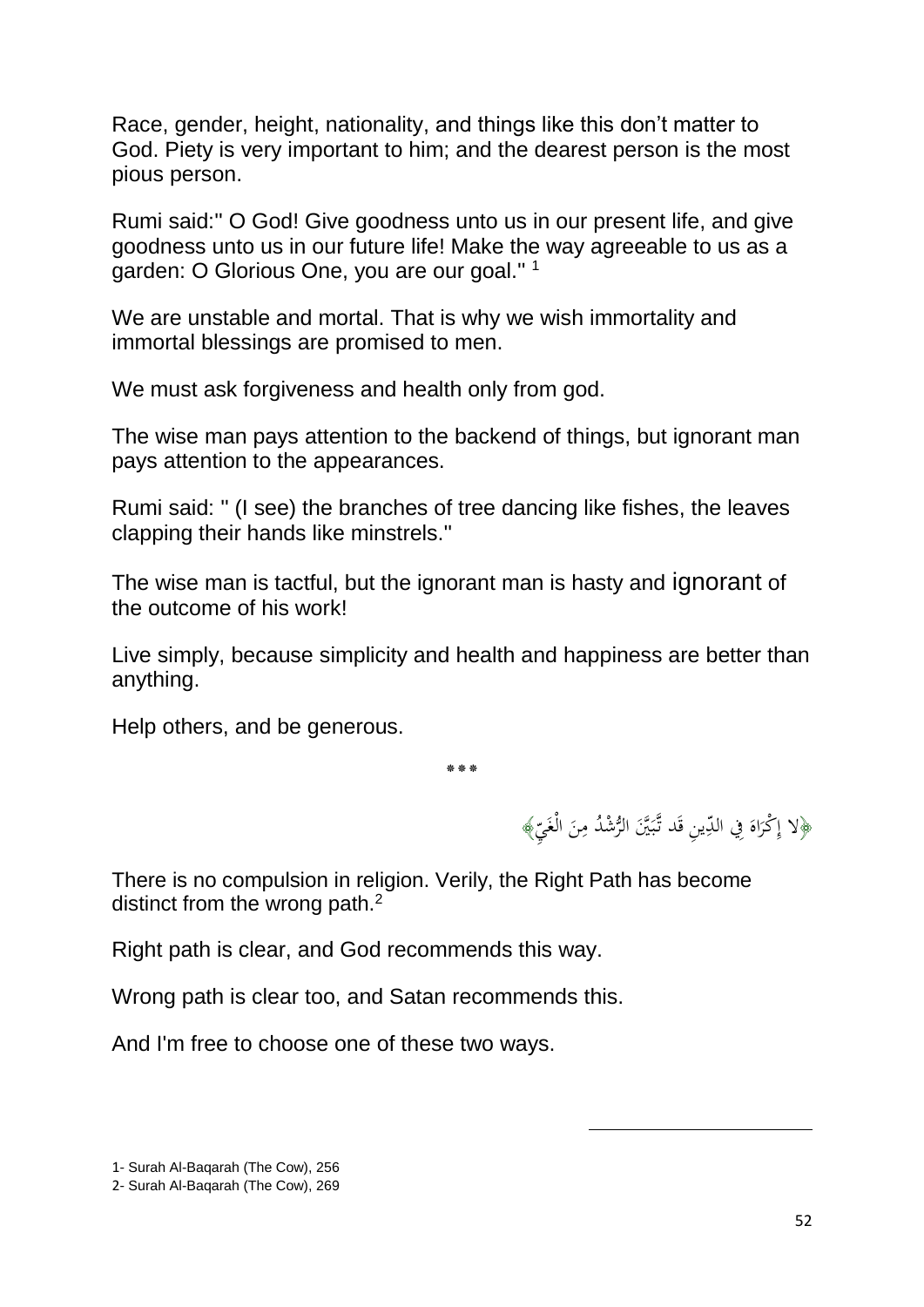Race, gender, height, nationality, and things like this don't matter to God. Piety is very important to him; and the dearest person is the most pious person.

Rumi said:" O God! Give goodness unto us in our present life, and give goodness unto us in our future life! Make the way agreeable to us as a garden: O Glorious One, you are our goal." [1]

We are unstable and mortal. That is why we wish immortality and immortal blessings are promised to men.

We must ask forgiveness and health only from god.

The wise man pays attention to the backend of things, but ignorant man pays attention to the appearances.

Rumi said: " (I see) the branches of tree dancing like fishes, the leaves clapping their hands like minstrels."

The wise man is tactful, but the ignorant man is hasty and ignorant of the outcome of his work!

Live simply, because simplicity and health and happiness are better than anything.

Help others, and be generous.

\*\*\*

﴿لا إِكْرَاهَ فِي الدِّينِ قَد تَّبَيَّنَ الرُّشْدُ مِنَ الْغَيِّ﴾

There is no compulsion in religion. Verily, the Right Path has become distinct from the wrong path.[2]

Right path is clear, and God recommends this way.

Wrong path is clear too, and Satan recommends this.

And I'm free to choose one of these two ways.

---

1- Surah Al-Baqarah (The Cow), 256

2- Surah Al-Baqarah (The Cow), 269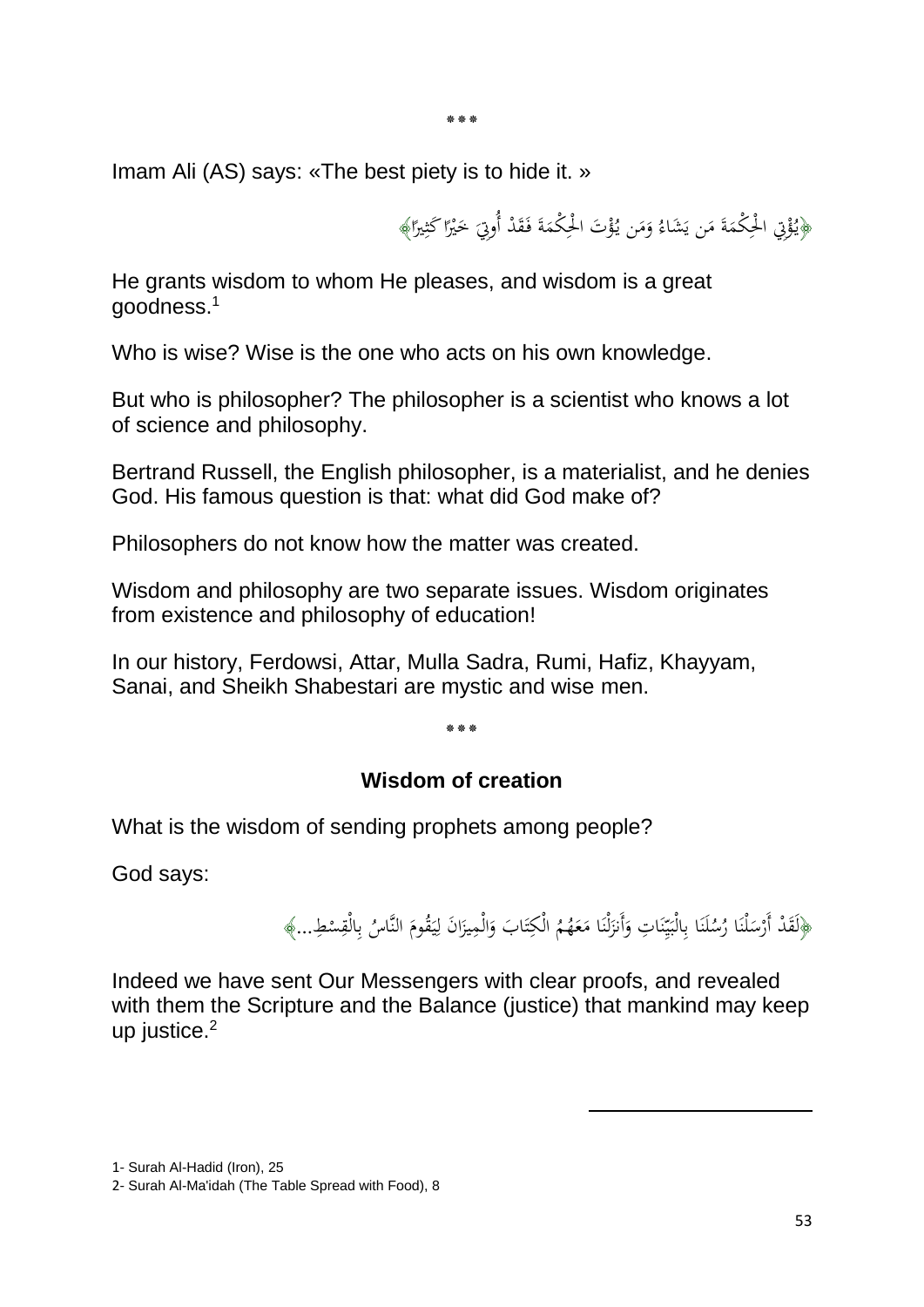***

Imam Ali (AS) says: «The best piety is to hide it. »

﴿يُؤْتِي الْحِكْمَةَ مَن يَشَاءُ وَمَن يُؤْتَ الْحِكْمَةَ فَقَدْ أُوتِيَ خَيْرًا كَثِيرًا﴾

He grants wisdom to whom He pleases, and wisdom is a great goodness.[1]

Who is wise? Wise is the one who acts on his own knowledge.

But who is philosopher? The philosopher is a scientist who knows a lot of science and philosophy.

Bertrand Russell, the English philosopher, is a materialist, and he denies God. His famous question is that: what did God make of?

Philosophers do not know how the matter was created.

Wisdom and philosophy are two separate issues. Wisdom originates from existence and philosophy of education!

In our history, Ferdowsi, Attar, Mulla Sadra, Rumi, Hafiz, Khayyam, Sanai, and Sheikh Shabestari are mystic and wise men.

***

## Wisdom of creation

What is the wisdom of sending prophets among people?

God says:

﴿لَقَدْ أَرْسَلْنَا رُسُلَنَا بِالْبَيِّنَاتِ وَأَنزَلْنَا مَعَهُمُ الْكِتَابَ وَالْمِيزَانَ لِيَقُومَ النَّاسُ بِالْقِسْطِ...﴾

Indeed we have sent Our Messengers with clear proofs, and revealed with them the Scripture and the Balance (justice) that mankind may keep up justice.[2]

---

1- Surah Al-Hadid (Iron), 25

2- Surah Al-Ma'idah (The Table Spread with Food), 8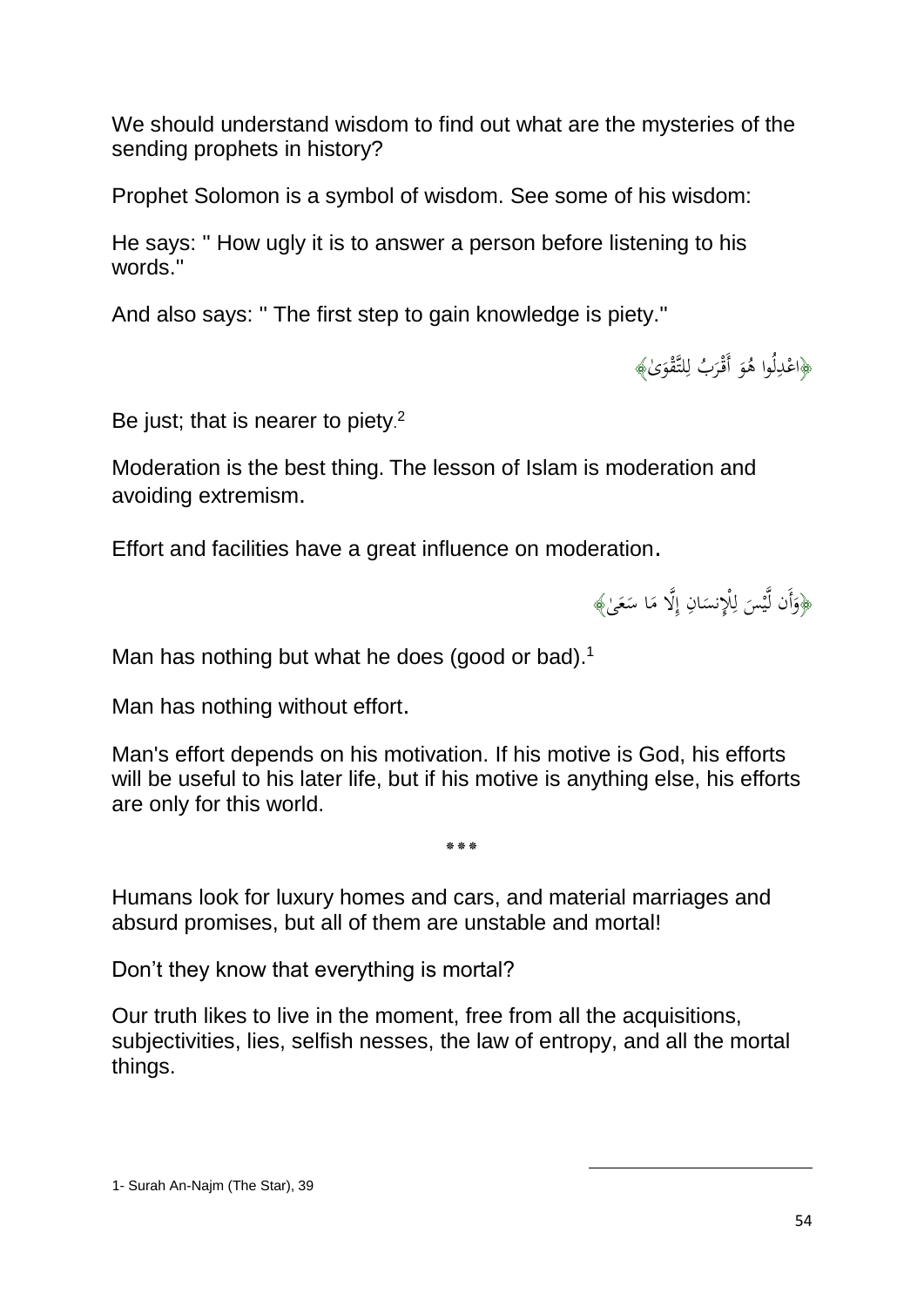We should understand wisdom to find out what are the mysteries of the sending prophets in history?

Prophet Solomon is a symbol of wisdom. See some of his wisdom:

He says: " How ugly it is to answer a person before listening to his words."

And also says: " The first step to gain knowledge is piety."

﴿اعْدِلُوا هُوَ أَقْرَبُ لِلتَّقْوَىٰ﴾

Be just; that is nearer to piety.[2]

Moderation is the best thing. The lesson of Islam is moderation and avoiding extremism.

Effort and facilities have a great influence on moderation.

﴿وَأَن لَّيْسَ لِلْإِنسَانِ إِلَّا مَا سَعَىٰ﴾

Man has nothing but what he does (good or bad).[1]

Man has nothing without effort.

Man's effort depends on his motivation. If his motive is God, his efforts will be useful to his later life, but if his motive is anything else, his efforts are only for this world.

***

Humans look for luxury homes and cars, and material marriages and absurd promises, but all of them are unstable and mortal!

Don't they know that everything is mortal?

Our truth likes to live in the moment, free from all the acquisitions, subjectivities, lies, selfish nesses, the law of entropy, and all the mortal things.

---

1- Surah An-Najm (The Star), 39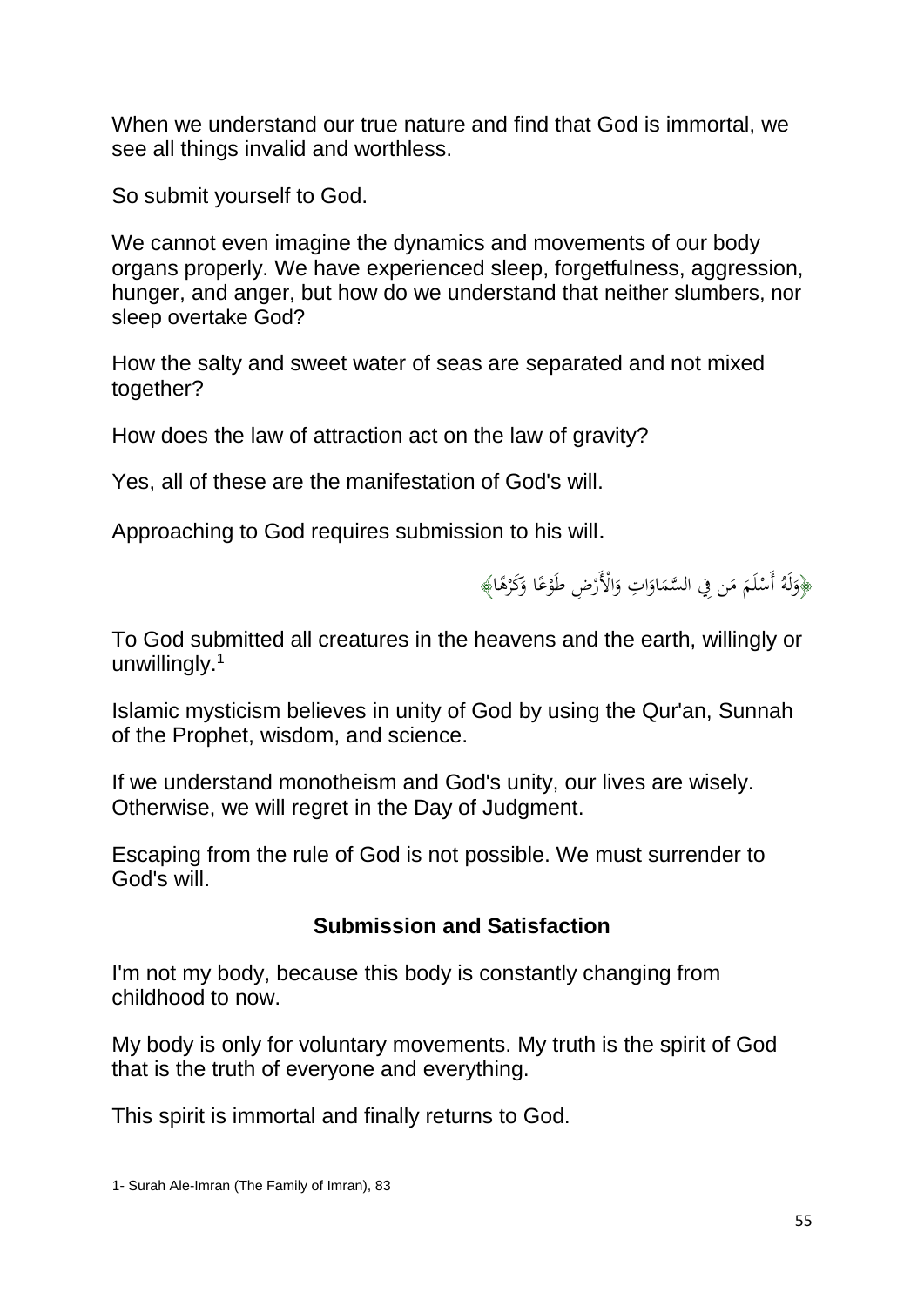When we understand our true nature and find that God is immortal, we see all things invalid and worthless.

So submit yourself to God.

We cannot even imagine the dynamics and movements of our body organs properly. We have experienced sleep, forgetfulness, aggression, hunger, and anger, but how do we understand that neither slumbers, nor sleep overtake God?

How the salty and sweet water of seas are separated and not mixed together?

How does the law of attraction act on the law of gravity?

Yes, all of these are the manifestation of God's will.

Approaching to God requires submission to his will.

﴿وَلَهُ أَسْلَمَ مَن فِي السَّمَاوَاتِ وَالْأَرْضِ طَوْعًا وَكَرْهًا﴾

To God submitted all creatures in the heavens and the earth, willingly or unwillingly.[1]

Islamic mysticism believes in unity of God by using the Qur'an, Sunnah of the Prophet, wisdom, and science.

If we understand monotheism and God's unity, our lives are wisely. Otherwise, we will regret in the Day of Judgment.

Escaping from the rule of God is not possible. We must surrender to God's will.

## Submission and Satisfaction

I'm not my body, because this body is constantly changing from childhood to now.

My body is only for voluntary movements. My truth is the spirit of God that is the truth of everyone and everything.

This spirit is immortal and finally returns to God.

---

1- Surah Ale-Imran (The Family of Imran), 83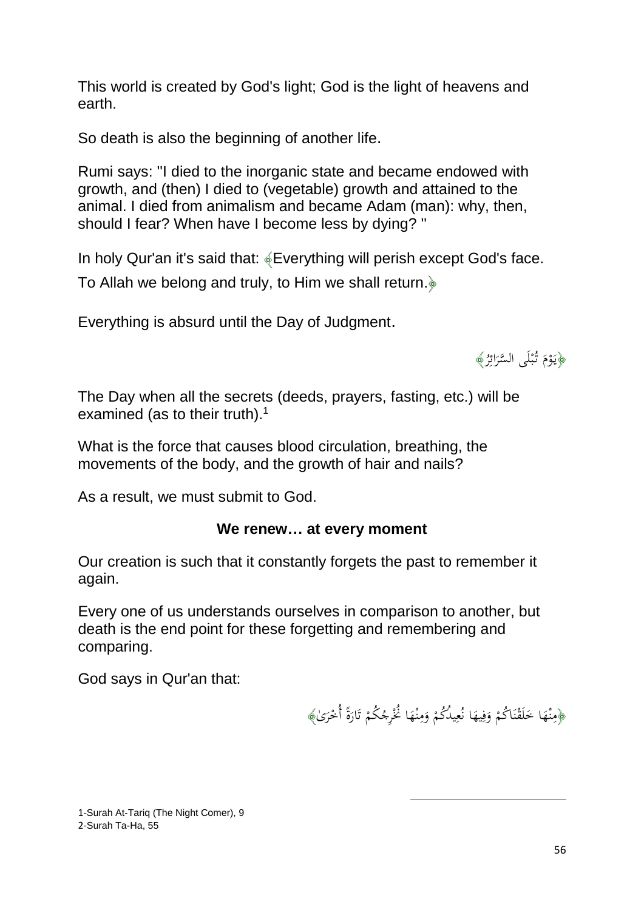This world is created by God's light; God is the light of heavens and earth.

So death is also the beginning of another life.

Rumi says: "I died to the inorganic state and became endowed with growth, and (then) I died to (vegetable) growth and attained to the animal. I died from animalism and became Adam (man): why, then, should I fear? When have I become less by dying? "

In holy Qur'an it's said that: ﴿Everything will perish except God's face.

To Allah we belong and truly, to Him we shall return.﴾

Everything is absurd until the Day of Judgment.

﴿يَوْمَ تُبْلَى السَّرَائِرُ﴾

The Day when all the secrets (deeds, prayers, fasting, etc.) will be examined (as to their truth).[1]

What is the force that causes blood circulation, breathing, the movements of the body, and the growth of hair and nails?

As a result, we must submit to God.

**We renew… at every moment**

Our creation is such that it constantly forgets the past to remember it again.

Every one of us understands ourselves in comparison to another, but death is the end point for these forgetting and remembering and comparing.

God says in Qur'an that:

﴿مِنْهَا خَلَقْنَاكُمْ وَفِيهَا نُعِيدُكُمْ وَمِنْهَا نُخْرِجُكُمْ تَارَةً أُخْرَىٰ﴾

1-Surah At-Tariq (The Night Comer), 9

2-Surah Ta-Ha, 55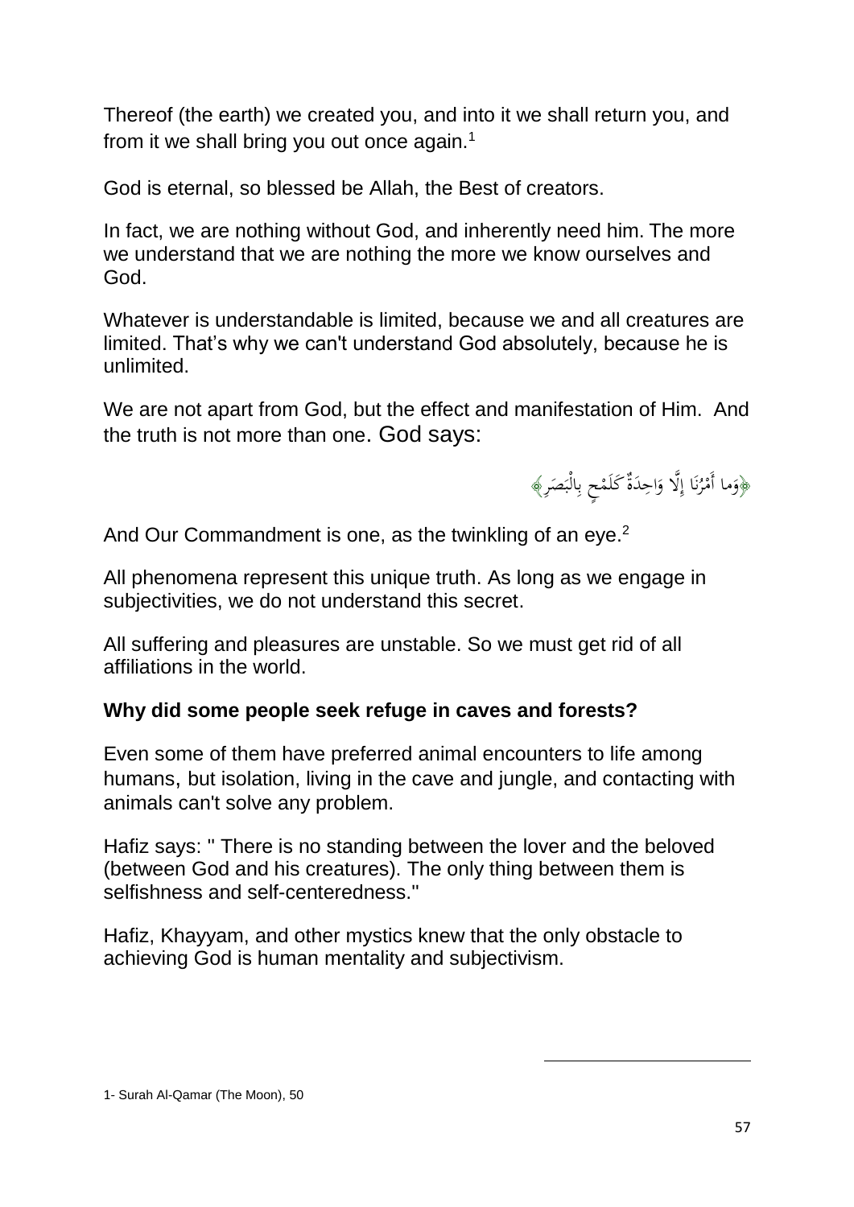Thereof (the earth) we created you, and into it we shall return you, and from it we shall bring you out once again.[1]

God is eternal, so blessed be Allah, the Best of creators.

In fact, we are nothing without God, and inherently need him. The more we understand that we are nothing the more we know ourselves and God.

Whatever is understandable is limited, because we and all creatures are limited. That's why we can't understand God absolutely, because he is unlimited.

We are not apart from God, but the effect and manifestation of Him. And the truth is not more than one. God says:

﴿وَما أَمْرُنَا إِلَّا وَاحِدَةٌ كَلَمْحٍ بِالْبَصَرِ﴾

And Our Commandment is one, as the twinkling of an eye.[2]

All phenomena represent this unique truth. As long as we engage in subjectivities, we do not understand this secret.

All suffering and pleasures are unstable. So we must get rid of all affiliations in the world.

**Why did some people seek refuge in caves and forests?**

Even some of them have preferred animal encounters to life among humans, but isolation, living in the cave and jungle, and contacting with animals can't solve any problem.

Hafiz says: " There is no standing between the lover and the beloved (between God and his creatures). The only thing between them is selfishness and self-centeredness."

Hafiz, Khayyam, and other mystics knew that the only obstacle to achieving God is human mentality and subjectivism.

---

1- Surah Al-Qamar (The Moon), 50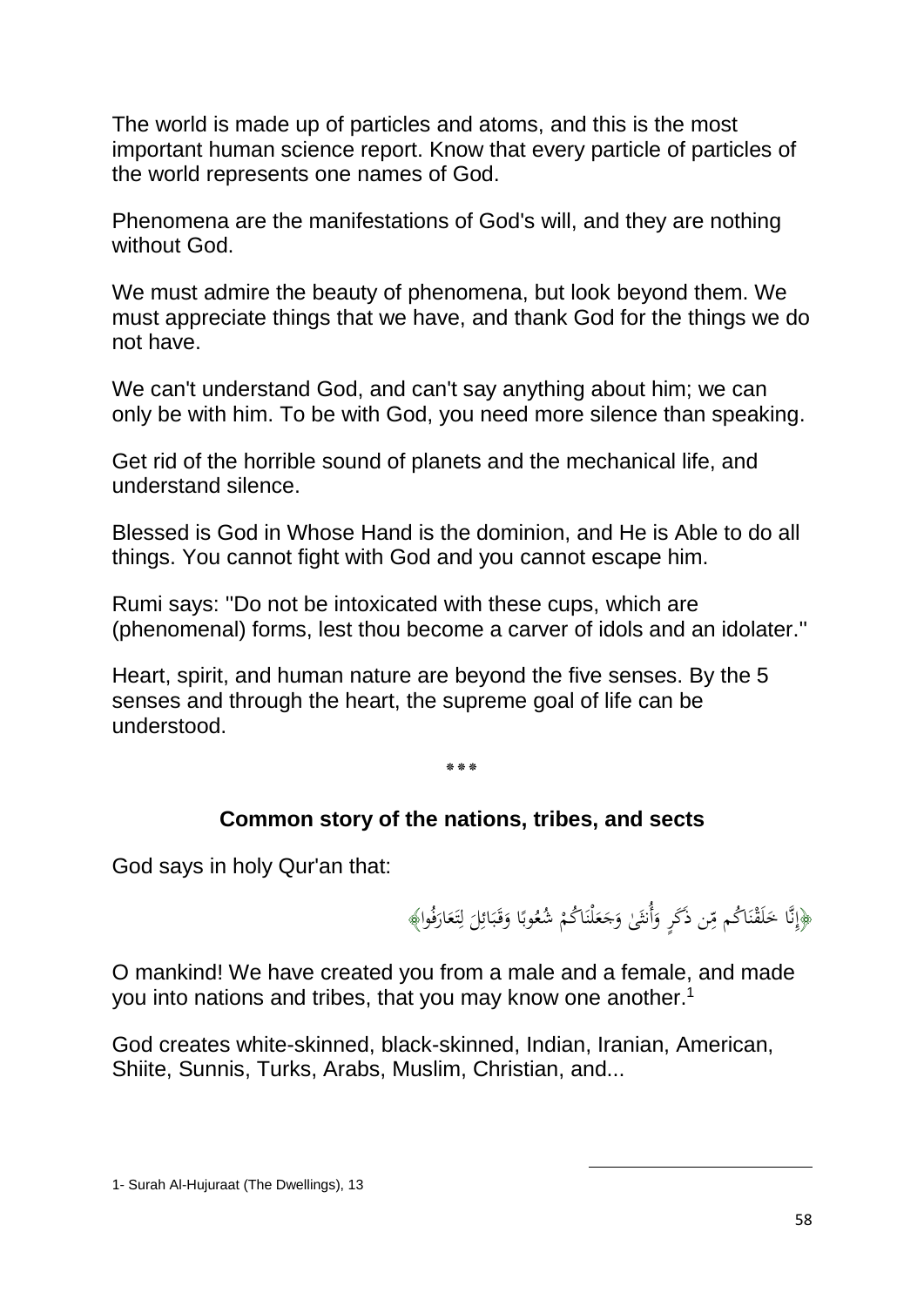The world is made up of particles and atoms, and this is the most important human science report. Know that every particle of particles of the world represents one names of God.

Phenomena are the manifestations of God's will, and they are nothing without God.

We must admire the beauty of phenomena, but look beyond them. We must appreciate things that we have, and thank God for the things we do not have.

We can't understand God, and can't say anything about him; we can only be with him. To be with God, you need more silence than speaking.

Get rid of the horrible sound of planets and the mechanical life, and understand silence.

Blessed is God in Whose Hand is the dominion, and He is Able to do all things. You cannot fight with God and you cannot escape him.

Rumi says: "Do not be intoxicated with these cups, which are (phenomenal) forms, lest thou become a carver of idols and an idolater."

Heart, spirit, and human nature are beyond the five senses. By the 5 senses and through the heart, the supreme goal of life can be understood.

\*\*\*

## Common story of the nations, tribes, and sects

God says in holy Qur'an that:

﴿إِنَّا خَلَقْنَاكُم مِّن ذَكَرٍ وَأُنثَىٰ وَجَعَلْنَاكُمْ شُعُوبًا وَقَبَائِلَ لِتَعَارَفُوا﴾

O mankind! We have created you from a male and a female, and made you into nations and tribes, that you may know one another.[1]

God creates white-skinned, black-skinned, Indian, Iranian, American, Shiite, Sunnis, Turks, Arabs, Muslim, Christian, and...

---

1- Surah Al-Hujuraat (The Dwellings), 13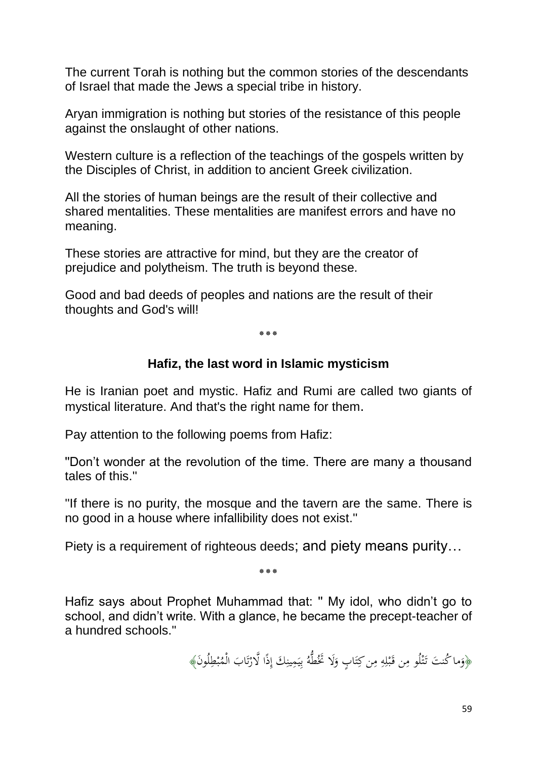The current Torah is nothing but the common stories of the descendants of Israel that made the Jews a special tribe in history.

Aryan immigration is nothing but stories of the resistance of this people against the onslaught of other nations.

Western culture is a reflection of the teachings of the gospels written by the Disciples of Christ, in addition to ancient Greek civilization.

All the stories of human beings are the result of their collective and shared mentalities. These mentalities are manifest errors and have no meaning.

These stories are attractive for mind, but they are the creator of prejudice and polytheism. The truth is beyond these.

Good and bad deeds of peoples and nations are the result of their thoughts and God's will!

\*\*\*

### Hafiz, the last word in Islamic mysticism

He is Iranian poet and mystic. Hafiz and Rumi are called two giants of mystical literature. And that's the right name for them.

Pay attention to the following poems from Hafiz:

"Don't wonder at the revolution of the time. There are many a thousand tales of this."

"If there is no purity, the mosque and the tavern are the same. There is no good in a house where infallibility does not exist."

Piety is a requirement of righteous deeds; and piety means purity…

\*\*\*

Hafiz says about Prophet Muhammad that: " My idol, who didn't go to school, and didn't write. With a glance, he became the precept-teacher of a hundred schools."

﴿وَما كُنتَ تَتْلُو مِن قَبْلِهِ مِن كِتَابٍ وَلَا تَخُطُّهُ بِيَمِينِكَ إِذًا لَّارْتَابَ الْمُبْطِلُونَ﴾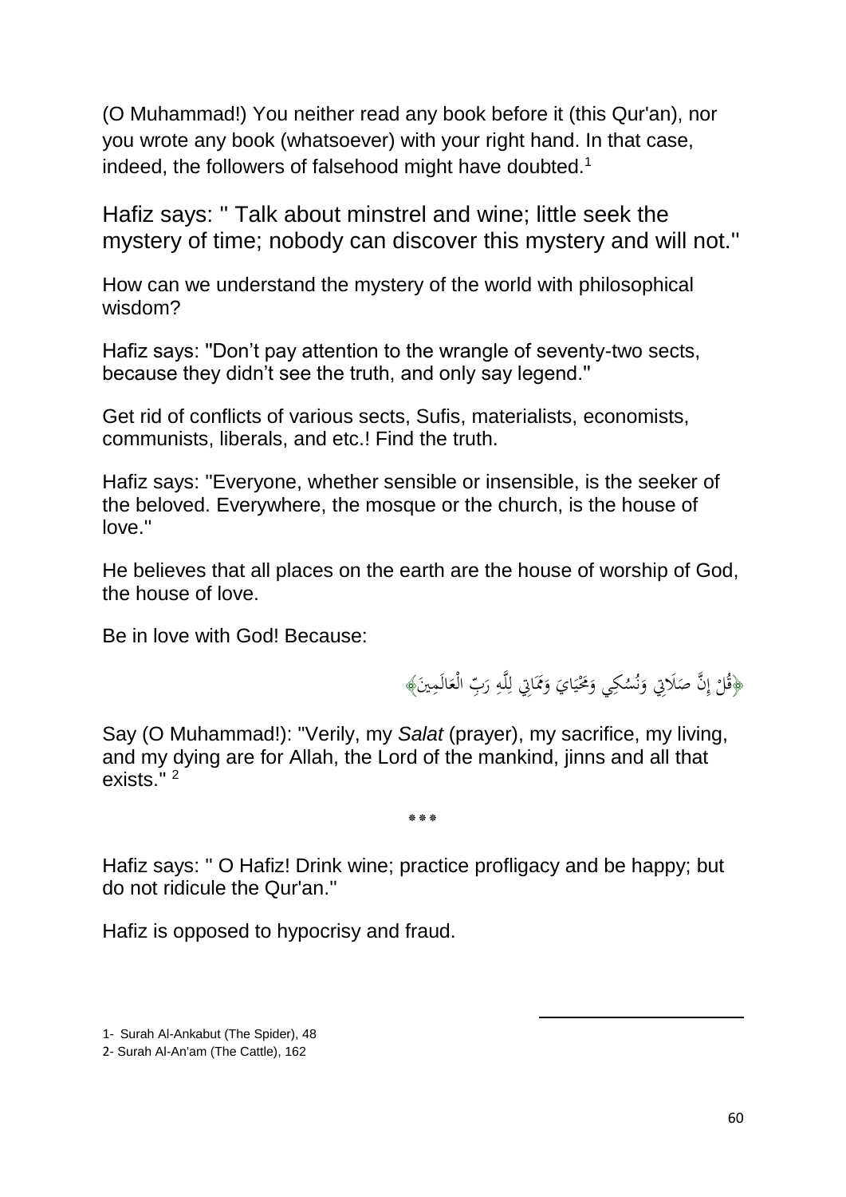(O Muhammad!) You neither read any book before it (this Qur'an), nor you wrote any book (whatsoever) with your right hand. In that case, indeed, the followers of falsehood might have doubted.[1]

Hafiz says: " Talk about minstrel and wine; little seek the mystery of time; nobody can discover this mystery and will not."

How can we understand the mystery of the world with philosophical wisdom?

Hafiz says: "Don't pay attention to the wrangle of seventy-two sects, because they didn't see the truth, and only say legend."

Get rid of conflicts of various sects, Sufis, materialists, economists, communists, liberals, and etc.! Find the truth.

Hafiz says: "Everyone, whether sensible or insensible, is the seeker of the beloved. Everywhere, the mosque or the church, is the house of love."

He believes that all places on the earth are the house of worship of God, the house of love.

Be in love with God! Because:

﴿قُلْ إِنَّ صَلَاتِي وَنُسُكِي وَمَحْيَايَ وَمَمَاتِي لِلَّهِ رَبِّ الْعَالَمِينَ﴾

Say (O Muhammad!): "Verily, my *Salat* (prayer), my sacrifice, my living, and my dying are for Allah, the Lord of the mankind, jinns and all that exists." [2]

***

Hafiz says: " O Hafiz! Drink wine; practice profligacy and be happy; but do not ridicule the Qur'an."

Hafiz is opposed to hypocrisy and fraud.

---

1- Surah Al-Ankabut (The Spider), 48

2- Surah Al-An'am (The Cattle), 162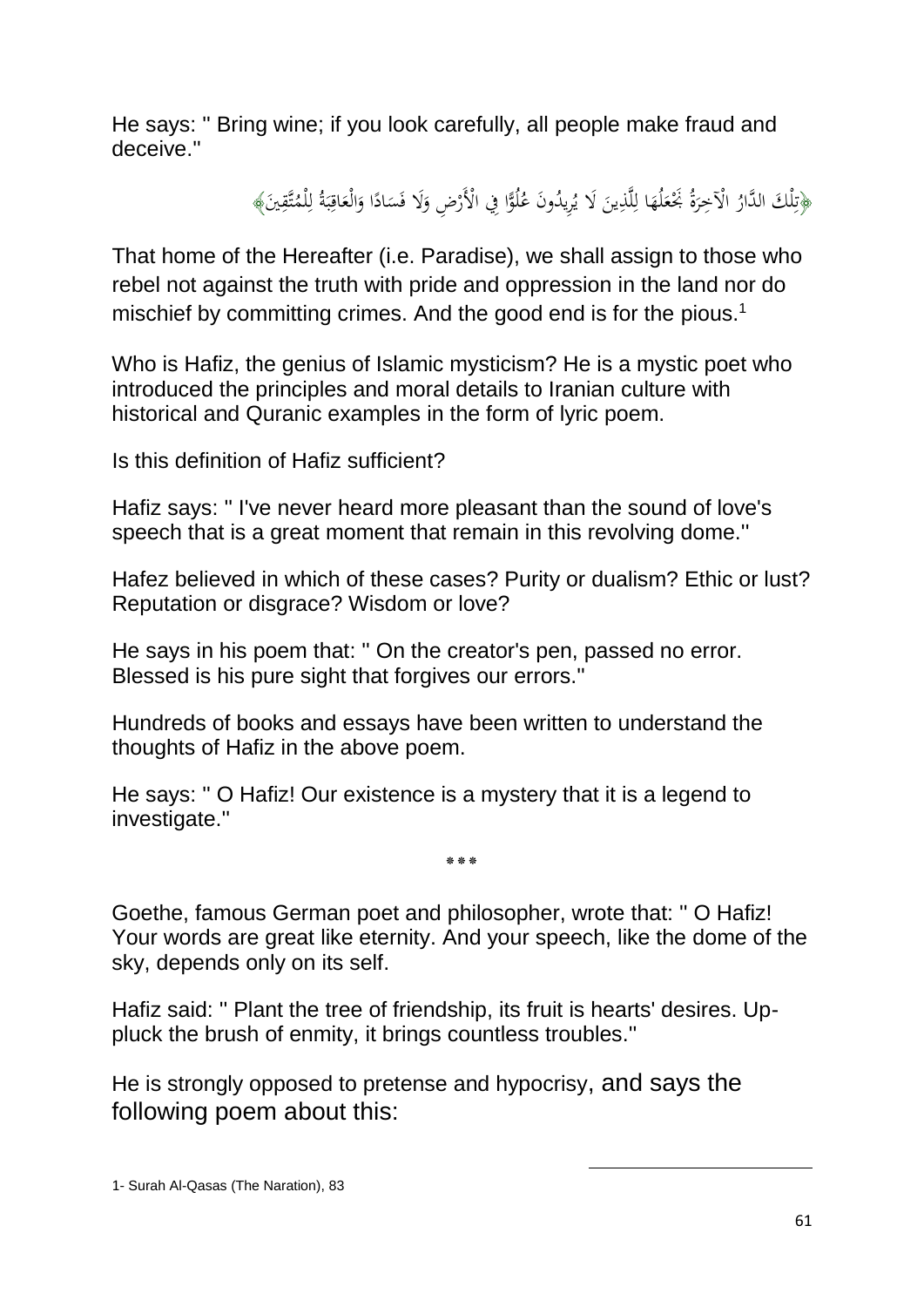He says: " Bring wine; if you look carefully, all people make fraud and deceive."

﴿تِلْكَ الدَّارُ الْآخِرَةُ نَجْعَلُهَا لِلَّذِينَ لَا يُرِيدُونَ عُلُوًّا فِي الْأَرْضِ وَلَا فَسَادًا وَالْعَاقِبَةُ لِلْمُتَّقِينَ﴾

That home of the Hereafter (i.e. Paradise), we shall assign to those who rebel not against the truth with pride and oppression in the land nor do mischief by committing crimes. And the good end is for the pious.[1]

Who is Hafiz, the genius of Islamic mysticism? He is a mystic poet who introduced the principles and moral details to Iranian culture with historical and Quranic examples in the form of lyric poem.

Is this definition of Hafiz sufficient?

Hafiz says: " I've never heard more pleasant than the sound of love's speech that is a great moment that remain in this revolving dome."

Hafez believed in which of these cases? Purity or dualism? Ethic or lust? Reputation or disgrace? Wisdom or love?

He says in his poem that: " On the creator's pen, passed no error. Blessed is his pure sight that forgives our errors."

Hundreds of books and essays have been written to understand the thoughts of Hafiz in the above poem.

He says: " O Hafiz! Our existence is a mystery that it is a legend to investigate."

***

Goethe, famous German poet and philosopher, wrote that: " O Hafiz! Your words are great like eternity. And your speech, like the dome of the sky, depends only on its self.

Hafiz said: " Plant the tree of friendship, its fruit is hearts' desires. Up-pluck the brush of enmity, it brings countless troubles."

He is strongly opposed to pretense and hypocrisy, and says the following poem about this:

1- Surah Al-Qasas (The Naration), 83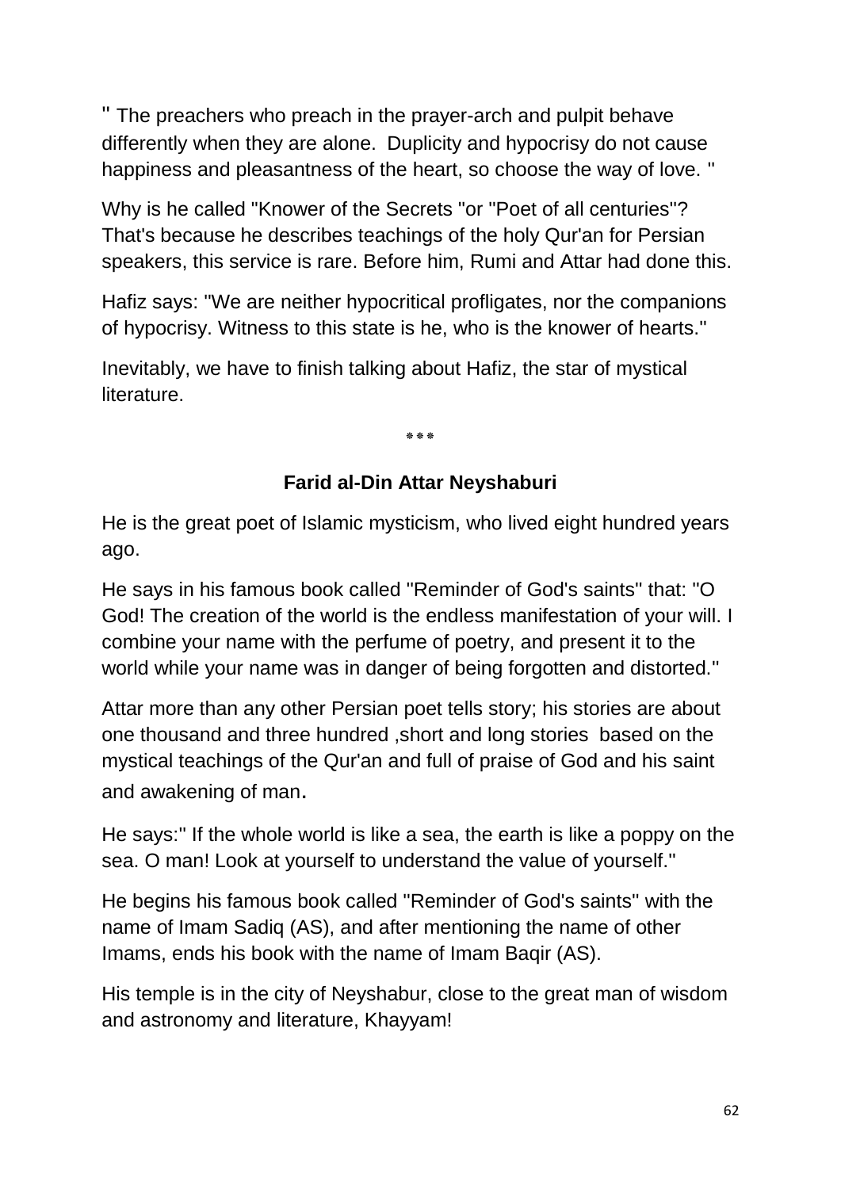" The preachers who preach in the prayer-arch and pulpit behave differently when they are alone. Duplicity and hypocrisy do not cause happiness and pleasantness of the heart, so choose the way of love. "

Why is he called "Knower of the Secrets "or "Poet of all centuries"? That's because he describes teachings of the holy Qur'an for Persian speakers, this service is rare. Before him, Rumi and Attar had done this.

Hafiz says: "We are neither hypocritical profligates, nor the companions of hypocrisy. Witness to this state is he, who is the knower of hearts."

Inevitably, we have to finish talking about Hafiz, the star of mystical literature.

***

### Farid al-Din Attar Neyshaburi

He is the great poet of Islamic mysticism, who lived eight hundred years ago.

He says in his famous book called "Reminder of God's saints" that: "O God! The creation of the world is the endless manifestation of your will. I combine your name with the perfume of poetry, and present it to the world while your name was in danger of being forgotten and distorted."

Attar more than any other Persian poet tells story; his stories are about one thousand and three hundred ,short and long stories based on the mystical teachings of the Qur'an and full of praise of God and his saint and awakening of man.

He says:" If the whole world is like a sea, the earth is like a poppy on the sea. O man! Look at yourself to understand the value of yourself."

He begins his famous book called "Reminder of God's saints" with the name of Imam Sadiq (AS), and after mentioning the name of other Imams, ends his book with the name of Imam Baqir (AS).

His temple is in the city of Neyshabur, close to the great man of wisdom and astronomy and literature, Khayyam!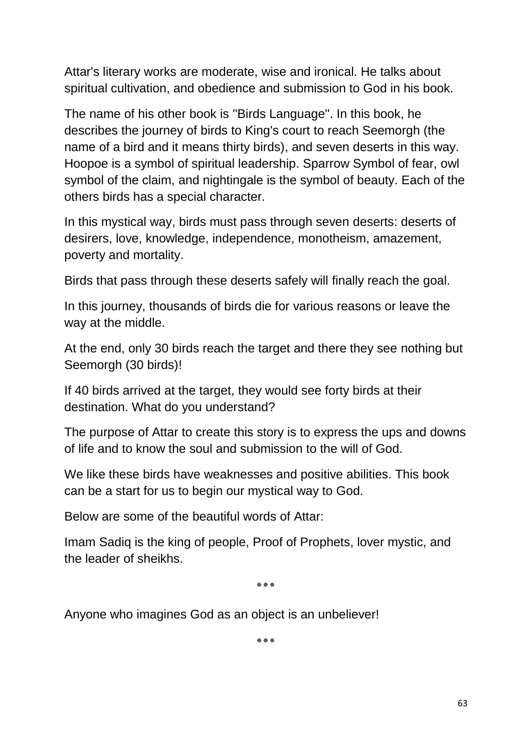Attar's literary works are moderate, wise and ironical. He talks about spiritual cultivation, and obedience and submission to God in his book.

The name of his other book is "Birds Language". In this book, he describes the journey of birds to King's court to reach Seemorgh (the name of a bird and it means thirty birds), and seven deserts in this way. Hoopoe is a symbol of spiritual leadership. Sparrow Symbol of fear, owl symbol of the claim, and nightingale is the symbol of beauty. Each of the others birds has a special character.

In this mystical way, birds must pass through seven deserts: deserts of desirers, love, knowledge, independence, monotheism, amazement, poverty and mortality.

Birds that pass through these deserts safely will finally reach the goal.

In this journey, thousands of birds die for various reasons or leave the way at the middle.

At the end, only 30 birds reach the target and there they see nothing but Seemorgh (30 birds)!

If 40 birds arrived at the target, they would see forty birds at their destination. What do you understand?

The purpose of Attar to create this story is to express the ups and downs of life and to know the soul and submission to the will of God.

We like these birds have weaknesses and positive abilities. This book can be a start for us to begin our mystical way to God.

Below are some of the beautiful words of Attar:

Imam Sadiq is the king of people, Proof of Prophets, lover mystic, and the leader of sheikhs.

***

Anyone who imagines God as an object is an unbeliever!

***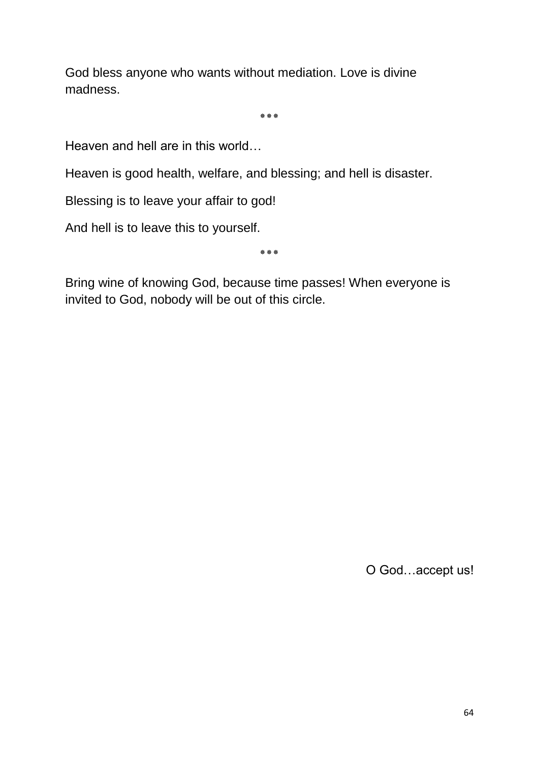God bless anyone who wants without mediation. Love is divine madness.

\*\*\*

Heaven and hell are in this world…

Heaven is good health, welfare, and blessing; and hell is disaster.

Blessing is to leave your affair to god!

And hell is to leave this to yourself.

\*\*\*

Bring wine of knowing God, because time passes! When everyone is invited to God, nobody will be out of this circle.

O God…accept us!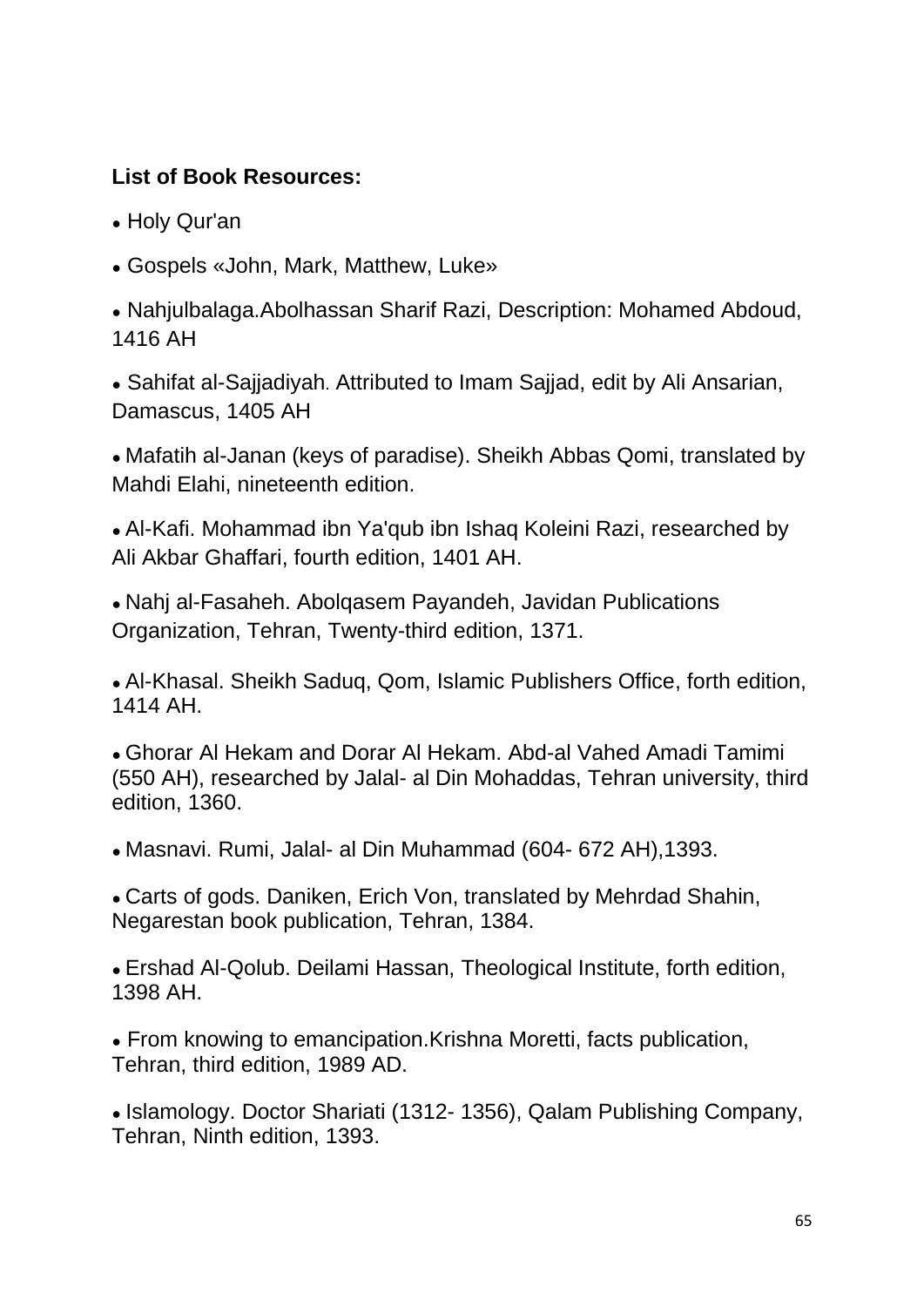**List of Book Resources:**

- Holy Qur'an
- Gospels «John, Mark, Matthew, Luke»
- Nahjulbalaga.Abolhassan Sharif Razi, Description: Mohamed Abdoud, 1416 AH
- Sahifat al-Sajjadiyah. Attributed to Imam Sajjad, edit by Ali Ansarian, Damascus, 1405 AH
- Mafatih al-Janan (keys of paradise). Sheikh Abbas Qomi, translated by Mahdi Elahi, nineteenth edition.
- Al-Kafi. Mohammad ibn Ya'qub ibn Ishaq Koleini Razi, researched by Ali Akbar Ghaffari, fourth edition, 1401 AH.
- Nahj al-Fasaheh. Abolqasem Payandeh, Javidan Publications Organization, Tehran, Twenty-third edition, 1371.
- Al-Khasal. Sheikh Saduq, Qom, Islamic Publishers Office, forth edition, 1414 AH.
- Ghorar Al Hekam and Dorar Al Hekam. Abd-al Vahed Amadi Tamimi (550 AH), researched by Jalal- al Din Mohaddas, Tehran university, third edition, 1360.
- Masnavi. Rumi, Jalal- al Din Muhammad (604- 672 AH),1393.
- Carts of gods. Daniken, Erich Von, translated by Mehrdad Shahin, Negarestan book publication, Tehran, 1384.
- Ershad Al-Qolub. Deilami Hassan, Theological Institute, forth edition, 1398 AH.
- From knowing to emancipation.Krishna Moretti, facts publication, Tehran, third edition, 1989 AD.
- Islamology. Doctor Shariati (1312- 1356), Qalam Publishing Company, Tehran, Ninth edition, 1393.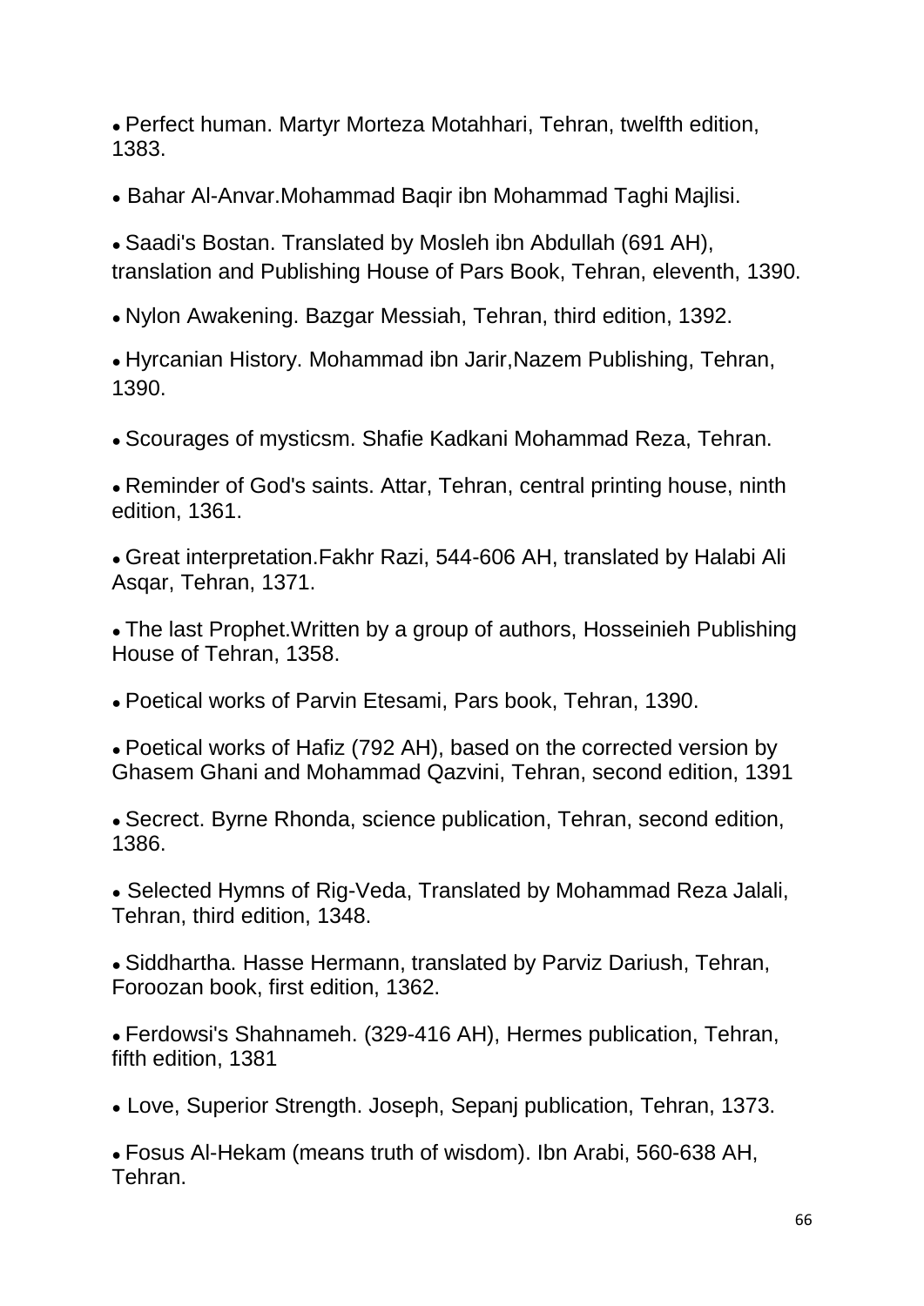- Perfect human. Martyr Morteza Motahhari, Tehran, twelfth edition, 1383.
- Bahar Al-Anvar.Mohammad Baqir ibn Mohammad Taghi Majlisi.
- Saadi's Bostan. Translated by Mosleh ibn Abdullah (691 AH), translation and Publishing House of Pars Book, Tehran, eleventh, 1390.
- Nylon Awakening. Bazgar Messiah, Tehran, third edition, 1392.
- Hyrcanian History. Mohammad ibn Jarir,Nazem Publishing, Tehran, 1390.
- Scourages of mysticsm. Shafie Kadkani Mohammad Reza, Tehran.
- Reminder of God's saints. Attar, Tehran, central printing house, ninth edition, 1361.
- Great interpretation.Fakhr Razi, 544-606 AH, translated by Halabi Ali Asqar, Tehran, 1371.
- The last Prophet.Written by a group of authors, Hosseinieh Publishing House of Tehran, 1358.
- Poetical works of Parvin Etesami, Pars book, Tehran, 1390.
- Poetical works of Hafiz (792 AH), based on the corrected version by Ghasem Ghani and Mohammad Qazvini, Tehran, second edition, 1391
- Secrect. Byrne Rhonda, science publication, Tehran, second edition, 1386.
- Selected Hymns of Rig-Veda, Translated by Mohammad Reza Jalali, Tehran, third edition, 1348.
- Siddhartha. Hasse Hermann, translated by Parviz Dariush, Tehran, Foroozan book, first edition, 1362.
- Ferdowsi's Shahnameh. (329-416 AH), Hermes publication, Tehran, fifth edition, 1381
- Love, Superior Strength. Joseph, Sepanj publication, Tehran, 1373.
- Fosus Al-Hekam (means truth of wisdom). Ibn Arabi, 560-638 AH, Tehran.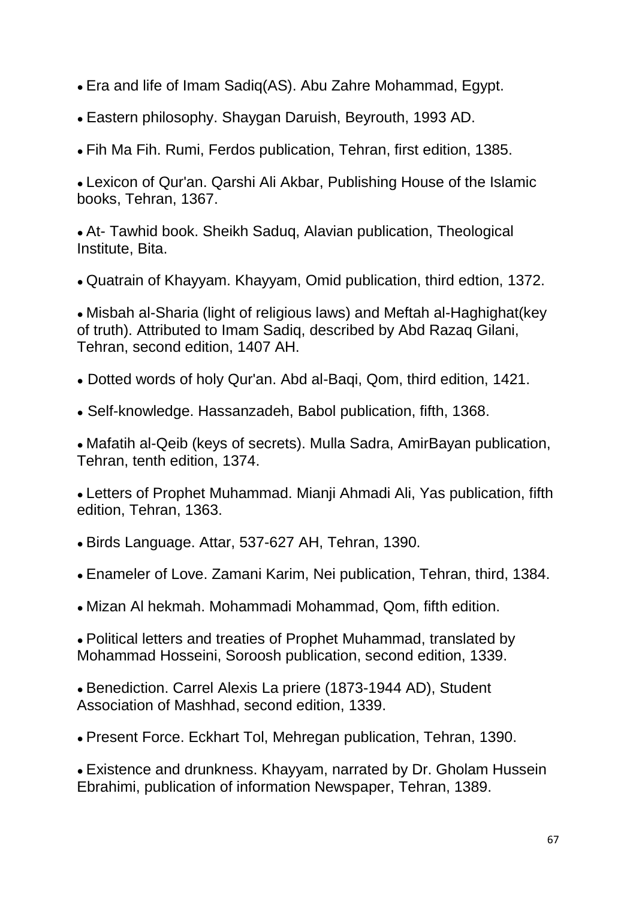- Era and life of Imam Sadiq(AS). Abu Zahre Mohammad, Egypt.
- Eastern philosophy. Shaygan Daruish, Beyrouth, 1993 AD.
- Fih Ma Fih. Rumi, Ferdos publication, Tehran, first edition, 1385.
- Lexicon of Qur'an. Qarshi Ali Akbar, Publishing House of the Islamic books, Tehran, 1367.
- At- Tawhid book. Sheikh Saduq, Alavian publication, Theological Institute, Bita.
- Quatrain of Khayyam. Khayyam, Omid publication, third edtion, 1372.
- Misbah al-Sharia (light of religious laws) and Meftah al-Haghighat(key of truth). Attributed to Imam Sadiq, described by Abd Razaq Gilani, Tehran, second edition, 1407 AH.
- Dotted words of holy Qur'an. Abd al-Baqi, Qom, third edition, 1421.
- Self-knowledge. Hassanzadeh, Babol publication, fifth, 1368.
- Mafatih al-Qeib (keys of secrets). Mulla Sadra, AmirBayan publication, Tehran, tenth edition, 1374.
- Letters of Prophet Muhammad. Mianji Ahmadi Ali, Yas publication, fifth edition, Tehran, 1363.
- Birds Language. Attar, 537-627 AH, Tehran, 1390.
- Enameler of Love. Zamani Karim, Nei publication, Tehran, third, 1384.
- Mizan Al hekmah. Mohammadi Mohammad, Qom, fifth edition.
- Political letters and treaties of Prophet Muhammad, translated by Mohammad Hosseini, Soroosh publication, second edition, 1339.
- Benediction. Carrel Alexis La priere (1873-1944 AD), Student Association of Mashhad, second edition, 1339.
- Present Force. Eckhart Tol, Mehregan publication, Tehran, 1390.
- Existence and drunkness. Khayyam, narrated by Dr. Gholam Hussein Ebrahimi, publication of information Newspaper, Tehran, 1389.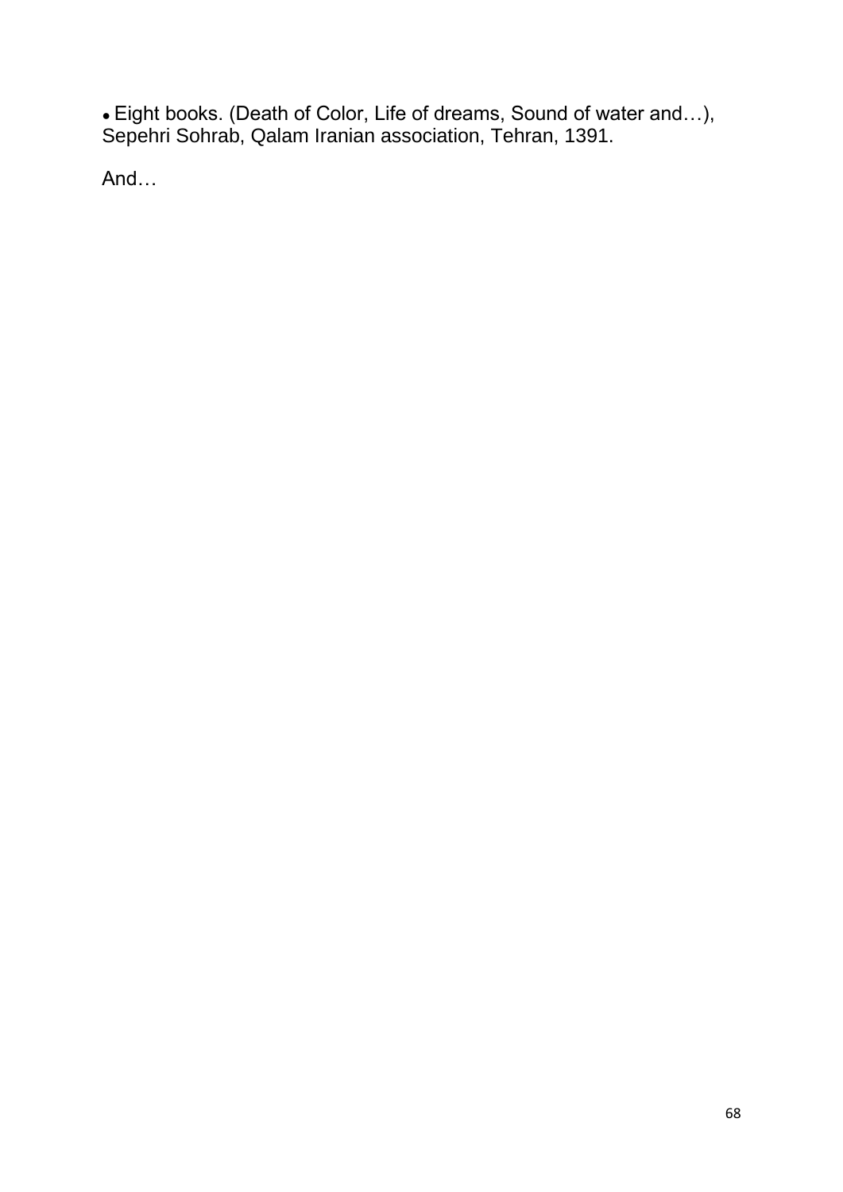- Eight books. (Death of Color, Life of dreams, Sound of water and…), Sepehri Sohrab, Qalam Iranian association, Tehran, 1391.

And…